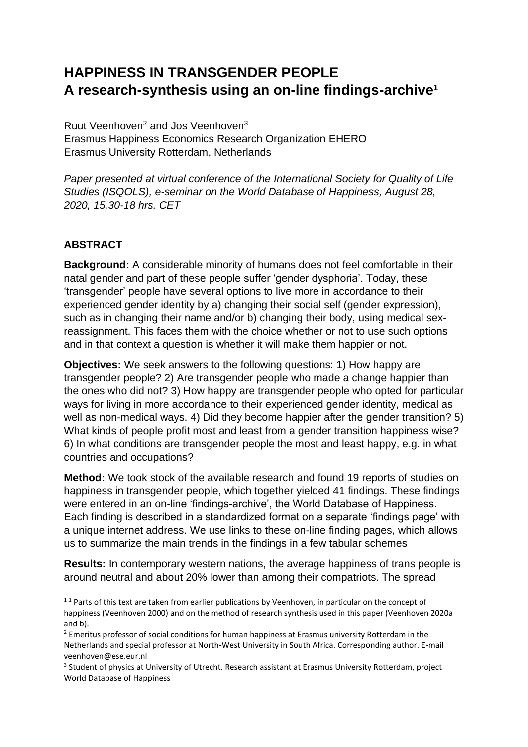# HAPPINESS IN TRANSGENDER PEOPLE
# A research-synthesis using an on-line findings-archive[1]

Ruut Veenhoven[2] and Jos Veenhoven[3]
Erasmus Happiness Economics Research Organization EHERO
Erasmus University Rotterdam, Netherlands

*Paper presented at virtual conference of the International Society for Quality of Life Studies (ISQOLS), e-seminar on the World Database of Happiness, August 28, 2020, 15.30-18 hrs. CET*

## ABSTRACT

**Background:** A considerable minority of humans does not feel comfortable in their natal gender and part of these people suffer 'gender dysphoria'. Today, these 'transgender' people have several options to live more in accordance to their experienced gender identity by a) changing their social self (gender expression), such as in changing their name and/or b) changing their body, using medical sex-reassignment. This faces them with the choice whether or not to use such options and in that context a question is whether it will make them happier or not.

**Objectives:** We seek answers to the following questions: 1) How happy are transgender people? 2) Are transgender people who made a change happier than the ones who did not? 3) How happy are transgender people who opted for particular ways for living in more accordance to their experienced gender identity, medical as well as non-medical ways. 4) Did they become happier after the gender transition? 5) What kinds of people profit most and least from a gender transition happiness wise? 6) In what conditions are transgender people the most and least happy, e.g. in what countries and occupations?

**Method:** We took stock of the available research and found 19 reports of studies on happiness in transgender people, which together yielded 41 findings. These findings were entered in an on-line 'findings-archive', the World Database of Happiness. Each finding is described in a standardized format on a separate 'findings page' with a unique internet address. We use links to these on-line finding pages, which allows us to summarize the main trends in the findings in a few tabular schemes

**Results:** In contemporary western nations, the average happiness of trans people is around neutral and about 20% lower than among their compatriots. The spread

---

[1] [1] Parts of this text are taken from earlier publications by Veenhoven, in particular on the concept of happiness (Veenhoven 2000) and on the method of research synthesis used in this paper (Veenhoven 2020a and b).

[2] Emeritus professor of social conditions for human happiness at Erasmus university Rotterdam in the Netherlands and special professor at North-West University in South Africa. Corresponding author. E-mail veenhoven@ese.eur.nl

[3] Student of physics at University of Utrecht. Research assistant at Erasmus University Rotterdam, project World Database of Happiness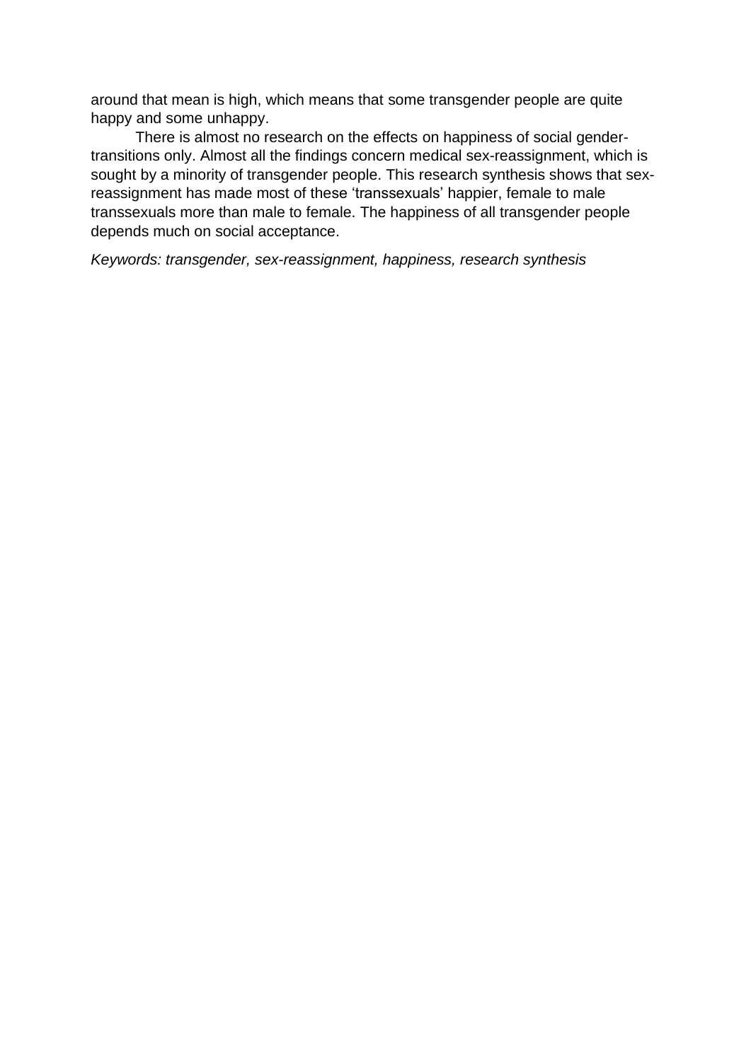around that mean is high, which means that some transgender people are quite happy and some unhappy.

There is almost no research on the effects on happiness of social gender-transitions only. Almost all the findings concern medical sex-reassignment, which is sought by a minority of transgender people. This research synthesis shows that sex-reassignment has made most of these 'transsexuals' happier, female to male transsexuals more than male to female. The happiness of all transgender people depends much on social acceptance.

*Keywords: transgender, sex-reassignment, happiness, research synthesis*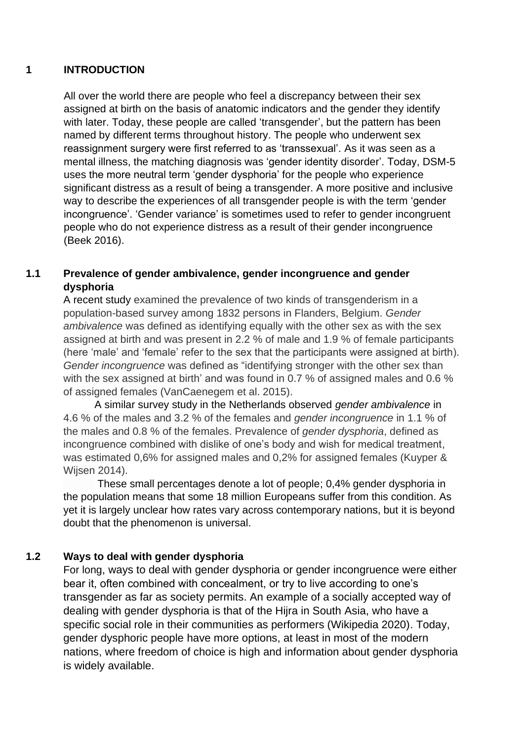# 1 INTRODUCTION

All over the world there are people who feel a discrepancy between their sex assigned at birth on the basis of anatomic indicators and the gender they identify with later. Today, these people are called 'transgender', but the pattern has been named by different terms throughout history. The people who underwent sex reassignment surgery were first referred to as 'transsexual'. As it was seen as a mental illness, the matching diagnosis was 'gender identity disorder'. Today, DSM-5 uses the more neutral term 'gender dysphoria' for the people who experience significant distress as a result of being a transgender. A more positive and inclusive way to describe the experiences of all transgender people is with the term 'gender incongruence'. 'Gender variance' is sometimes used to refer to gender incongruent people who do not experience distress as a result of their gender incongruence (Beek 2016).

## 1.1 Prevalence of gender ambivalence, gender incongruence and gender dysphoria

A recent study examined the prevalence of two kinds of transgenderism in a population-based survey among 1832 persons in Flanders, Belgium. *Gender ambivalence* was defined as identifying equally with the other sex as with the sex assigned at birth and was present in 2.2 % of male and 1.9 % of female participants (here 'male' and 'female' refer to the sex that the participants were assigned at birth). *Gender incongruence* was defined as "identifying stronger with the other sex than with the sex assigned at birth' and was found in 0.7 % of assigned males and 0.6 % of assigned females (VanCaenegem et al. 2015).

A similar survey study in the Netherlands observed *gender ambivalence* in 4.6 % of the males and 3.2 % of the females and *gender incongruence* in 1.1 % of the males and 0.8 % of the females. Prevalence of *gender dysphoria*, defined as incongruence combined with dislike of one's body and wish for medical treatment, was estimated 0,6% for assigned males and 0,2% for assigned females (Kuyper & Wijsen 2014).

These small percentages denote a lot of people; 0,4% gender dysphoria in the population means that some 18 million Europeans suffer from this condition. As yet it is largely unclear how rates vary across contemporary nations, but it is beyond doubt that the phenomenon is universal.

## 1.2 Ways to deal with gender dysphoria

For long, ways to deal with gender dysphoria or gender incongruence were either bear it, often combined with concealment, or try to live according to one's transgender as far as society permits. An example of a socially accepted way of dealing with gender dysphoria is that of the Hijra in South Asia, who have a specific social role in their communities as performers (Wikipedia 2020). Today, gender dysphoric people have more options, at least in most of the modern nations, where freedom of choice is high and information about gender dysphoria is widely available.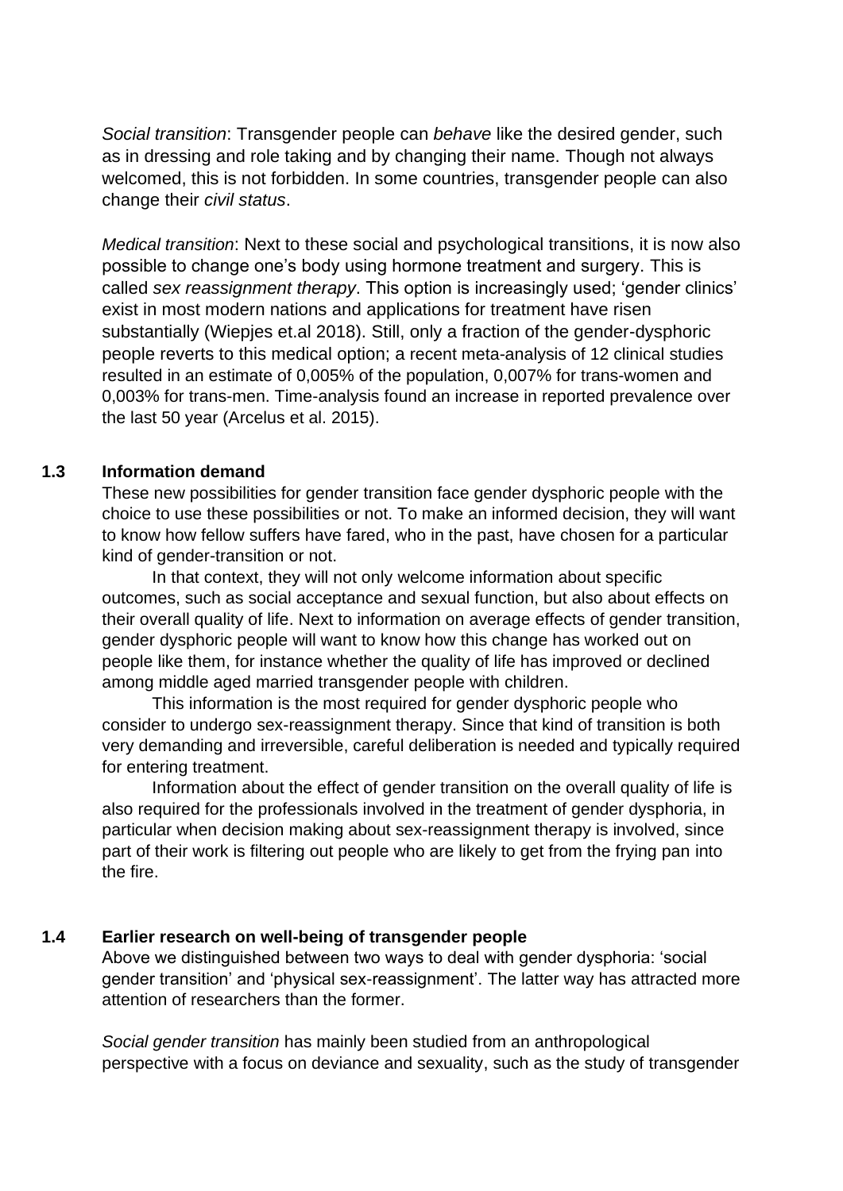*Social transition*: Transgender people can *behave* like the desired gender, such as in dressing and role taking and by changing their name. Though not always welcomed, this is not forbidden. In some countries, transgender people can also change their *civil status*.

*Medical transition*: Next to these social and psychological transitions, it is now also possible to change one's body using hormone treatment and surgery. This is called *sex reassignment therapy*. This option is increasingly used; 'gender clinics' exist in most modern nations and applications for treatment have risen substantially (Wiepjes et.al 2018). Still, only a fraction of the gender-dysphoric people reverts to this medical option; a recent meta-analysis of 12 clinical studies resulted in an estimate of 0,005% of the population, 0,007% for trans-women and 0,003% for trans-men. Time-analysis found an increase in reported prevalence over the last 50 year (Arcelus et al. 2015).

### 1.3 Information demand

These new possibilities for gender transition face gender dysphoric people with the choice to use these possibilities or not. To make an informed decision, they will want to know how fellow suffers have fared, who in the past, have chosen for a particular kind of gender-transition or not.

In that context, they will not only welcome information about specific outcomes, such as social acceptance and sexual function, but also about effects on their overall quality of life. Next to information on average effects of gender transition, gender dysphoric people will want to know how this change has worked out on people like them, for instance whether the quality of life has improved or declined among middle aged married transgender people with children.

This information is the most required for gender dysphoric people who consider to undergo sex-reassignment therapy. Since that kind of transition is both very demanding and irreversible, careful deliberation is needed and typically required for entering treatment.

Information about the effect of gender transition on the overall quality of life is also required for the professionals involved in the treatment of gender dysphoria, in particular when decision making about sex-reassignment therapy is involved, since part of their work is filtering out people who are likely to get from the frying pan into the fire.

### 1.4 Earlier research on well-being of transgender people

Above we distinguished between two ways to deal with gender dysphoria: 'social gender transition' and 'physical sex-reassignment'. The latter way has attracted more attention of researchers than the former.

*Social gender transition* has mainly been studied from an anthropological perspective with a focus on deviance and sexuality, such as the study of transgender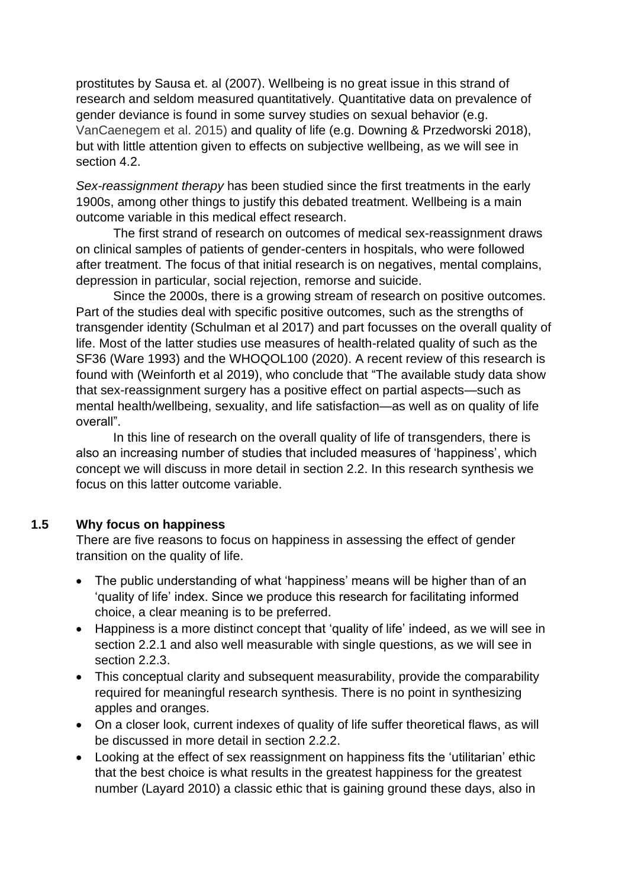prostitutes by Sausa et. al (2007). Wellbeing is no great issue in this strand of research and seldom measured quantitatively. Quantitative data on prevalence of gender deviance is found in some survey studies on sexual behavior (e.g. VanCaenegem et al. 2015) and quality of life (e.g. Downing & Przedworski 2018), but with little attention given to effects on subjective wellbeing, as we will see in section 4.2.

*Sex-reassignment therapy* has been studied since the first treatments in the early 1900s, among other things to justify this debated treatment. Wellbeing is a main outcome variable in this medical effect research.

The first strand of research on outcomes of medical sex-reassignment draws on clinical samples of patients of gender-centers in hospitals, who were followed after treatment. The focus of that initial research is on negatives, mental complains, depression in particular, social rejection, remorse and suicide.

Since the 2000s, there is a growing stream of research on positive outcomes. Part of the studies deal with specific positive outcomes, such as the strengths of transgender identity (Schulman et al 2017) and part focusses on the overall quality of life. Most of the latter studies use measures of health-related quality of such as the SF36 (Ware 1993) and the WHOQOL100 (2020). A recent review of this research is found with (Weinforth et al 2019), who conclude that "The available study data show that sex-reassignment surgery has a positive effect on partial aspects—such as mental health/wellbeing, sexuality, and life satisfaction—as well as on quality of life overall".

In this line of research on the overall quality of life of transgenders, there is also an increasing number of studies that included measures of 'happiness', which concept we will discuss in more detail in section 2.2. In this research synthesis we focus on this latter outcome variable.

## 1.5 Why focus on happiness

There are five reasons to focus on happiness in assessing the effect of gender transition on the quality of life.

- The public understanding of what 'happiness' means will be higher than of an 'quality of life' index. Since we produce this research for facilitating informed choice, a clear meaning is to be preferred.
- Happiness is a more distinct concept that 'quality of life' indeed, as we will see in section 2.2.1 and also well measurable with single questions, as we will see in section 2.2.3.
- This conceptual clarity and subsequent measurability, provide the comparability required for meaningful research synthesis. There is no point in synthesizing apples and oranges.
- On a closer look, current indexes of quality of life suffer theoretical flaws, as will be discussed in more detail in section 2.2.2.
- Looking at the effect of sex reassignment on happiness fits the 'utilitarian' ethic that the best choice is what results in the greatest happiness for the greatest number (Layard 2010) a classic ethic that is gaining ground these days, also in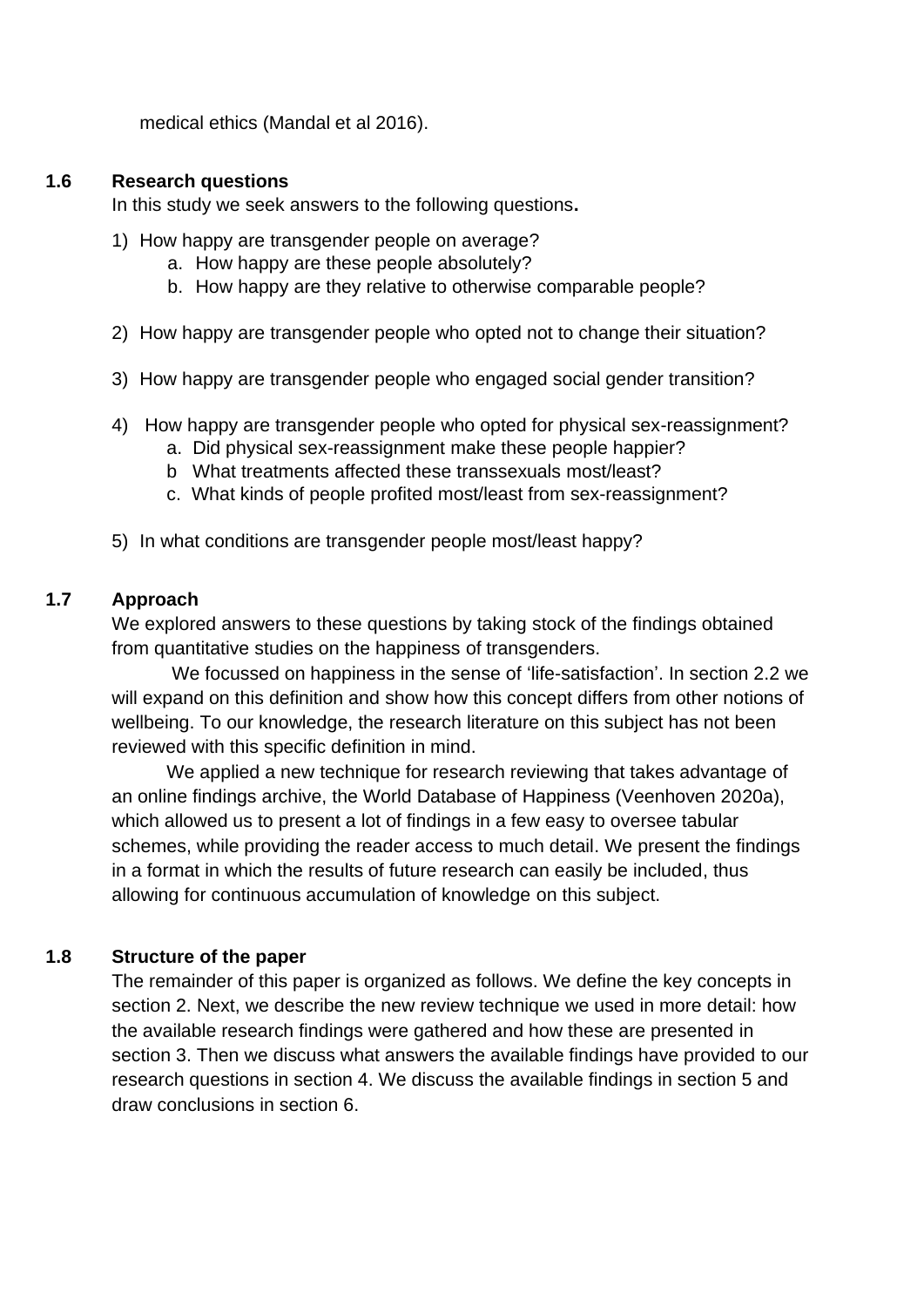medical ethics (Mandal et al 2016).

### 1.6 Research questions

In this study we seek answers to the following questions**.**

1) How happy are transgender people on average?
    a. How happy are these people absolutely?
    b. How happy are they relative to otherwise comparable people?

2) How happy are transgender people who opted not to change their situation?

3) How happy are transgender people who engaged social gender transition?

4) How happy are transgender people who opted for physical sex-reassignment?
    a. Did physical sex-reassignment make these people happier?
    b What treatments affected these transsexuals most/least?
    c. What kinds of people profited most/least from sex-reassignment?

5) In what conditions are transgender people most/least happy?

### 1.7 Approach

We explored answers to these questions by taking stock of the findings obtained from quantitative studies on the happiness of transgenders.

We focussed on happiness in the sense of 'life-satisfaction'. In section 2.2 we will expand on this definition and show how this concept differs from other notions of wellbeing. To our knowledge, the research literature on this subject has not been reviewed with this specific definition in mind.

We applied a new technique for research reviewing that takes advantage of an online findings archive, the World Database of Happiness (Veenhoven 2020a), which allowed us to present a lot of findings in a few easy to oversee tabular schemes, while providing the reader access to much detail. We present the findings in a format in which the results of future research can easily be included, thus allowing for continuous accumulation of knowledge on this subject.

### 1.8 Structure of the paper

The remainder of this paper is organized as follows. We define the key concepts in section 2. Next, we describe the new review technique we used in more detail: how the available research findings were gathered and how these are presented in section 3. Then we discuss what answers the available findings have provided to our research questions in section 4. We discuss the available findings in section 5 and draw conclusions in section 6.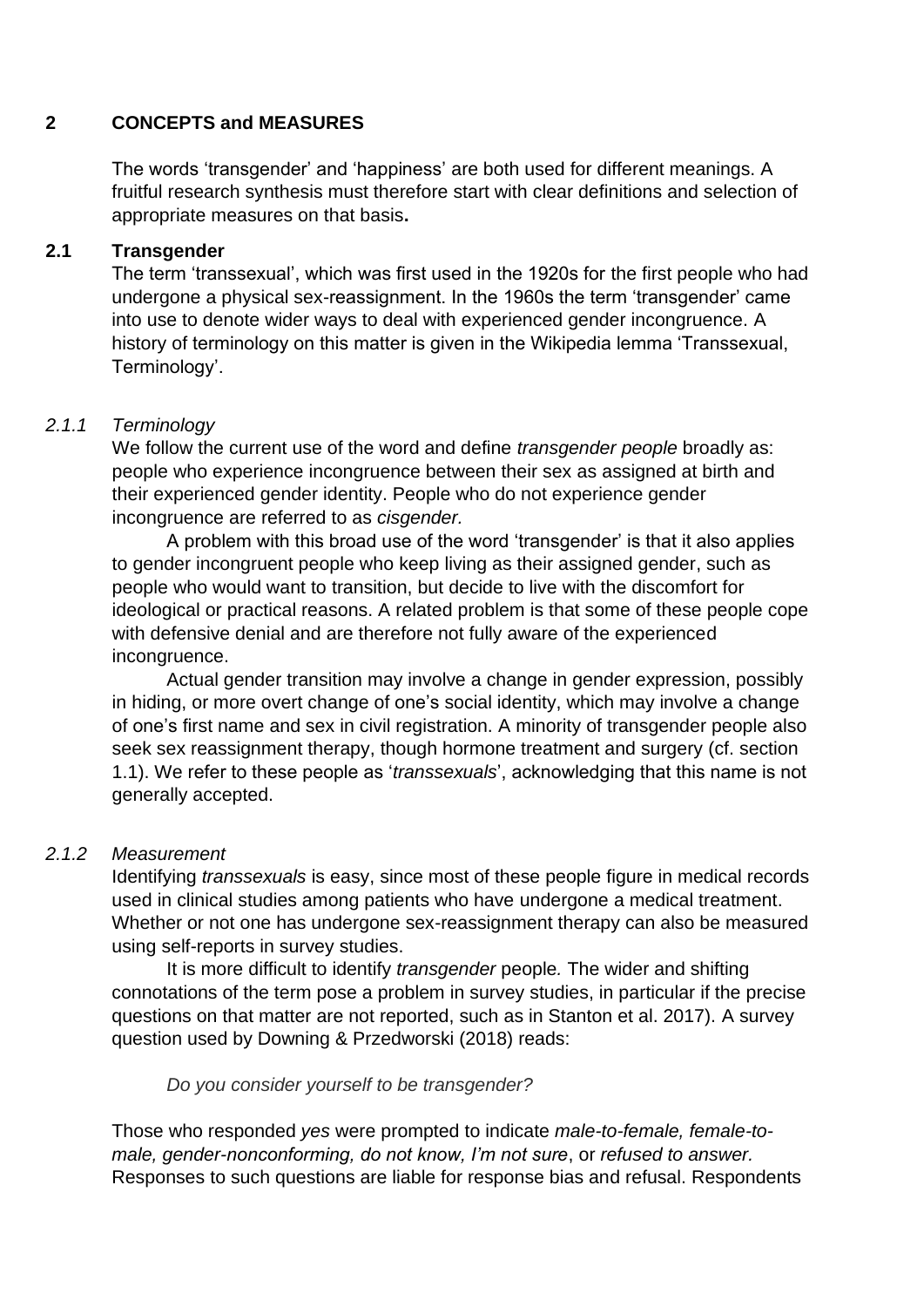# 2 CONCEPTS and MEASURES

The words 'transgender' and 'happiness' are both used for different meanings. A fruitful research synthesis must therefore start with clear definitions and selection of appropriate measures on that basis**.**

## 2.1 Transgender

The term 'transsexual', which was first used in the 1920s for the first people who had undergone a physical sex-reassignment. In the 1960s the term 'transgender' came into use to denote wider ways to deal with experienced gender incongruence. A history of terminology on this matter is given in the Wikipedia lemma 'Transsexual, Terminology'.

### *2.1.1 Terminology*

We follow the current use of the word and define *transgender people* broadly as: people who experience incongruence between their sex as assigned at birth and their experienced gender identity. People who do not experience gender incongruence are referred to as *cisgender.*

A problem with this broad use of the word 'transgender' is that it also applies to gender incongruent people who keep living as their assigned gender, such as people who would want to transition, but decide to live with the discomfort for ideological or practical reasons. A related problem is that some of these people cope with defensive denial and are therefore not fully aware of the experienced incongruence.

Actual gender transition may involve a change in gender expression, possibly in hiding, or more overt change of one's social identity, which may involve a change of one's first name and sex in civil registration. A minority of transgender people also seek sex reassignment therapy, though hormone treatment and surgery (cf. section 1.1). We refer to these people as '*transsexuals*', acknowledging that this name is not generally accepted.

### *2.1.2 Measurement*

Identifying *transsexuals* is easy, since most of these people figure in medical records used in clinical studies among patients who have undergone a medical treatment. Whether or not one has undergone sex-reassignment therapy can also be measured using self-reports in survey studies.

It is more difficult to identify *transgender* people*.* The wider and shifting connotations of the term pose a problem in survey studies, in particular if the precise questions on that matter are not reported, such as in Stanton et al. 2017). A survey question used by Downing & Przedworski (2018) reads:

*Do you consider yourself to be transgender?*

Those who responded *yes* were prompted to indicate *male-to-female, female-to-male, gender-nonconforming, do not know, I'm not sure*, or *refused to answer.* Responses to such questions are liable for response bias and refusal. Respondents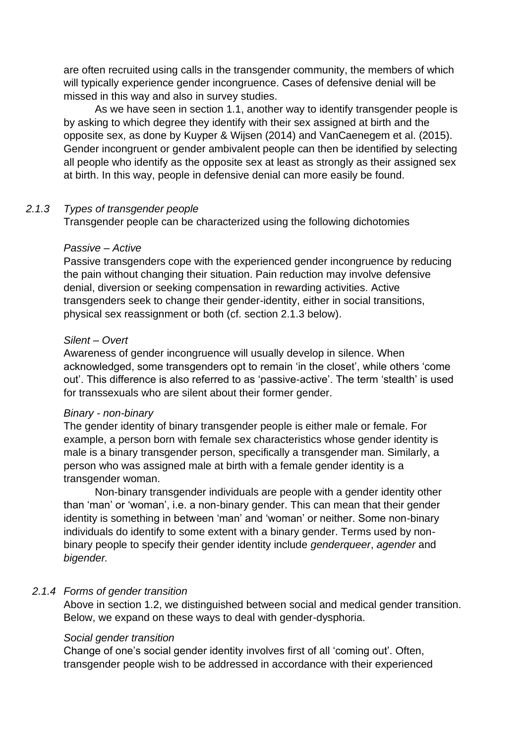are often recruited using calls in the transgender community, the members of which will typically experience gender incongruence. Cases of defensive denial will be missed in this way and also in survey studies.

As we have seen in section 1.1, another way to identify transgender people is by asking to which degree they identify with their sex assigned at birth and the opposite sex, as done by Kuyper & Wijsen (2014) and VanCaenegem et al. (2015). Gender incongruent or gender ambivalent people can then be identified by selecting all people who identify as the opposite sex at least as strongly as their assigned sex at birth. In this way, people in defensive denial can more easily be found.

### *2.1.3 Types of transgender people*

Transgender people can be characterized using the following dichotomies

*Passive – Active*

Passive transgenders cope with the experienced gender incongruence by reducing the pain without changing their situation. Pain reduction may involve defensive denial, diversion or seeking compensation in rewarding activities. Active transgenders seek to change their gender-identity, either in social transitions, physical sex reassignment or both (cf. section 2.1.3 below).

*Silent – Overt*

Awareness of gender incongruence will usually develop in silence. When acknowledged, some transgenders opt to remain 'in the closet', while others 'come out'. This difference is also referred to as 'passive-active'. The term 'stealth' is used for transsexuals who are silent about their former gender.

*Binary - non-binary*

The gender identity of binary transgender people is either male or female. For example, a person born with female sex characteristics whose gender identity is male is a binary transgender person, specifically a transgender man. Similarly, a person who was assigned male at birth with a female gender identity is a transgender woman.

Non-binary transgender individuals are people with a gender identity other than 'man' or 'woman', i.e. a non-binary gender. This can mean that their gender identity is something in between 'man' and 'woman' or neither. Some non-binary individuals do identify to some extent with a binary gender. Terms used by non-binary people to specify their gender identity include *genderqueer*, *agender* and *bigender.*

### *2.1.4 Forms of gender transition*

Above in section 1.2, we distinguished between social and medical gender transition. Below, we expand on these ways to deal with gender-dysphoria.

*Social gender transition*

Change of one's social gender identity involves first of all 'coming out'. Often, transgender people wish to be addressed in accordance with their experienced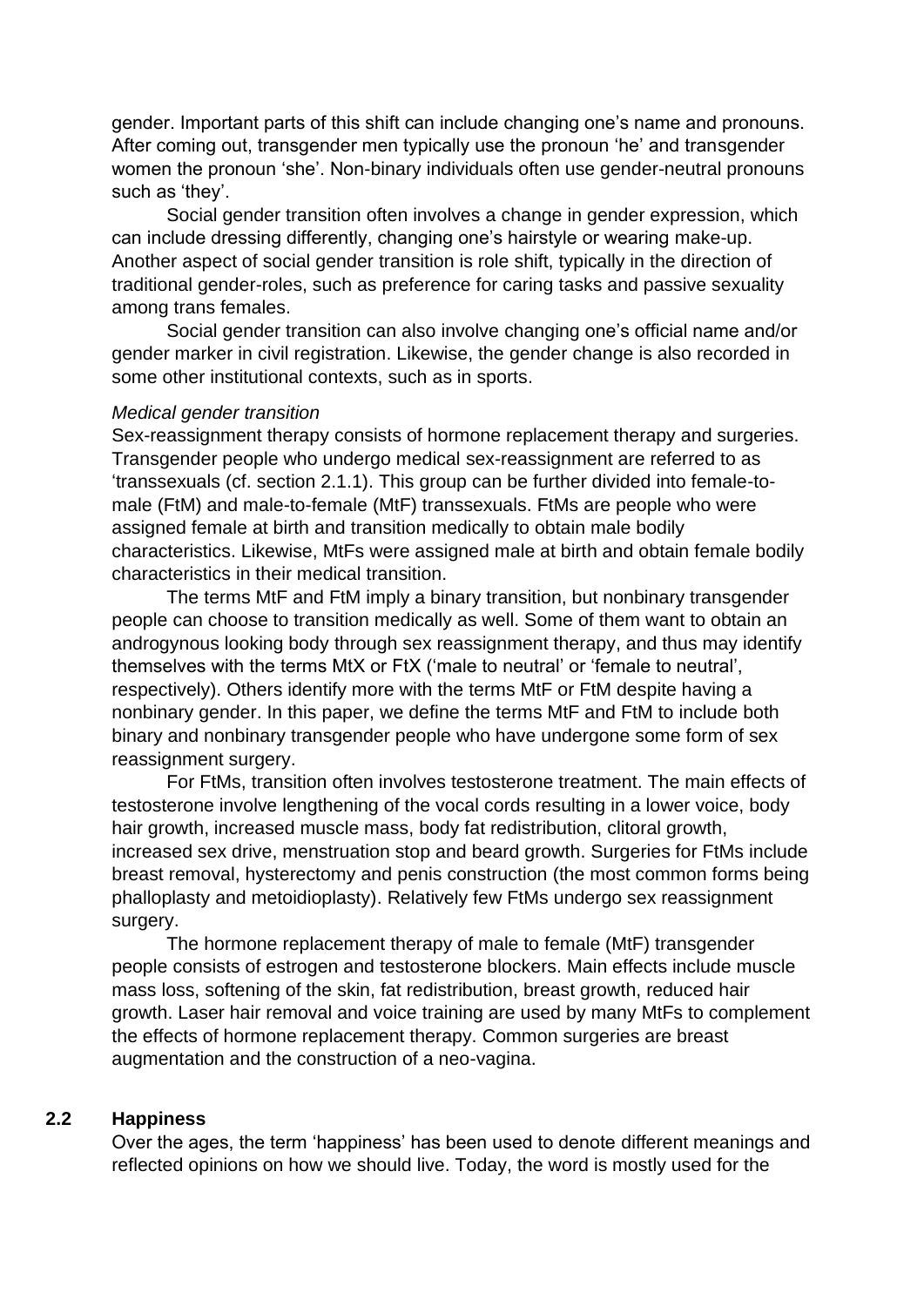gender. Important parts of this shift can include changing one's name and pronouns. After coming out, transgender men typically use the pronoun 'he' and transgender women the pronoun 'she'. Non-binary individuals often use gender-neutral pronouns such as 'they'.

Social gender transition often involves a change in gender expression, which can include dressing differently, changing one's hairstyle or wearing make-up. Another aspect of social gender transition is role shift, typically in the direction of traditional gender-roles, such as preference for caring tasks and passive sexuality among trans females.

Social gender transition can also involve changing one's official name and/or gender marker in civil registration. Likewise, the gender change is also recorded in some other institutional contexts, such as in sports.

*Medical gender transition*

Sex-reassignment therapy consists of hormone replacement therapy and surgeries. Transgender people who undergo medical sex-reassignment are referred to as 'transsexuals (cf. section 2.1.1). This group can be further divided into female-to-male (FtM) and male-to-female (MtF) transsexuals. FtMs are people who were assigned female at birth and transition medically to obtain male bodily characteristics. Likewise, MtFs were assigned male at birth and obtain female bodily characteristics in their medical transition.

The terms MtF and FtM imply a binary transition, but nonbinary transgender people can choose to transition medically as well. Some of them want to obtain an androgynous looking body through sex reassignment therapy, and thus may identify themselves with the terms MtX or FtX ('male to neutral' or 'female to neutral', respectively). Others identify more with the terms MtF or FtM despite having a nonbinary gender. In this paper, we define the terms MtF and FtM to include both binary and nonbinary transgender people who have undergone some form of sex reassignment surgery.

For FtMs, transition often involves testosterone treatment. The main effects of testosterone involve lengthening of the vocal cords resulting in a lower voice, body hair growth, increased muscle mass, body fat redistribution, clitoral growth, increased sex drive, menstruation stop and beard growth. Surgeries for FtMs include breast removal, hysterectomy and penis construction (the most common forms being phalloplasty and metoidioplasty). Relatively few FtMs undergo sex reassignment surgery.

The hormone replacement therapy of male to female (MtF) transgender people consists of estrogen and testosterone blockers. Main effects include muscle mass loss, softening of the skin, fat redistribution, breast growth, reduced hair growth. Laser hair removal and voice training are used by many MtFs to complement the effects of hormone replacement therapy. Common surgeries are breast augmentation and the construction of a neo-vagina.

## 2.2 Happiness

Over the ages, the term 'happiness' has been used to denote different meanings and reflected opinions on how we should live. Today, the word is mostly used for the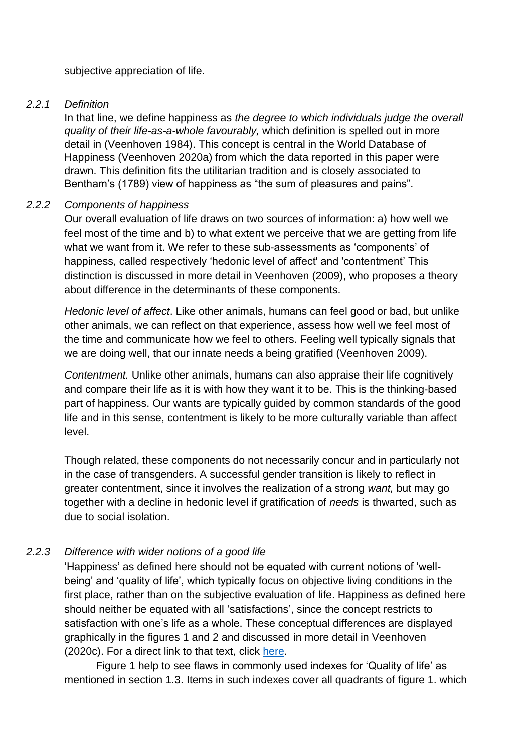subjective appreciation of life.

### 2.2.1 *Definition*

In that line, we define happiness as *the degree to which individuals judge the overall quality of their life-as-a-whole favourably,* which definition is spelled out in more detail in (Veenhoven 1984). This concept is central in the World Database of Happiness (Veenhoven 2020a) from which the data reported in this paper were drawn. This definition fits the utilitarian tradition and is closely associated to Bentham's (1789) view of happiness as "the sum of pleasures and pains".

### 2.2.2 *Components of happiness*

Our overall evaluation of life draws on two sources of information: a) how well we feel most of the time and b) to what extent we perceive that we are getting from life what we want from it. We refer to these sub-assessments as 'components' of happiness, called respectively 'hedonic level of affect' and 'contentment' This distinction is discussed in more detail in Veenhoven (2009), who proposes a theory about difference in the determinants of these components.

*Hedonic level of affect*. Like other animals, humans can feel good or bad, but unlike other animals, we can reflect on that experience, assess how well we feel most of the time and communicate how we feel to others. Feeling well typically signals that we are doing well, that our innate needs a being gratified (Veenhoven 2009).

*Contentment.* Unlike other animals, humans can also appraise their life cognitively and compare their life as it is with how they want it to be. This is the thinking-based part of happiness. Our wants are typically guided by common standards of the good life and in this sense, contentment is likely to be more culturally variable than affect level.

Though related, these components do not necessarily concur and in particularly not in the case of transgenders. A successful gender transition is likely to reflect in greater contentment, since it involves the realization of a strong *want,* but may go together with a decline in hedonic level if gratification of *needs* is thwarted, such as due to social isolation.

### 2.2.3 *Difference with wider notions of a good life*

'Happiness' as defined here should not be equated with current notions of 'well-being' and 'quality of life', which typically focus on objective living conditions in the first place, rather than on the subjective evaluation of life. Happiness as defined here should neither be equated with all 'satisfactions', since the concept restricts to satisfaction with one's life as a whole. These conceptual differences are displayed graphically in the figures 1 and 2 and discussed in more detail in Veenhoven (2020c). For a direct link to that text, click here.

Figure 1 help to see flaws in commonly used indexes for 'Quality of life' as mentioned in section 1.3. Items in such indexes cover all quadrants of figure 1. which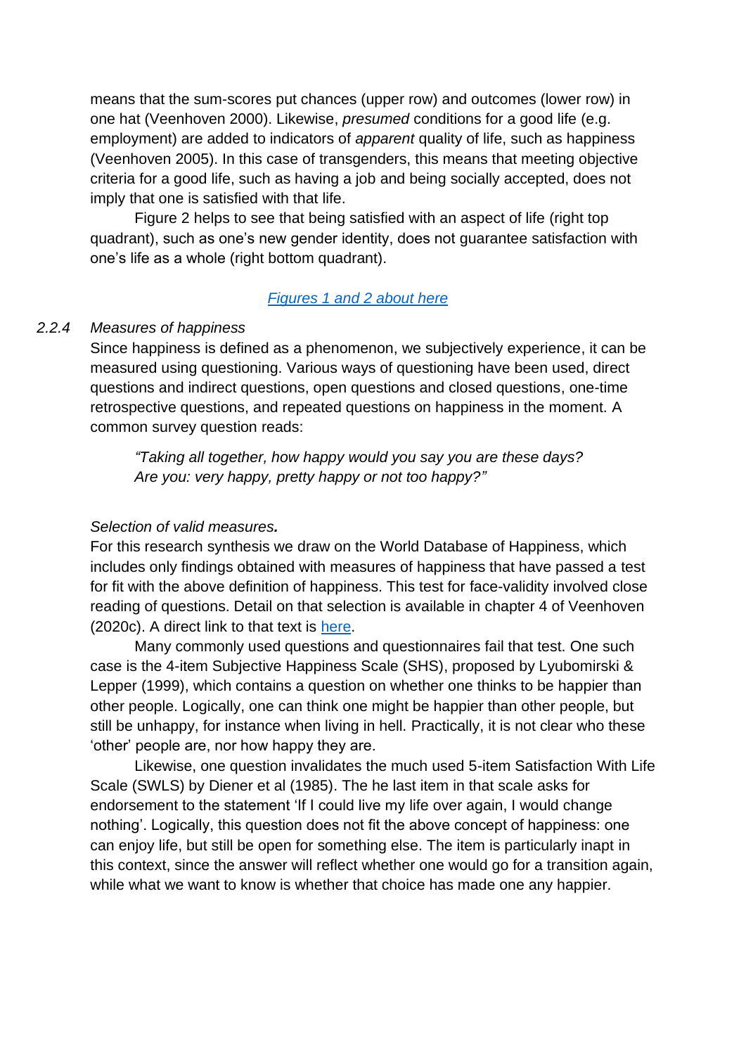means that the sum-scores put chances (upper row) and outcomes (lower row) in one hat (Veenhoven 2000). Likewise, *presumed* conditions for a good life (e.g. employment) are added to indicators of *apparent* quality of life, such as happiness (Veenhoven 2005). In this case of transgenders, this means that meeting objective criteria for a good life, such as having a job and being socially accepted, does not imply that one is satisfied with that life.

Figure 2 helps to see that being satisfied with an aspect of life (right top quadrant), such as one's new gender identity, does not guarantee satisfaction with one's life as a whole (right bottom quadrant).

[Figures 1 and 2 about here]

### 2.2.4 *Measures of happiness*

Since happiness is defined as a phenomenon, we subjectively experience, it can be measured using questioning. Various ways of questioning have been used, direct questions and indirect questions, open questions and closed questions, one-time retrospective questions, and repeated questions on happiness in the moment. A common survey question reads:

> *"Taking all together, how happy would you say you are these days? Are you: very happy, pretty happy or not too happy?"*

*Selection of valid measures.*

For this research synthesis we draw on the World Database of Happiness, which includes only findings obtained with measures of happiness that have passed a test for fit with the above definition of happiness. This test for face-validity involved close reading of questions. Detail on that selection is available in chapter 4 of Veenhoven (2020c). A direct link to that text is [here].

Many commonly used questions and questionnaires fail that test. One such case is the 4-item Subjective Happiness Scale (SHS), proposed by Lyubomirski & Lepper (1999), which contains a question on whether one thinks to be happier than other people. Logically, one can think one might be happier than other people, but still be unhappy, for instance when living in hell. Practically, it is not clear who these 'other' people are, nor how happy they are.

Likewise, one question invalidates the much used 5-item Satisfaction With Life Scale (SWLS) by Diener et al (1985). The he last item in that scale asks for endorsement to the statement 'If I could live my life over again, I would change nothing'. Logically, this question does not fit the above concept of happiness: one can enjoy life, but still be open for something else. The item is particularly inapt in this context, since the answer will reflect whether one would go for a transition again, while what we want to know is whether that choice has made one any happier.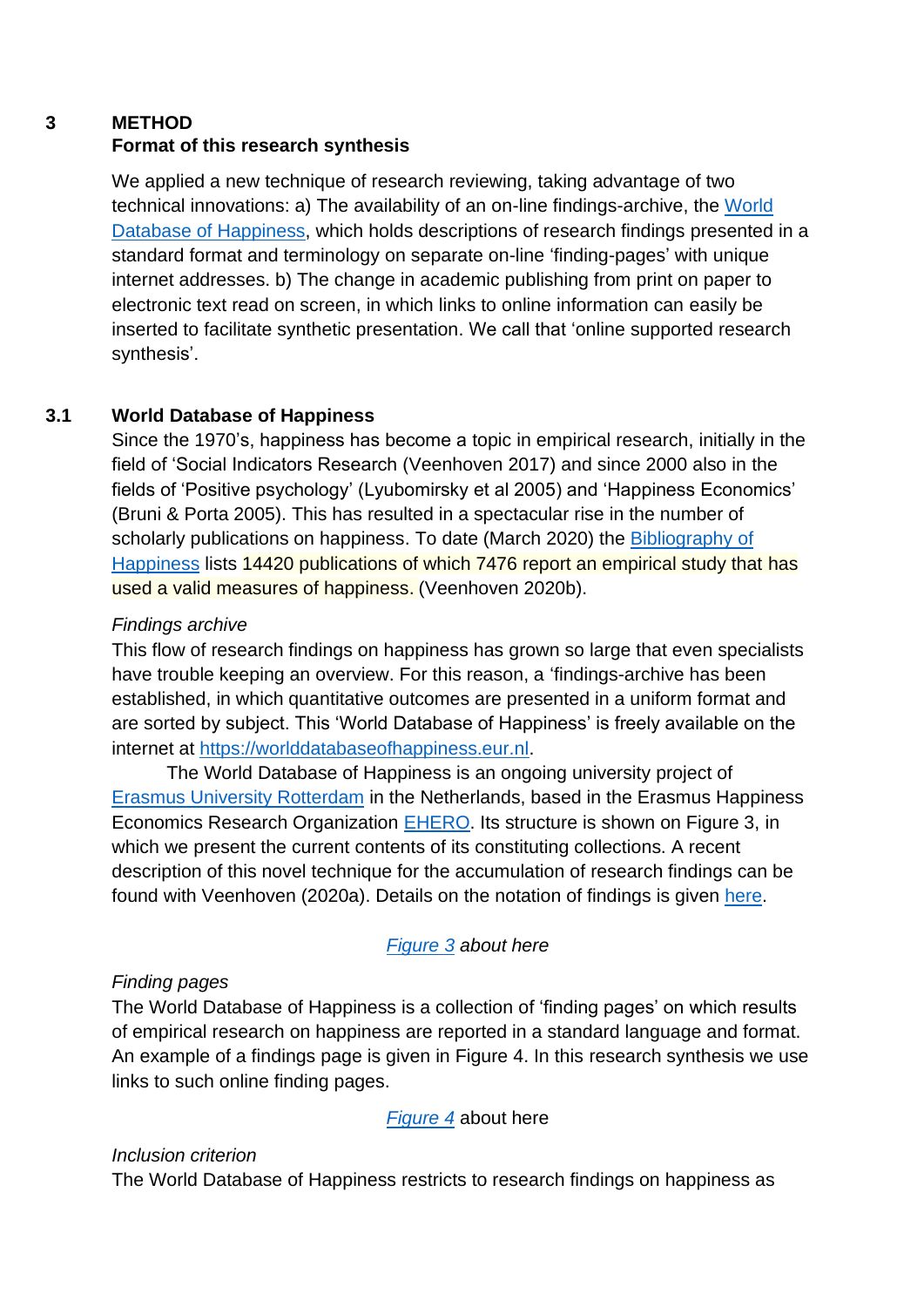## 3 METHOD

### Format of this research synthesis

We applied a new technique of research reviewing, taking advantage of two technical innovations: a) The availability of an on-line findings-archive, the World Database of Happiness, which holds descriptions of research findings presented in a standard format and terminology on separate on-line 'finding-pages' with unique internet addresses. b) The change in academic publishing from print on paper to electronic text read on screen, in which links to online information can easily be inserted to facilitate synthetic presentation. We call that 'online supported research synthesis'.

### 3.1 World Database of Happiness

Since the 1970's, happiness has become a topic in empirical research, initially in the field of 'Social Indicators Research (Veenhoven 2017) and since 2000 also in the fields of 'Positive psychology' (Lyubomirsky et al 2005) and 'Happiness Economics' (Bruni & Porta 2005). This has resulted in a spectacular rise in the number of scholarly publications on happiness. To date (March 2020) the Bibliography of Happiness lists 14420 publications of which 7476 report an empirical study that has used a valid measures of happiness. (Veenhoven 2020b).

*Findings archive*

This flow of research findings on happiness has grown so large that even specialists have trouble keeping an overview. For this reason, a 'findings-archive has been established, in which quantitative outcomes are presented in a uniform format and are sorted by subject. This 'World Database of Happiness' is freely available on the internet at https://worlddatabaseofhappiness.eur.nl.

The World Database of Happiness is an ongoing university project of Erasmus University Rotterdam in the Netherlands, based in the Erasmus Happiness Economics Research Organization EHERO. Its structure is shown on Figure 3, in which we present the current contents of its constituting collections. A recent description of this novel technique for the accumulation of research findings can be found with Veenhoven (2020a). Details on the notation of findings is given here.

*Figure 3 about here*

*Finding pages*

The World Database of Happiness is a collection of 'finding pages' on which results of empirical research on happiness are reported in a standard language and format. An example of a findings page is given in Figure 4. In this research synthesis we use links to such online finding pages.

*Figure 4* about here

*Inclusion criterion*

The World Database of Happiness restricts to research findings on happiness as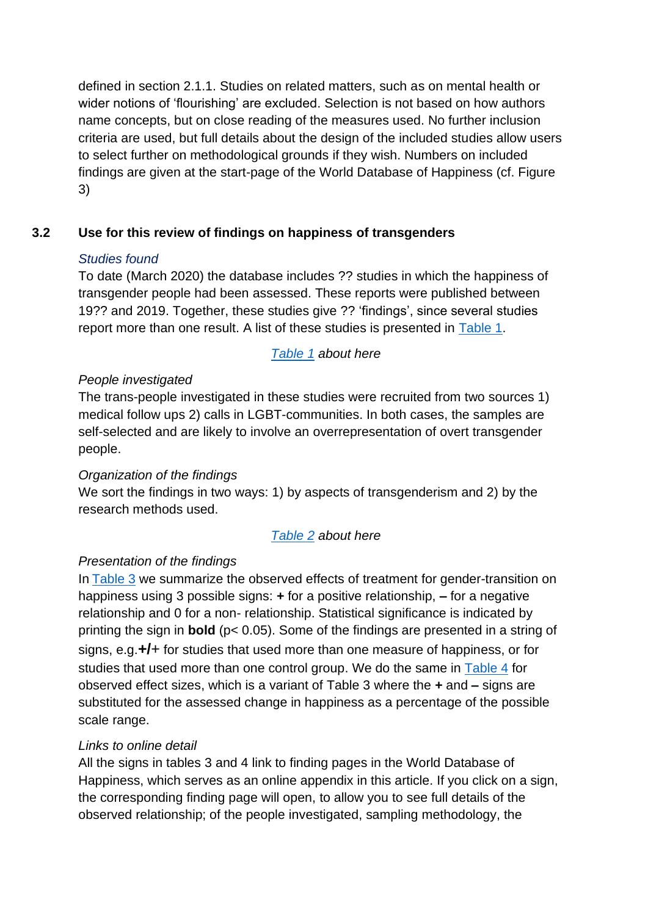defined in section 2.1.1. Studies on related matters, such as on mental health or wider notions of 'flourishing' are excluded. Selection is not based on how authors name concepts, but on close reading of the measures used. No further inclusion criteria are used, but full details about the design of the included studies allow users to select further on methodological grounds if they wish. Numbers on included findings are given at the start-page of the World Database of Happiness (cf. Figure 3)

## 3.2 Use for this review of findings on happiness of transgenders

*Studies found*

To date (March 2020) the database includes ?? studies in which the happiness of transgender people had been assessed. These reports were published between 19?? and 2019. Together, these studies give ?? 'findings', since several studies report more than one result. A list of these studies is presented in Table 1.

*Table 1 about here*

*People investigated*

The trans-people investigated in these studies were recruited from two sources 1) medical follow ups 2) calls in LGBT-communities. In both cases, the samples are self-selected and are likely to involve an overrepresentation of overt transgender people.

*Organization of the findings*

We sort the findings in two ways: 1) by aspects of transgenderism and 2) by the research methods used.

*Table 2 about here*

*Presentation of the findings*

In Table 3 we summarize the observed effects of treatment for gender-transition on happiness using 3 possible signs: **+** for a positive relationship, **–** for a negative relationship and 0 for a non- relationship. Statistical significance is indicated by printing the sign in **bold** ($p < 0.05$). Some of the findings are presented in a string of signs, e.g.**+/**+ for studies that used more than one measure of happiness, or for studies that used more than one control group. We do the same in Table 4 for observed effect sizes, which is a variant of Table 3 where the **+** and **–** signs are substituted for the assessed change in happiness as a percentage of the possible scale range.

*Links to online detail*

All the signs in tables 3 and 4 link to finding pages in the World Database of Happiness, which serves as an online appendix in this article. If you click on a sign, the corresponding finding page will open, to allow you to see full details of the observed relationship; of the people investigated, sampling methodology, the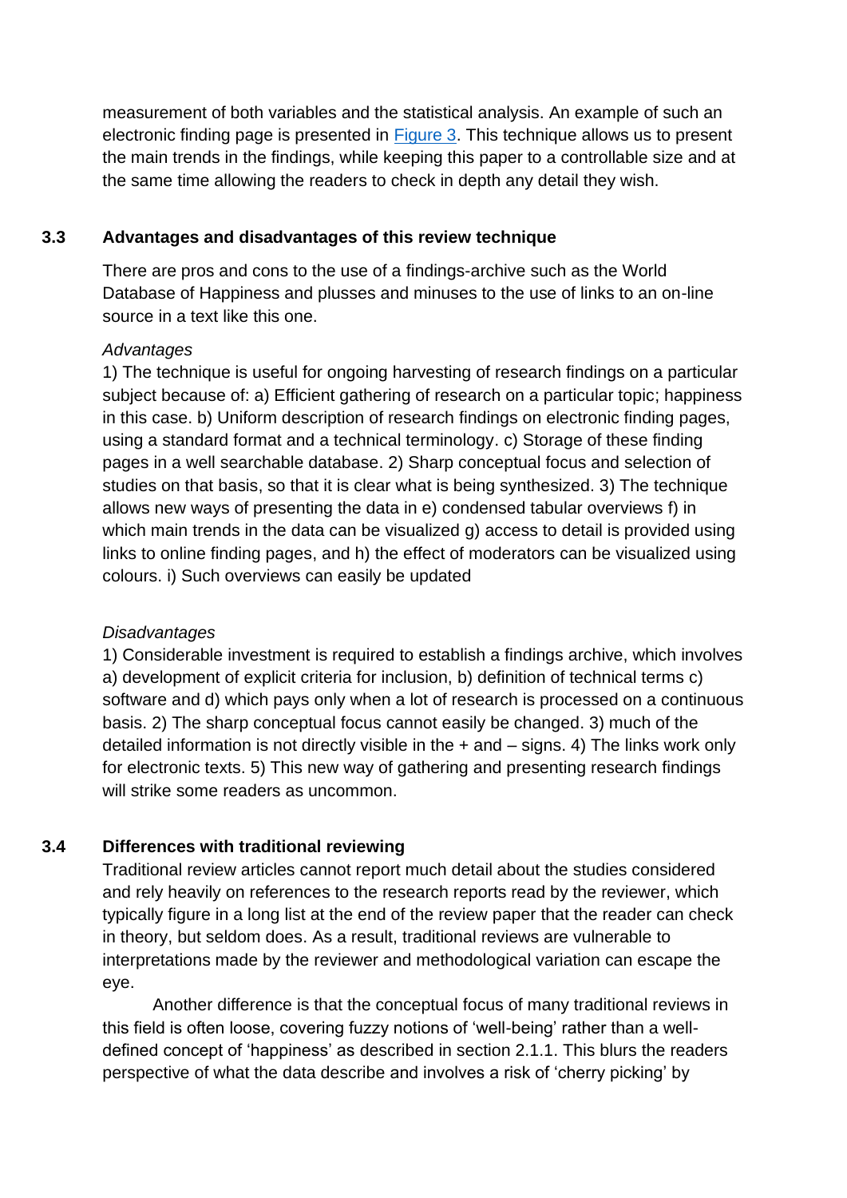measurement of both variables and the statistical analysis. An example of such an electronic finding page is presented in Figure 3. This technique allows us to present the main trends in the findings, while keeping this paper to a controllable size and at the same time allowing the readers to check in depth any detail they wish.

### 3.3 Advantages and disadvantages of this review technique

There are pros and cons to the use of a findings-archive such as the World Database of Happiness and plusses and minuses to the use of links to an on-line source in a text like this one.

*Advantages*

1) The technique is useful for ongoing harvesting of research findings on a particular subject because of: a) Efficient gathering of research on a particular topic; happiness in this case. b) Uniform description of research findings on electronic finding pages, using a standard format and a technical terminology. c) Storage of these finding pages in a well searchable database. 2) Sharp conceptual focus and selection of studies on that basis, so that it is clear what is being synthesized. 3) The technique allows new ways of presenting the data in e) condensed tabular overviews f) in which main trends in the data can be visualized g) access to detail is provided using links to online finding pages, and h) the effect of moderators can be visualized using colours. i) Such overviews can easily be updated

*Disadvantages*

1) Considerable investment is required to establish a findings archive, which involves a) development of explicit criteria for inclusion, b) definition of technical terms c) software and d) which pays only when a lot of research is processed on a continuous basis. 2) The sharp conceptual focus cannot easily be changed. 3) much of the detailed information is not directly visible in the + and – signs. 4) The links work only for electronic texts. 5) This new way of gathering and presenting research findings will strike some readers as uncommon.

### 3.4 Differences with traditional reviewing

Traditional review articles cannot report much detail about the studies considered and rely heavily on references to the research reports read by the reviewer, which typically figure in a long list at the end of the review paper that the reader can check in theory, but seldom does. As a result, traditional reviews are vulnerable to interpretations made by the reviewer and methodological variation can escape the eye.

Another difference is that the conceptual focus of many traditional reviews in this field is often loose, covering fuzzy notions of 'well-being' rather than a well-defined concept of 'happiness' as described in section 2.1.1. This blurs the readers perspective of what the data describe and involves a risk of 'cherry picking' by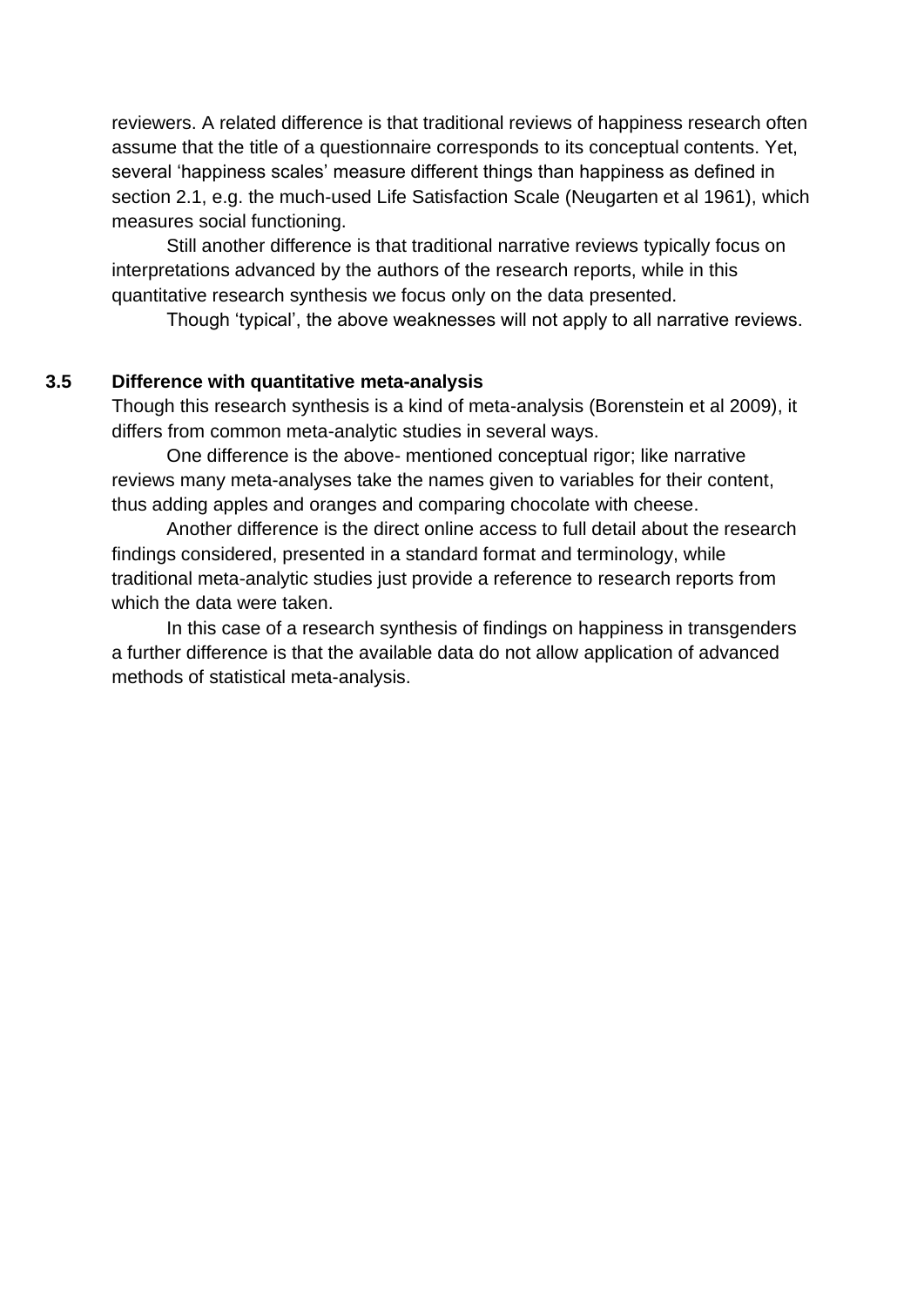reviewers. A related difference is that traditional reviews of happiness research often assume that the title of a questionnaire corresponds to its conceptual contents. Yet, several 'happiness scales' measure different things than happiness as defined in section 2.1, e.g. the much-used Life Satisfaction Scale (Neugarten et al 1961), which measures social functioning.

Still another difference is that traditional narrative reviews typically focus on interpretations advanced by the authors of the research reports, while in this quantitative research synthesis we focus only on the data presented.

Though 'typical', the above weaknesses will not apply to all narrative reviews.

### 3.5 Difference with quantitative meta-analysis

Though this research synthesis is a kind of meta-analysis (Borenstein et al 2009), it differs from common meta-analytic studies in several ways.

One difference is the above- mentioned conceptual rigor; like narrative reviews many meta-analyses take the names given to variables for their content, thus adding apples and oranges and comparing chocolate with cheese.

Another difference is the direct online access to full detail about the research findings considered, presented in a standard format and terminology, while traditional meta-analytic studies just provide a reference to research reports from which the data were taken.

In this case of a research synthesis of findings on happiness in transgenders a further difference is that the available data do not allow application of advanced methods of statistical meta-analysis.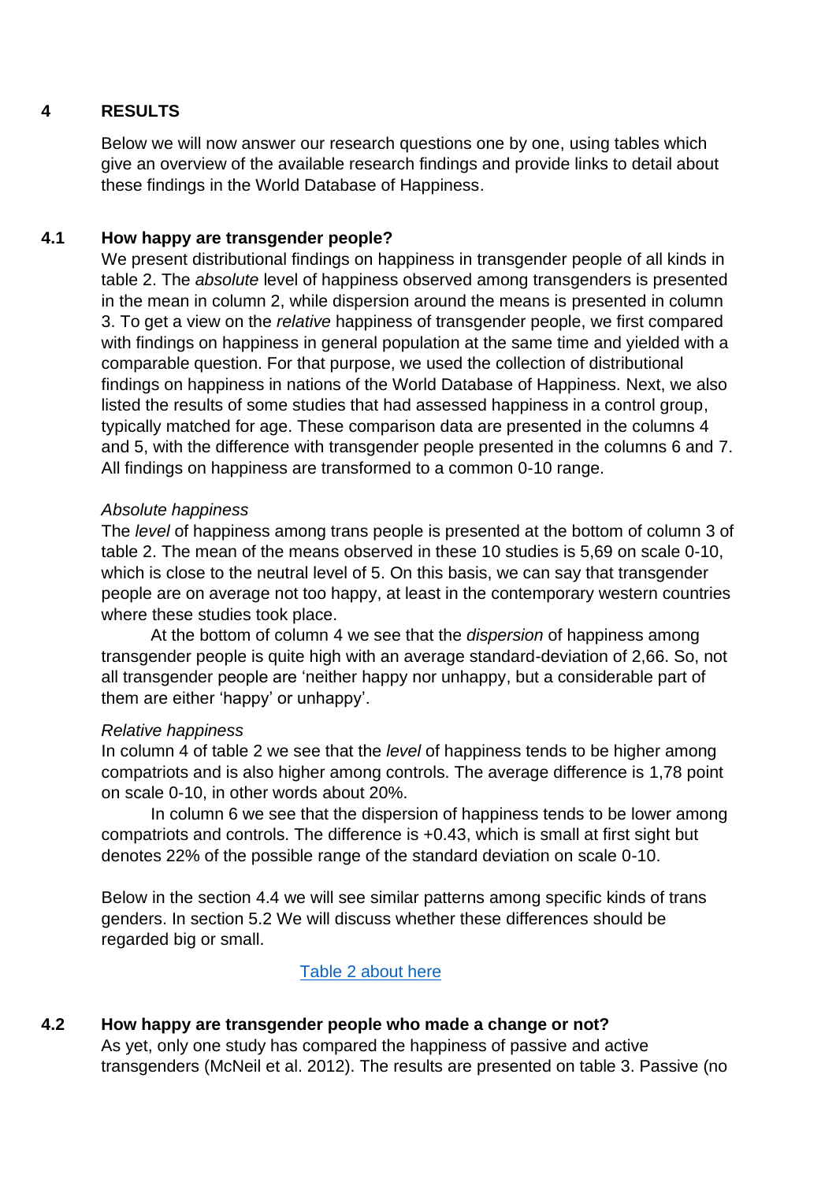# 4 RESULTS

Below we will now answer our research questions one by one, using tables which give an overview of the available research findings and provide links to detail about these findings in the World Database of Happiness.

## 4.1 How happy are transgender people?

We present distributional findings on happiness in transgender people of all kinds in table 2. The *absolute* level of happiness observed among transgenders is presented in the mean in column 2, while dispersion around the means is presented in column 3. To get a view on the *relative* happiness of transgender people, we first compared with findings on happiness in general population at the same time and yielded with a comparable question. For that purpose, we used the collection of distributional findings on happiness in nations of the World Database of Happiness. Next, we also listed the results of some studies that had assessed happiness in a control group, typically matched for age. These comparison data are presented in the columns 4 and 5, with the difference with transgender people presented in the columns 6 and 7. All findings on happiness are transformed to a common 0-10 range.

*Absolute happiness*

The *level* of happiness among trans people is presented at the bottom of column 3 of table 2. The mean of the means observed in these 10 studies is 5,69 on scale 0-10, which is close to the neutral level of 5. On this basis, we can say that transgender people are on average not too happy, at least in the contemporary western countries where these studies took place.

At the bottom of column 4 we see that the *dispersion* of happiness among transgender people is quite high with an average standard-deviation of 2,66. So, not all transgender people are 'neither happy nor unhappy, but a considerable part of them are either 'happy' or unhappy'.

*Relative happiness*

In column 4 of table 2 we see that the *level* of happiness tends to be higher among compatriots and is also higher among controls. The average difference is 1,78 point on scale 0-10, in other words about 20%.

In column 6 we see that the dispersion of happiness tends to be lower among compatriots and controls. The difference is +0.43, which is small at first sight but denotes 22% of the possible range of the standard deviation on scale 0-10.

Below in the section 4.4 we will see similar patterns among specific kinds of trans genders. In section 5.2 We will discuss whether these differences should be regarded big or small.

[Table 2 about here]

## 4.2 How happy are transgender people who made a change or not?

As yet, only one study has compared the happiness of passive and active transgenders (McNeil et al. 2012). The results are presented on table 3. Passive (no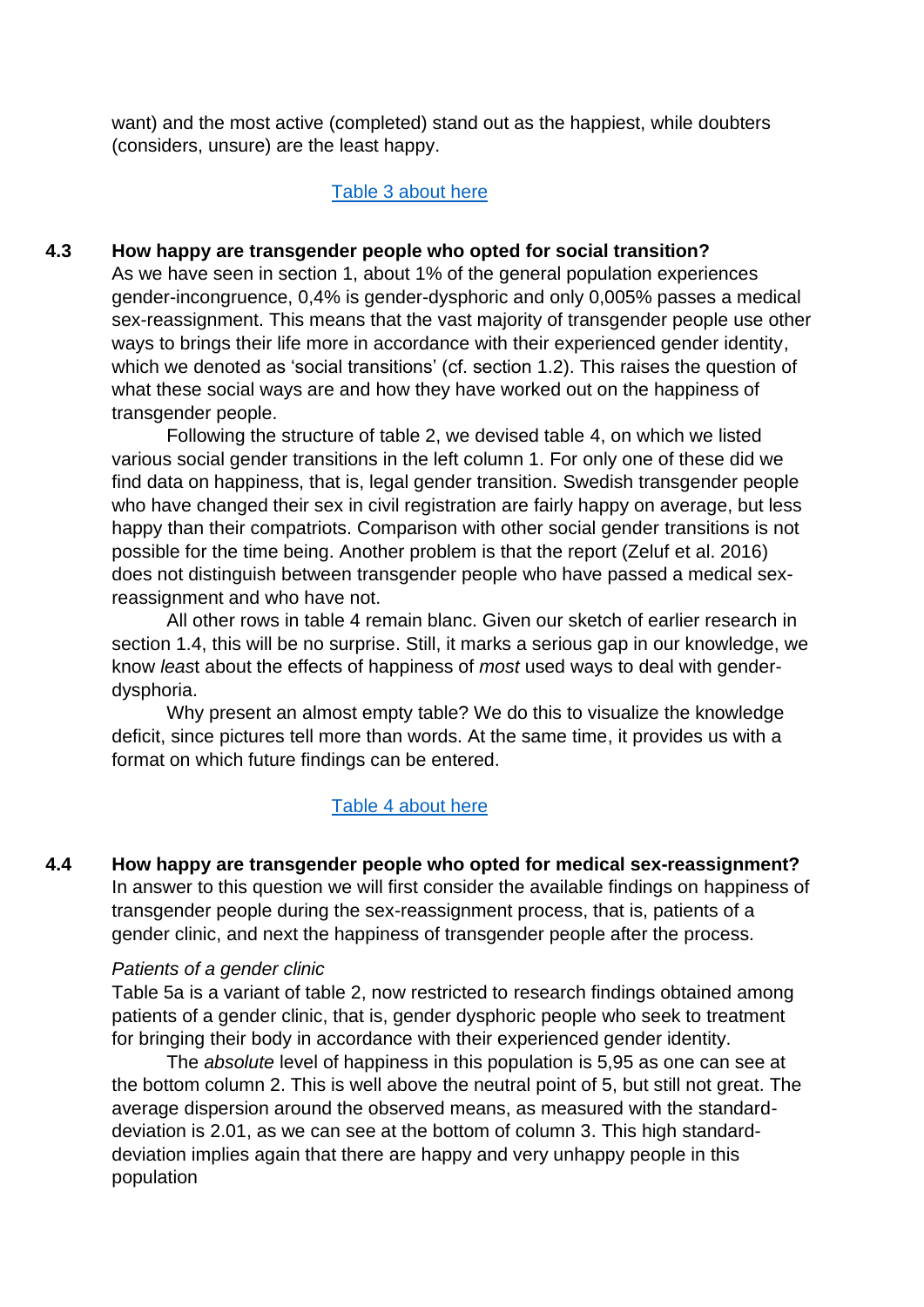want) and the most active (completed) stand out as the happiest, while doubters (considers, unsure) are the least happy.

[Table 3 about here]

### 4.3 How happy are transgender people who opted for social transition?

As we have seen in section 1, about 1% of the general population experiences gender-incongruence, 0,4% is gender-dysphoric and only 0,005% passes a medical sex-reassignment. This means that the vast majority of transgender people use other ways to brings their life more in accordance with their experienced gender identity, which we denoted as 'social transitions' (cf. section 1.2). This raises the question of what these social ways are and how they have worked out on the happiness of transgender people.

Following the structure of table 2, we devised table 4, on which we listed various social gender transitions in the left column 1. For only one of these did we find data on happiness, that is, legal gender transition. Swedish transgender people who have changed their sex in civil registration are fairly happy on average, but less happy than their compatriots. Comparison with other social gender transitions is not possible for the time being. Another problem is that the report (Zeluf et al. 2016) does not distinguish between transgender people who have passed a medical sex-reassignment and who have not.

All other rows in table 4 remain blanc. Given our sketch of earlier research in section 1.4, this will be no surprise. Still, it marks a serious gap in our knowledge, we know *least* about the effects of happiness of *most* used ways to deal with gender-dysphoria.

Why present an almost empty table? We do this to visualize the knowledge deficit, since pictures tell more than words. At the same time, it provides us with a format on which future findings can be entered.

[Table 4 about here]

### 4.4 How happy are transgender people who opted for medical sex-reassignment?

In answer to this question we will first consider the available findings on happiness of transgender people during the sex-reassignment process, that is, patients of a gender clinic, and next the happiness of transgender people after the process.

*Patients of a gender clinic*

Table 5a is a variant of table 2, now restricted to research findings obtained among patients of a gender clinic, that is, gender dysphoric people who seek to treatment for bringing their body in accordance with their experienced gender identity.

The *absolute* level of happiness in this population is 5,95 as one can see at the bottom column 2. This is well above the neutral point of 5, but still not great. The average dispersion around the observed means, as measured with the standard-deviation is 2.01, as we can see at the bottom of column 3. This high standard-deviation implies again that there are happy and very unhappy people in this population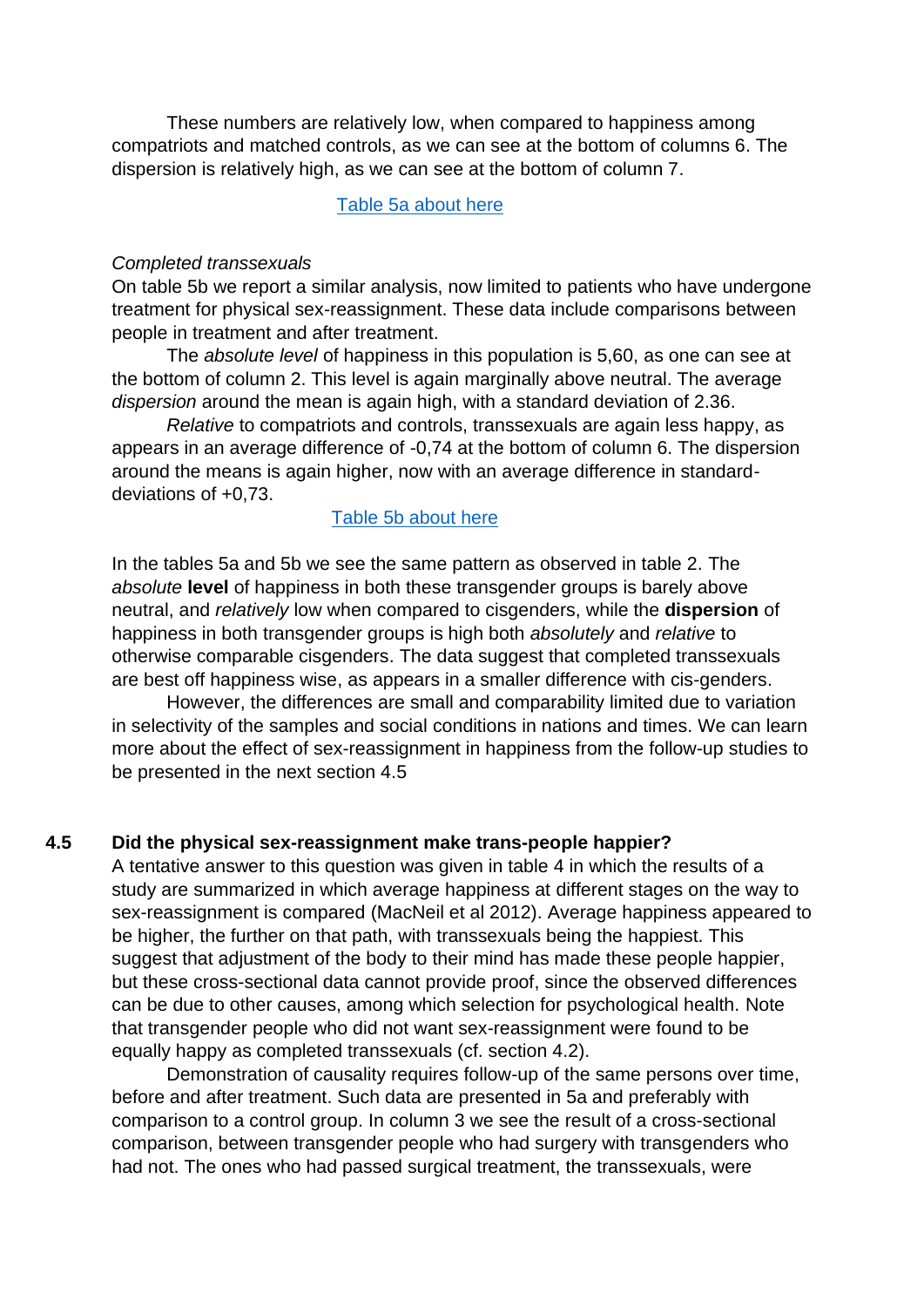These numbers are relatively low, when compared to happiness among compatriots and matched controls, as we can see at the bottom of columns 6. The dispersion is relatively high, as we can see at the bottom of column 7.

Table 5a about here

*Completed transsexuals*

On table 5b we report a similar analysis, now limited to patients who have undergone treatment for physical sex-reassignment. These data include comparisons between people in treatment and after treatment.

The *absolute level* of happiness in this population is 5,60, as one can see at the bottom of column 2. This level is again marginally above neutral. The average *dispersion* around the mean is again high, with a standard deviation of 2.36.

*Relative* to compatriots and controls, transsexuals are again less happy, as appears in an average difference of -0,74 at the bottom of column 6. The dispersion around the means is again higher, now with an average difference in standard-deviations of +0,73.

Table 5b about here

In the tables 5a and 5b we see the same pattern as observed in table 2. The *absolute* **level** of happiness in both these transgender groups is barely above neutral, and *relatively* low when compared to cisgenders, while the **dispersion** of happiness in both transgender groups is high both *absolutely* and *relative* to otherwise comparable cisgenders. The data suggest that completed transsexuals are best off happiness wise, as appears in a smaller difference with cis-genders.

However, the differences are small and comparability limited due to variation in selectivity of the samples and social conditions in nations and times. We can learn more about the effect of sex-reassignment in happiness from the follow-up studies to be presented in the next section 4.5

## 4.5 Did the physical sex-reassignment make trans-people happier?

A tentative answer to this question was given in table 4 in which the results of a study are summarized in which average happiness at different stages on the way to sex-reassignment is compared (MacNeil et al 2012). Average happiness appeared to be higher, the further on that path, with transsexuals being the happiest. This suggest that adjustment of the body to their mind has made these people happier, but these cross-sectional data cannot provide proof, since the observed differences can be due to other causes, among which selection for psychological health. Note that transgender people who did not want sex-reassignment were found to be equally happy as completed transsexuals (cf. section 4.2).

Demonstration of causality requires follow-up of the same persons over time, before and after treatment. Such data are presented in 5a and preferably with comparison to a control group. In column 3 we see the result of a cross-sectional comparison, between transgender people who had surgery with transgenders who had not. The ones who had passed surgical treatment, the transsexuals, were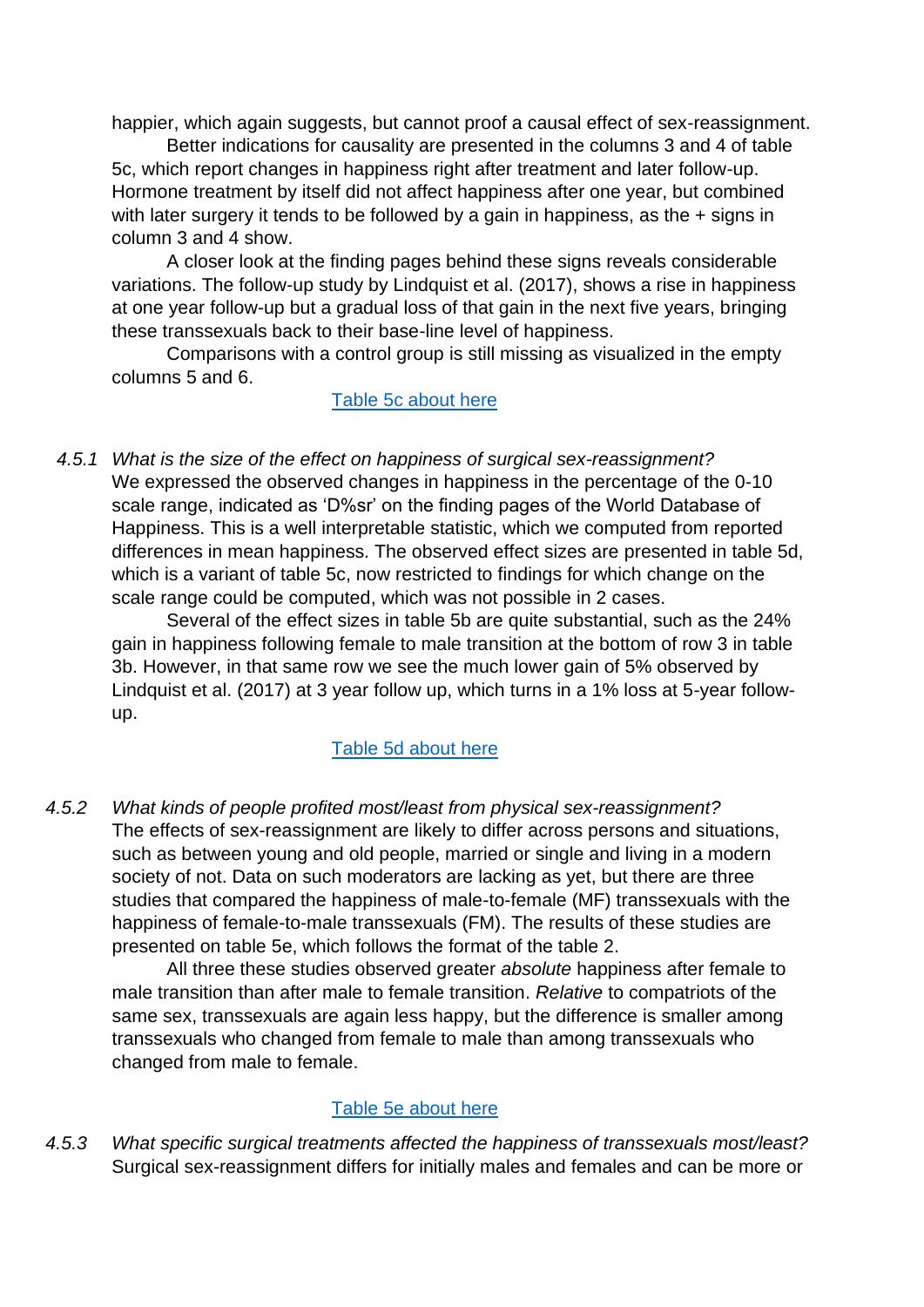happier, which again suggests, but cannot proof a causal effect of sex-reassignment.

Better indications for causality are presented in the columns 3 and 4 of table 5c, which report changes in happiness right after treatment and later follow-up. Hormone treatment by itself did not affect happiness after one year, but combined with later surgery it tends to be followed by a gain in happiness, as the + signs in column 3 and 4 show.

A closer look at the finding pages behind these signs reveals considerable variations. The follow-up study by Lindquist et al. (2017), shows a rise in happiness at one year follow-up but a gradual loss of that gain in the next five years, bringing these transsexuals back to their base-line level of happiness.

Comparisons with a control group is still missing as visualized in the empty columns 5 and 6.

Table 5c about here

### 4.5.1 *What is the size of the effect on happiness of surgical sex-reassignment?*

We expressed the observed changes in happiness in the percentage of the 0-10 scale range, indicated as 'D%sr' on the finding pages of the World Database of Happiness. This is a well interpretable statistic, which we computed from reported differences in mean happiness. The observed effect sizes are presented in table 5d, which is a variant of table 5c, now restricted to findings for which change on the scale range could be computed, which was not possible in 2 cases.

Several of the effect sizes in table 5b are quite substantial, such as the 24% gain in happiness following female to male transition at the bottom of row 3 in table 3b. However, in that same row we see the much lower gain of 5% observed by Lindquist et al. (2017) at 3 year follow up, which turns in a 1% loss at 5-year follow-up.

Table 5d about here

### 4.5.2 *What kinds of people profited most/least from physical sex-reassignment?*

The effects of sex-reassignment are likely to differ across persons and situations, such as between young and old people, married or single and living in a modern society of not. Data on such moderators are lacking as yet, but there are three studies that compared the happiness of male-to-female (MF) transsexuals with the happiness of female-to-male transsexuals (FM). The results of these studies are presented on table 5e, which follows the format of the table 2.

All three these studies observed greater *absolute* happiness after female to male transition than after male to female transition. *Relative* to compatriots of the same sex, transsexuals are again less happy, but the difference is smaller among transsexuals who changed from female to male than among transsexuals who changed from male to female.

Table 5e about here

### 4.5.3 *What specific surgical treatments affected the happiness of transsexuals most/least?*

Surgical sex-reassignment differs for initially males and females and can be more or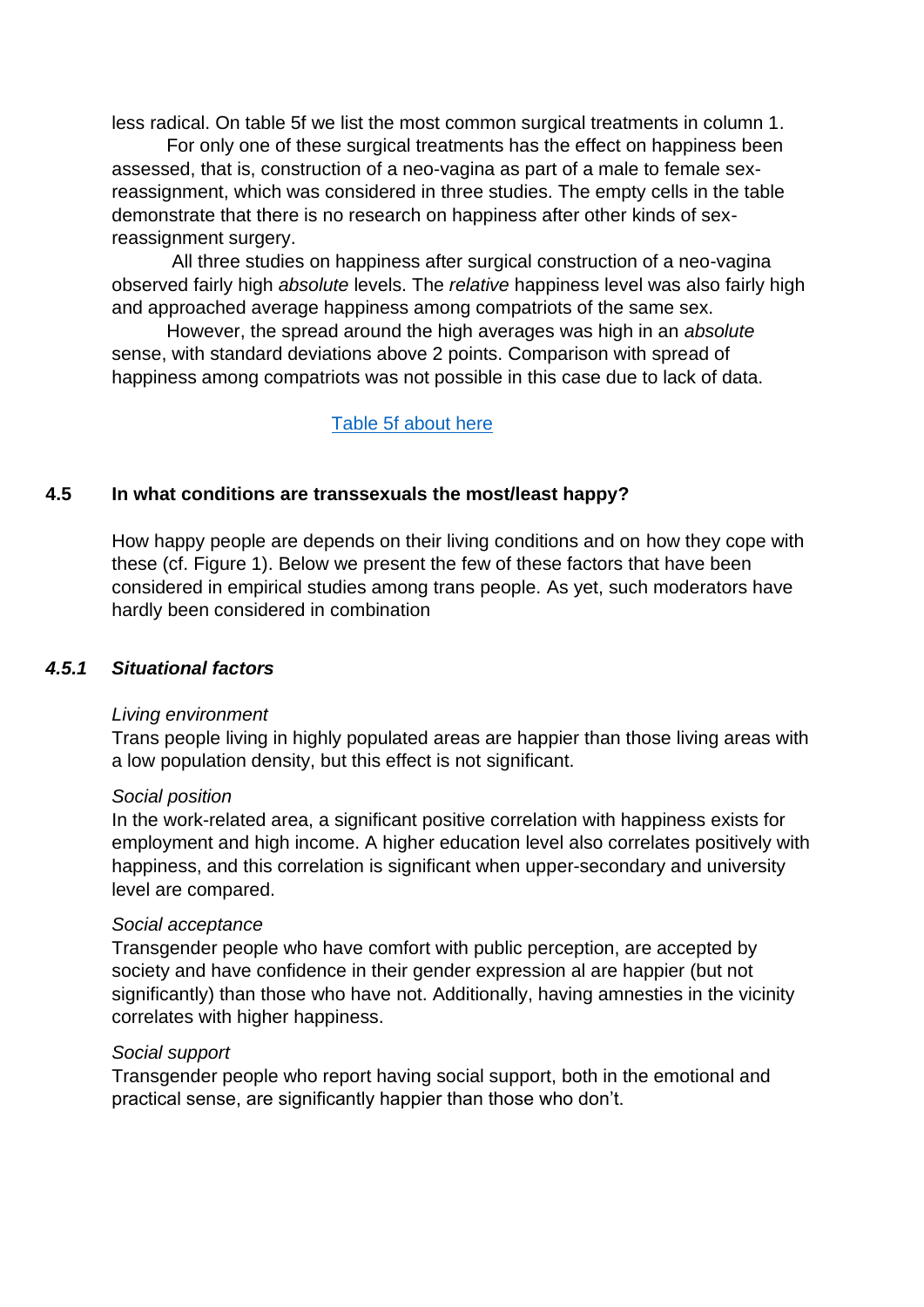less radical. On table 5f we list the most common surgical treatments in column 1.

For only one of these surgical treatments has the effect on happiness been assessed, that is, construction of a neo-vagina as part of a male to female sex-reassignment, which was considered in three studies. The empty cells in the table demonstrate that there is no research on happiness after other kinds of sex-reassignment surgery.

All three studies on happiness after surgical construction of a neo-vagina observed fairly high *absolute* levels. The *relative* happiness level was also fairly high and approached average happiness among compatriots of the same sex.

However, the spread around the high averages was high in an *absolute* sense, with standard deviations above 2 points. Comparison with spread of happiness among compatriots was not possible in this case due to lack of data.

Table 5f about here

## 4.5 In what conditions are transsexuals the most/least happy?

How happy people are depends on their living conditions and on how they cope with these (cf. Figure 1). Below we present the few of these factors that have been considered in empirical studies among trans people. As yet, such moderators have hardly been considered in combination

### *4.5.1 Situational factors*

*Living environment*

Trans people living in highly populated areas are happier than those living areas with a low population density, but this effect is not significant.

*Social position*

In the work-related area, a significant positive correlation with happiness exists for employment and high income. A higher education level also correlates positively with happiness, and this correlation is significant when upper-secondary and university level are compared.

*Social acceptance*

Transgender people who have comfort with public perception, are accepted by society and have confidence in their gender expression al are happier (but not significantly) than those who have not. Additionally, having amnesties in the vicinity correlates with higher happiness.

*Social support*

Transgender people who report having social support, both in the emotional and practical sense, are significantly happier than those who don't.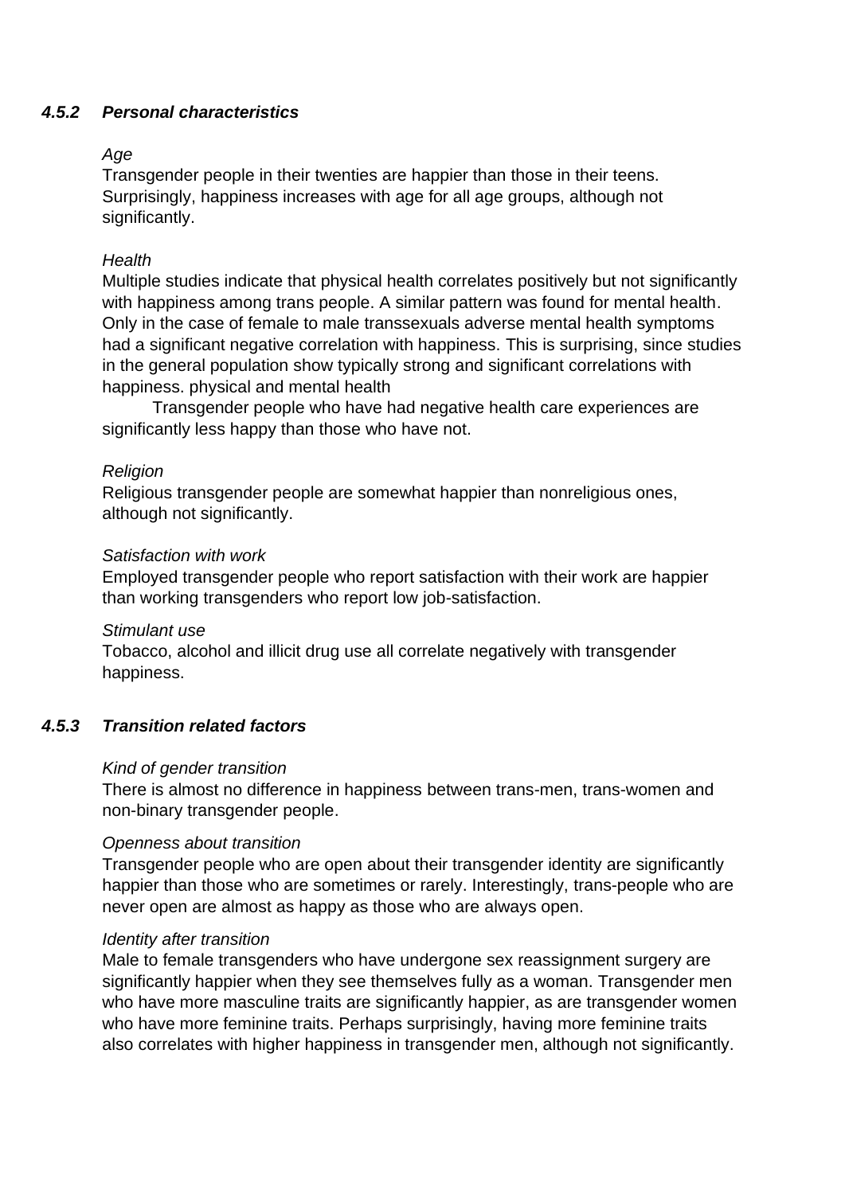### *4.5.2 Personal characteristics*

*Age*

Transgender people in their twenties are happier than those in their teens. Surprisingly, happiness increases with age for all age groups, although not significantly.

*Health*

Multiple studies indicate that physical health correlates positively but not significantly with happiness among trans people. A similar pattern was found for mental health. Only in the case of female to male transsexuals adverse mental health symptoms had a significant negative correlation with happiness. This is surprising, since studies in the general population show typically strong and significant correlations with happiness. physical and mental health

Transgender people who have had negative health care experiences are significantly less happy than those who have not.

*Religion*

Religious transgender people are somewhat happier than nonreligious ones, although not significantly.

*Satisfaction with work*

Employed transgender people who report satisfaction with their work are happier than working transgenders who report low job-satisfaction.

*Stimulant use*

Tobacco, alcohol and illicit drug use all correlate negatively with transgender happiness.

### *4.5.3 Transition related factors*

*Kind of gender transition*

There is almost no difference in happiness between trans-men, trans-women and non-binary transgender people.

*Openness about transition*

Transgender people who are open about their transgender identity are significantly happier than those who are sometimes or rarely. Interestingly, trans-people who are never open are almost as happy as those who are always open.

*Identity after transition*

Male to female transgenders who have undergone sex reassignment surgery are significantly happier when they see themselves fully as a woman. Transgender men who have more masculine traits are significantly happier, as are transgender women who have more feminine traits. Perhaps surprisingly, having more feminine traits also correlates with higher happiness in transgender men, although not significantly.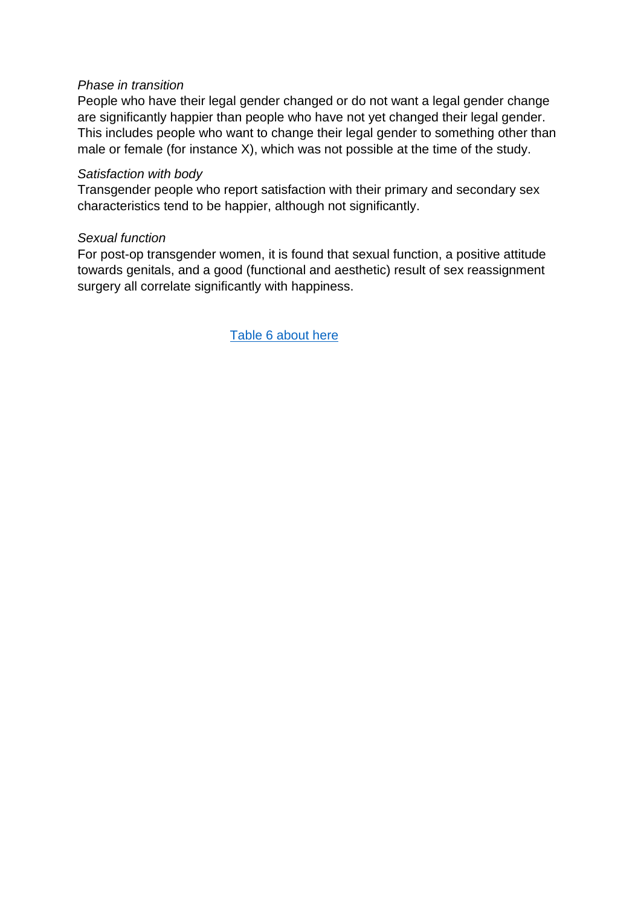*Phase in transition*

People who have their legal gender changed or do not want a legal gender change are significantly happier than people who have not yet changed their legal gender. This includes people who want to change their legal gender to something other than male or female (for instance X), which was not possible at the time of the study.

*Satisfaction with body*

Transgender people who report satisfaction with their primary and secondary sex characteristics tend to be happier, although not significantly.

*Sexual function*

For post-op transgender women, it is found that sexual function, a positive attitude towards genitals, and a good (functional and aesthetic) result of sex reassignment surgery all correlate significantly with happiness.

Table 6 about here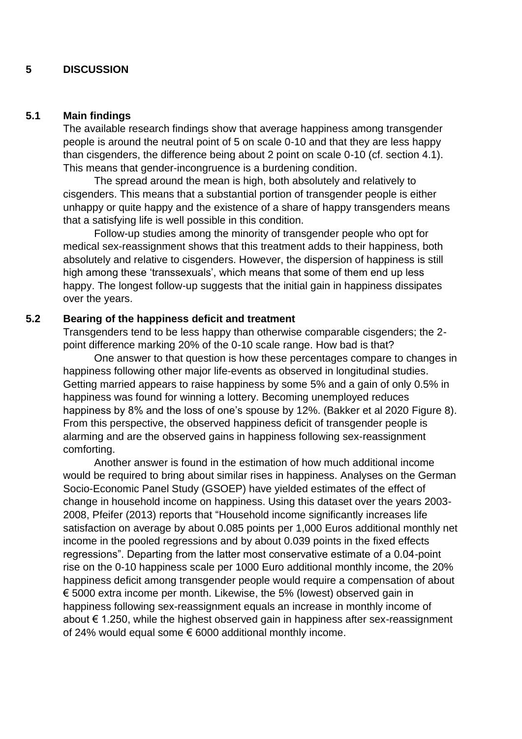# 5 DISCUSSION

## 5.1 Main findings

The available research findings show that average happiness among transgender people is around the neutral point of 5 on scale 0-10 and that they are less happy than cisgenders, the difference being about 2 point on scale 0-10 (cf. section 4.1). This means that gender-incongruence is a burdening condition.

The spread around the mean is high, both absolutely and relatively to cisgenders. This means that a substantial portion of transgender people is either unhappy or quite happy and the existence of a share of happy transgenders means that a satisfying life is well possible in this condition.

Follow-up studies among the minority of transgender people who opt for medical sex-reassignment shows that this treatment adds to their happiness, both absolutely and relative to cisgenders. However, the dispersion of happiness is still high among these 'transsexuals', which means that some of them end up less happy. The longest follow-up suggests that the initial gain in happiness dissipates over the years.

## 5.2 Bearing of the happiness deficit and treatment

Transgenders tend to be less happy than otherwise comparable cisgenders; the 2-point difference marking 20% of the 0-10 scale range. How bad is that?

One answer to that question is how these percentages compare to changes in happiness following other major life-events as observed in longitudinal studies. Getting married appears to raise happiness by some 5% and a gain of only 0.5% in happiness was found for winning a lottery. Becoming unemployed reduces happiness by 8% and the loss of one's spouse by 12%. (Bakker et al 2020 Figure 8). From this perspective, the observed happiness deficit of transgender people is alarming and are the observed gains in happiness following sex-reassignment comforting.

Another answer is found in the estimation of how much additional income would be required to bring about similar rises in happiness. Analyses on the German Socio-Economic Panel Study (GSOEP) have yielded estimates of the effect of change in household income on happiness. Using this dataset over the years 2003-2008, Pfeifer (2013) reports that "Household income significantly increases life satisfaction on average by about 0.085 points per 1,000 Euros additional monthly net income in the pooled regressions and by about 0.039 points in the fixed effects regressions". Departing from the latter most conservative estimate of a 0.04-point rise on the 0-10 happiness scale per 1000 Euro additional monthly income, the 20% happiness deficit among transgender people would require a compensation of about € 5000 extra income per month. Likewise, the 5% (lowest) observed gain in happiness following sex-reassignment equals an increase in monthly income of about € 1.250, while the highest observed gain in happiness after sex-reassignment of 24% would equal some € 6000 additional monthly income.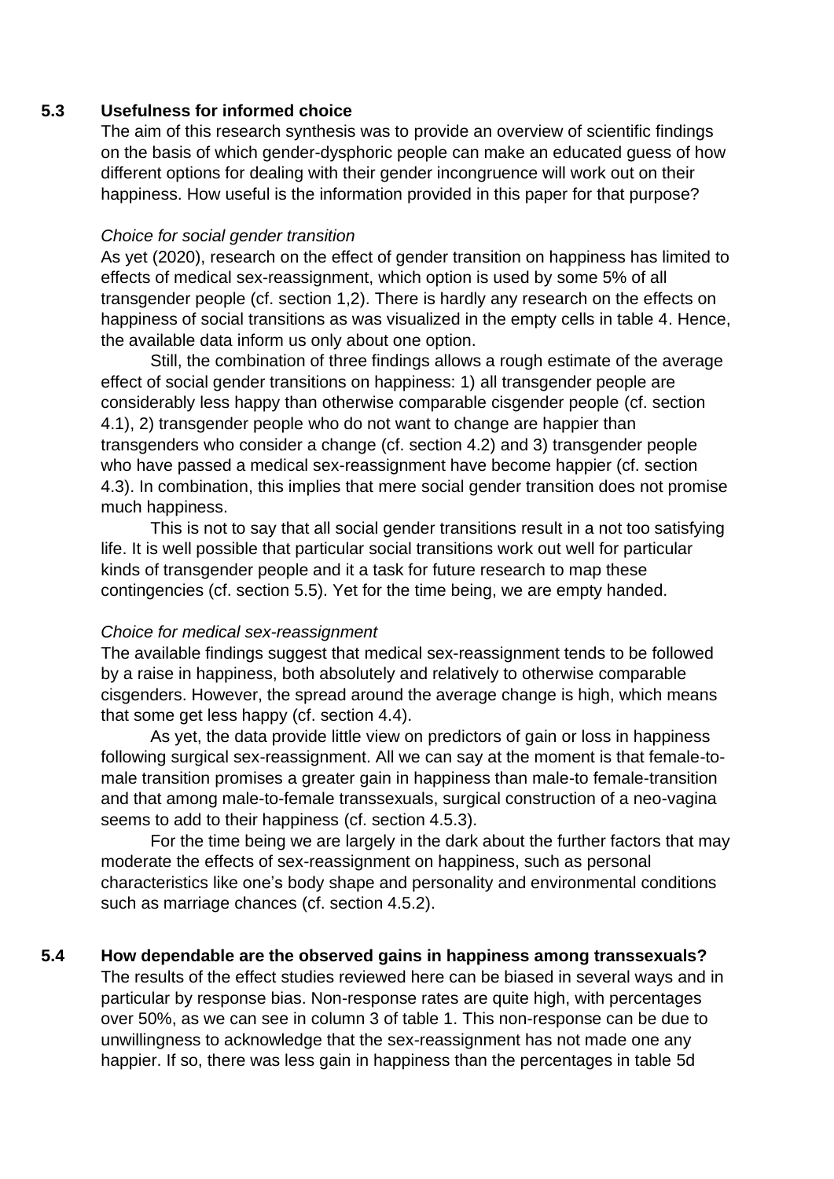### 5.3 Usefulness for informed choice

The aim of this research synthesis was to provide an overview of scientific findings on the basis of which gender-dysphoric people can make an educated guess of how different options for dealing with their gender incongruence will work out on their happiness. How useful is the information provided in this paper for that purpose?

*Choice for social gender transition*

As yet (2020), research on the effect of gender transition on happiness has limited to effects of medical sex-reassignment, which option is used by some 5% of all transgender people (cf. section 1,2). There is hardly any research on the effects on happiness of social transitions as was visualized in the empty cells in table 4. Hence, the available data inform us only about one option.

Still, the combination of three findings allows a rough estimate of the average effect of social gender transitions on happiness: 1) all transgender people are considerably less happy than otherwise comparable cisgender people (cf. section 4.1), 2) transgender people who do not want to change are happier than transgenders who consider a change (cf. section 4.2) and 3) transgender people who have passed a medical sex-reassignment have become happier (cf. section 4.3). In combination, this implies that mere social gender transition does not promise much happiness.

This is not to say that all social gender transitions result in a not too satisfying life. It is well possible that particular social transitions work out well for particular kinds of transgender people and it a task for future research to map these contingencies (cf. section 5.5). Yet for the time being, we are empty handed.

*Choice for medical sex-reassignment*

The available findings suggest that medical sex-reassignment tends to be followed by a raise in happiness, both absolutely and relatively to otherwise comparable cisgenders. However, the spread around the average change is high, which means that some get less happy (cf. section 4.4).

As yet, the data provide little view on predictors of gain or loss in happiness following surgical sex-reassignment. All we can say at the moment is that female-to-male transition promises a greater gain in happiness than male-to female-transition and that among male-to-female transsexuals, surgical construction of a neo-vagina seems to add to their happiness (cf. section 4.5.3).

For the time being we are largely in the dark about the further factors that may moderate the effects of sex-reassignment on happiness, such as personal characteristics like one's body shape and personality and environmental conditions such as marriage chances (cf. section 4.5.2).

### 5.4 How dependable are the observed gains in happiness among transsexuals?

The results of the effect studies reviewed here can be biased in several ways and in particular by response bias. Non-response rates are quite high, with percentages over 50%, as we can see in column 3 of table 1. This non-response can be due to unwillingness to acknowledge that the sex-reassignment has not made one any happier. If so, there was less gain in happiness than the percentages in table 5d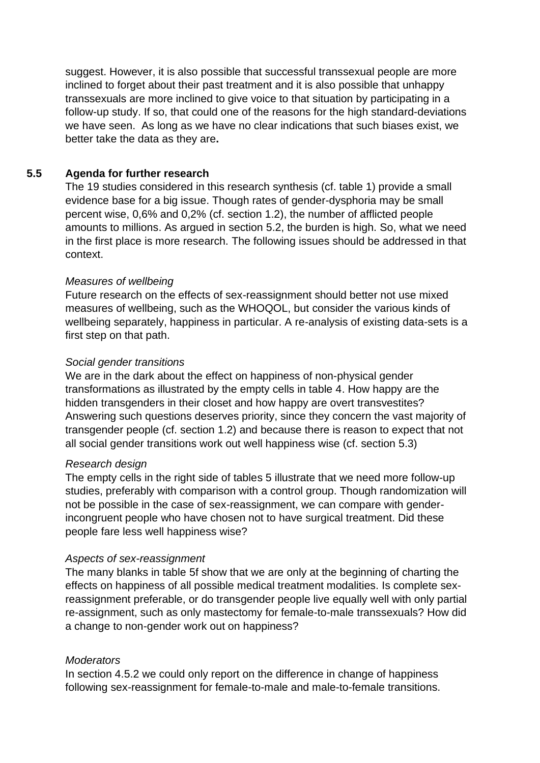suggest. However, it is also possible that successful transsexual people are more inclined to forget about their past treatment and it is also possible that unhappy transsexuals are more inclined to give voice to that situation by participating in a follow-up study. If so, that could one of the reasons for the high standard-deviations we have seen. As long as we have no clear indications that such biases exist, we better take the data as they are**.**

## 5.5 Agenda for further research

The 19 studies considered in this research synthesis (cf. table 1) provide a small evidence base for a big issue. Though rates of gender-dysphoria may be small percent wise, 0,6% and 0,2% (cf. section 1.2), the number of afflicted people amounts to millions. As argued in section 5.2, the burden is high. So, what we need in the first place is more research. The following issues should be addressed in that context.

*Measures of wellbeing*

Future research on the effects of sex-reassignment should better not use mixed measures of wellbeing, such as the WHOQOL, but consider the various kinds of wellbeing separately, happiness in particular. A re-analysis of existing data-sets is a first step on that path.

*Social gender transitions*

We are in the dark about the effect on happiness of non-physical gender transformations as illustrated by the empty cells in table 4. How happy are the hidden transgenders in their closet and how happy are overt transvestites? Answering such questions deserves priority, since they concern the vast majority of transgender people (cf. section 1.2) and because there is reason to expect that not all social gender transitions work out well happiness wise (cf. section 5.3)

*Research design*

The empty cells in the right side of tables 5 illustrate that we need more follow-up studies, preferably with comparison with a control group. Though randomization will not be possible in the case of sex-reassignment, we can compare with gender-incongruent people who have chosen not to have surgical treatment. Did these people fare less well happiness wise?

*Aspects of sex-reassignment*

The many blanks in table 5f show that we are only at the beginning of charting the effects on happiness of all possible medical treatment modalities. Is complete sex-reassignment preferable, or do transgender people live equally well with only partial re-assignment, such as only mastectomy for female-to-male transsexuals? How did a change to non-gender work out on happiness?

*Moderators*

In section 4.5.2 we could only report on the difference in change of happiness following sex-reassignment for female-to-male and male-to-female transitions.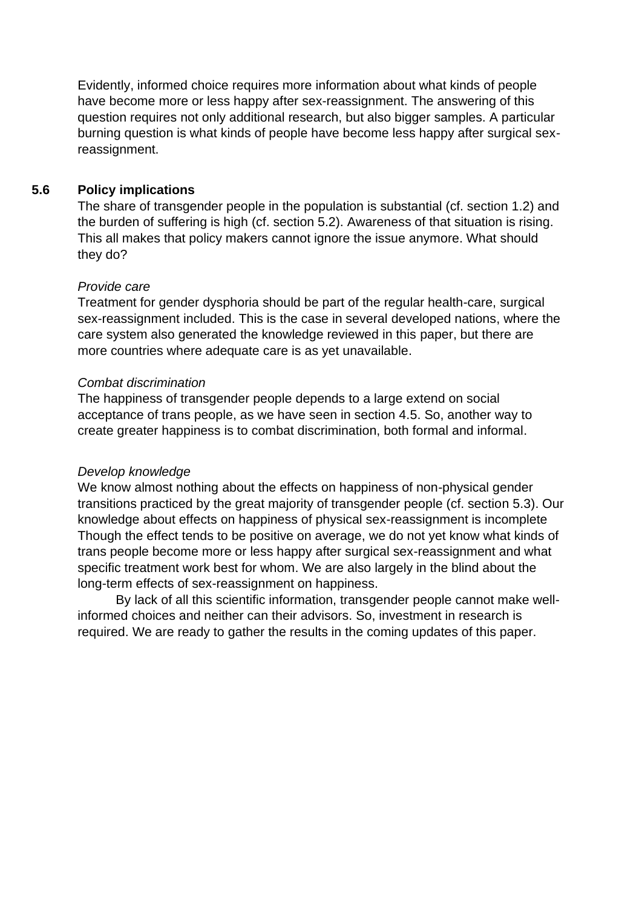Evidently, informed choice requires more information about what kinds of people have become more or less happy after sex-reassignment. The answering of this question requires not only additional research, but also bigger samples. A particular burning question is what kinds of people have become less happy after surgical sex-reassignment.

### 5.6 Policy implications

The share of transgender people in the population is substantial (cf. section 1.2) and the burden of suffering is high (cf. section 5.2). Awareness of that situation is rising. This all makes that policy makers cannot ignore the issue anymore. What should they do?

*Provide care*
Treatment for gender dysphoria should be part of the regular health-care, surgical sex-reassignment included. This is the case in several developed nations, where the care system also generated the knowledge reviewed in this paper, but there are more countries where adequate care is as yet unavailable.

*Combat discrimination*
The happiness of transgender people depends to a large extend on social acceptance of trans people, as we have seen in section 4.5. So, another way to create greater happiness is to combat discrimination, both formal and informal.

*Develop knowledge*
We know almost nothing about the effects on happiness of non-physical gender transitions practiced by the great majority of transgender people (cf. section 5.3). Our knowledge about effects on happiness of physical sex-reassignment is incomplete Though the effect tends to be positive on average, we do not yet know what kinds of trans people become more or less happy after surgical sex-reassignment and what specific treatment work best for whom. We are also largely in the blind about the long-term effects of sex-reassignment on happiness.

By lack of all this scientific information, transgender people cannot make well-informed choices and neither can their advisors. So, investment in research is required. We are ready to gather the results in the coming updates of this paper.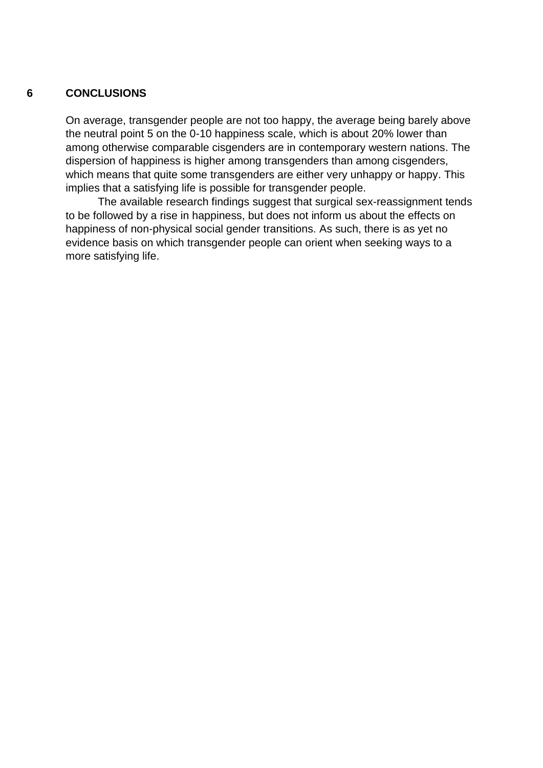## 6 CONCLUSIONS

On average, transgender people are not too happy, the average being barely above the neutral point 5 on the 0-10 happiness scale, which is about 20% lower than among otherwise comparable cisgenders are in contemporary western nations. The dispersion of happiness is higher among transgenders than among cisgenders, which means that quite some transgenders are either very unhappy or happy. This implies that a satisfying life is possible for transgender people.

The available research findings suggest that surgical sex-reassignment tends to be followed by a rise in happiness, but does not inform us about the effects on happiness of non-physical social gender transitions. As such, there is as yet no evidence basis on which transgender people can orient when seeking ways to a more satisfying life.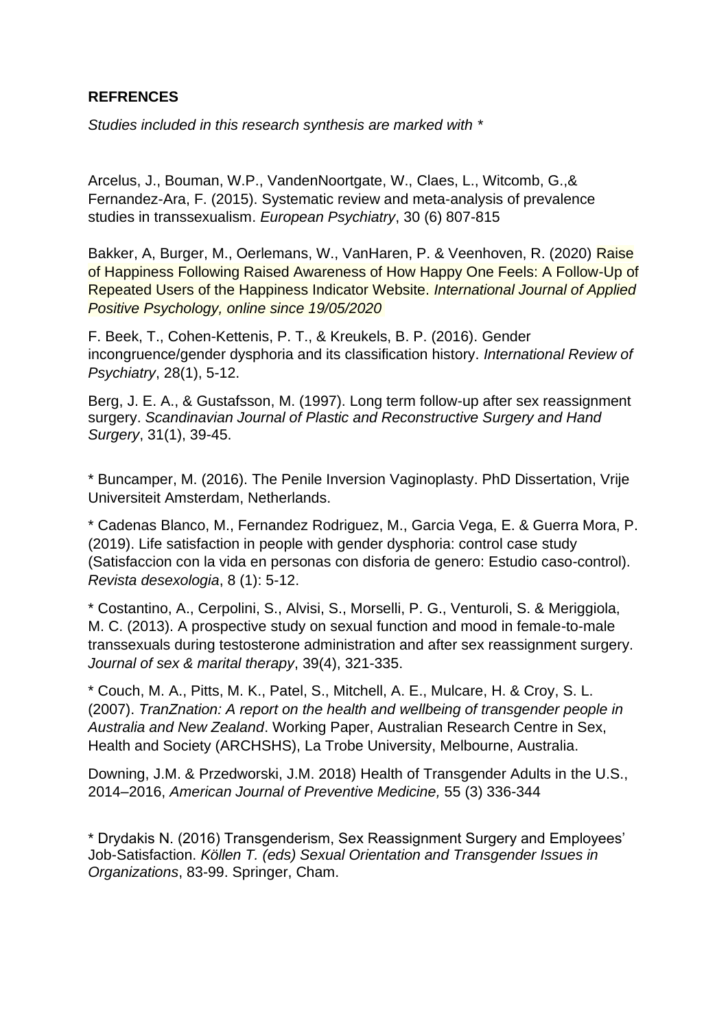**REFRENCES**

*Studies included in this research synthesis are marked with **

Arcelus, J., Bouman, W.P., VandenNoortgate, W., Claes, L., Witcomb, G.,& Fernandez-Ara, F. (2015). Systematic review and meta-analysis of prevalence studies in transsexualism. *European Psychiatry*, 30 (6) 807-815

Bakker, A, Burger, M., Oerlemans, W., VanHaren, P. & Veenhoven, R. (2020) Raise of Happiness Following Raised Awareness of How Happy One Feels: A Follow-Up of Repeated Users of the Happiness Indicator Website. *International Journal of Applied Positive Psychology, online since 19/05/2020*

F. Beek, T., Cohen-Kettenis, P. T., & Kreukels, B. P. (2016). Gender incongruence/gender dysphoria and its classification history. *International Review of Psychiatry*, 28(1), 5-12.

Berg, J. E. A., & Gustafsson, M. (1997). Long term follow-up after sex reassignment surgery. *Scandinavian Journal of Plastic and Reconstructive Surgery and Hand Surgery*, 31(1), 39-45.

* Buncamper, M. (2016). The Penile Inversion Vaginoplasty. PhD Dissertation, Vrije Universiteit Amsterdam, Netherlands.

* Cadenas Blanco, M., Fernandez Rodriguez, M., Garcia Vega, E. & Guerra Mora, P. (2019). Life satisfaction in people with gender dysphoria: control case study (Satisfaccion con la vida en personas con disforia de genero: Estudio caso-control). *Revista desexologia*, 8 (1): 5-12.

* Costantino, A., Cerpolini, S., Alvisi, S., Morselli, P. G., Venturoli, S. & Meriggiola, M. C. (2013). A prospective study on sexual function and mood in female-to-male transsexuals during testosterone administration and after sex reassignment surgery. *Journal of sex & marital therapy*, 39(4), 321-335.

* Couch, M. A., Pitts, M. K., Patel, S., Mitchell, A. E., Mulcare, H. & Croy, S. L. (2007). *TranZnation: A report on the health and wellbeing of transgender people in Australia and New Zealand*. Working Paper, Australian Research Centre in Sex, Health and Society (ARCHSHS), La Trobe University, Melbourne, Australia.

Downing, J.M. & Przedworski, J.M. 2018) Health of Transgender Adults in the U.S., 2014–2016, *American Journal of Preventive Medicine,* 55 (3) 336-344

* Drydakis N. (2016) Transgenderism, Sex Reassignment Surgery and Employees' Job-Satisfaction. *Köllen T. (eds) Sexual Orientation and Transgender Issues in Organizations*, 83-99. Springer, Cham.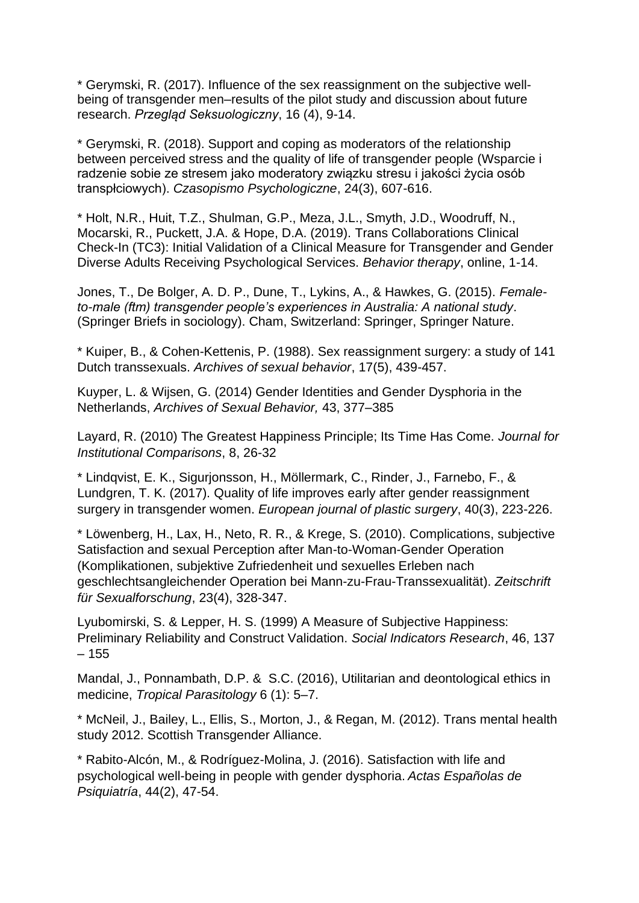* Gerymski, R. (2017). Influence of the sex reassignment on the subjective well-being of transgender men–results of the pilot study and discussion about future research. *Przegląd Seksuologiczny*, 16 (4), 9-14.

* Gerymski, R. (2018). Support and coping as moderators of the relationship between perceived stress and the quality of life of transgender people (Wsparcie i radzenie sobie ze stresem jako moderatory związku stresu i jakości życia osób transpłciowych). *Czasopismo Psychologiczne*, 24(3), 607-616.

* Holt, N.R., Huit, T.Z., Shulman, G.P., Meza, J.L., Smyth, J.D., Woodruff, N., Mocarski, R., Puckett, J.A. & Hope, D.A. (2019). Trans Collaborations Clinical Check-In (TC3): Initial Validation of a Clinical Measure for Transgender and Gender Diverse Adults Receiving Psychological Services. *Behavior therapy*, online, 1-14.

Jones, T., De Bolger, A. D. P., Dune, T., Lykins, A., & Hawkes, G. (2015). *Female-to-male (ftm) transgender people's experiences in Australia: A national study*. (Springer Briefs in sociology). Cham, Switzerland: Springer, Springer Nature.

* Kuiper, B., & Cohen-Kettenis, P. (1988). Sex reassignment surgery: a study of 141 Dutch transsexuals. *Archives of sexual behavior*, 17(5), 439-457.

Kuyper, L. & Wijsen, G. (2014) Gender Identities and Gender Dysphoria in the Netherlands, *Archives of Sexual Behavior,* 43, 377–385

Layard, R. (2010) The Greatest Happiness Principle; Its Time Has Come. *Journal for Institutional Comparisons*, 8, 26-32

* Lindqvist, E. K., Sigurjonsson, H., Möllermark, C., Rinder, J., Farnebo, F., & Lundgren, T. K. (2017). Quality of life improves early after gender reassignment surgery in transgender women. *European journal of plastic surgery*, 40(3), 223-226.

* Löwenberg, H., Lax, H., Neto, R. R., & Krege, S. (2010). Complications, subjective Satisfaction and sexual Perception after Man-to-Woman-Gender Operation (Komplikationen, subjektive Zufriedenheit und sexuelles Erleben nach geschlechtsangleichender Operation bei Mann-zu-Frau-Transsexualität). *Zeitschrift für Sexualforschung*, 23(4), 328-347.

Lyubomirski, S. & Lepper, H. S. (1999) A Measure of Subjective Happiness: Preliminary Reliability and Construct Validation. *Social Indicators Research*, 46, 137 – 155

Mandal, J., Ponnambath, D.P. & S.C. (2016), Utilitarian and deontological ethics in medicine, *Tropical Parasitology* 6 (1): 5–7.

* McNeil, J., Bailey, L., Ellis, S., Morton, J., & Regan, M. (2012). Trans mental health study 2012. Scottish Transgender Alliance.

* Rabito-Alcón, M., & Rodríguez-Molina, J. (2016). Satisfaction with life and psychological well-being in people with gender dysphoria. *Actas Españolas de Psiquiatría*, 44(2), 47-54.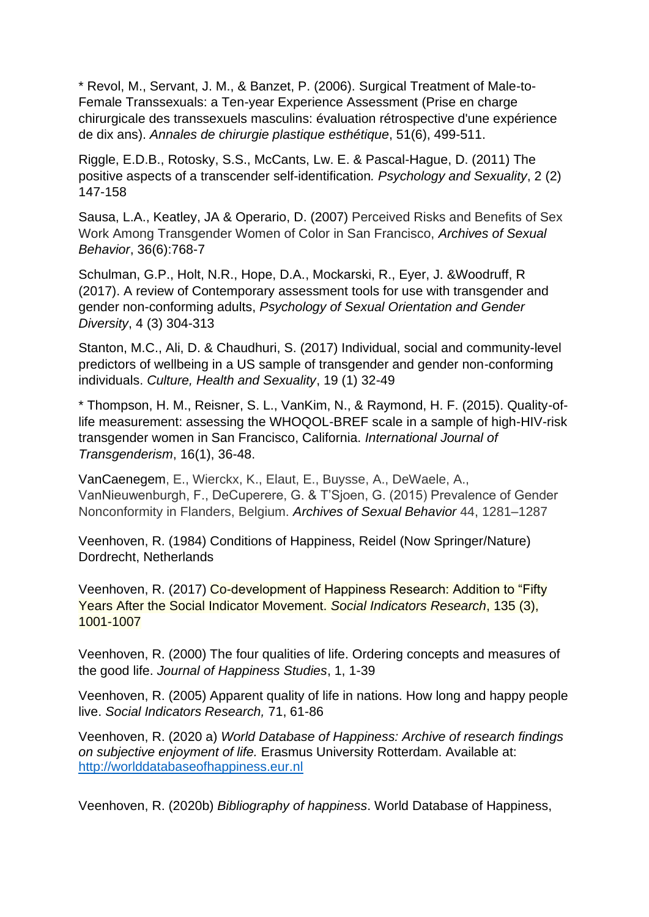* Revol, M., Servant, J. M., & Banzet, P. (2006). Surgical Treatment of Male-to-Female Transsexuals: a Ten-year Experience Assessment (Prise en charge chirurgicale des transsexuels masculins: évaluation rétrospective d'une expérience de dix ans). *Annales de chirurgie plastique esthétique*, 51(6), 499-511.

Riggle, E.D.B., Rotosky, S.S., McCants, Lw. E. & Pascal-Hague, D. (2011) The positive aspects of a transcender self-identification*. Psychology and Sexuality*, 2 (2) 147-158

Sausa, L.A., Keatley, JA & Operario, D. (2007) Perceived Risks and Benefits of Sex Work Among Transgender Women of Color in San Francisco, *Archives of Sexual Behavior*, 36(6):768-7

Schulman, G.P., Holt, N.R., Hope, D.A., Mockarski, R., Eyer, J. &Woodruff, R (2017). A review of Contemporary assessment tools for use with transgender and gender non-conforming adults, *Psychology of Sexual Orientation and Gender Diversity*, 4 (3) 304-313

Stanton, M.C., Ali, D. & Chaudhuri, S. (2017) Individual, social and community-level predictors of wellbeing in a US sample of transgender and gender non-conforming individuals. *Culture, Health and Sexuality*, 19 (1) 32-49

* Thompson, H. M., Reisner, S. L., VanKim, N., & Raymond, H. F. (2015). Quality-of-life measurement: assessing the WHOQOL-BREF scale in a sample of high-HIV-risk transgender women in San Francisco, California. *International Journal of Transgenderism*, 16(1), 36-48.

VanCaenegem, E., Wierckx, K., Elaut, E., Buysse, A., DeWaele, A., VanNieuwenburgh, F., DeCuperere, G. & T'Sjoen, G. (2015) Prevalence of Gender Nonconformity in Flanders, Belgium. *Archives of Sexual Behavior* 44, 1281–1287

Veenhoven, R. (1984) Conditions of Happiness, Reidel (Now Springer/Nature) Dordrecht, Netherlands

Veenhoven, R. (2017) Co-development of Happiness Research: Addition to "Fifty Years After the Social Indicator Movement. *Social Indicators Research*, 135 (3), 1001-1007

Veenhoven, R. (2000) The four qualities of life. Ordering concepts and measures of the good life. *Journal of Happiness Studies*, 1, 1-39

Veenhoven, R. (2005) Apparent quality of life in nations. How long and happy people live. *Social Indicators Research,* 71, 61-86

Veenhoven, R. (2020 a) *World Database of Happiness: Archive of research findings on subjective enjoyment of life.* Erasmus University Rotterdam. Available at: http://worlddatabaseofhappiness.eur.nl

Veenhoven, R. (2020b) *Bibliography of happiness*. World Database of Happiness,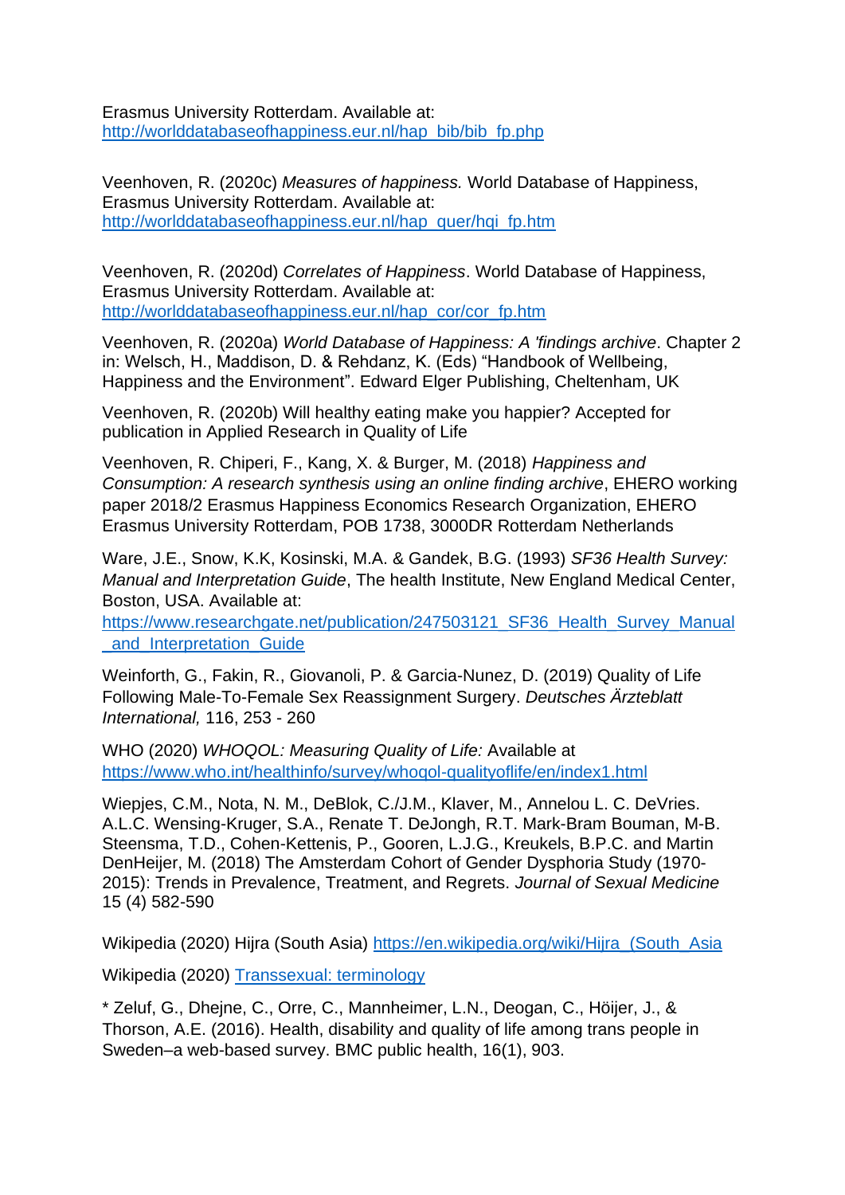Erasmus University Rotterdam. Available at: http://worlddatabaseofhappiness.eur.nl/hap_bib/bib_fp.php

Veenhoven, R. (2020c) *Measures of happiness.* World Database of Happiness, Erasmus University Rotterdam. Available at: http://worlddatabaseofhappiness.eur.nl/hap_quer/hqi_fp.htm

Veenhoven, R. (2020d) *Correlates of Happiness*. World Database of Happiness, Erasmus University Rotterdam. Available at: http://worlddatabaseofhappiness.eur.nl/hap_cor/cor_fp.htm

Veenhoven, R. (2020a) *World Database of Happiness: A 'findings archive*. Chapter 2 in: Welsch, H., Maddison, D. & Rehdanz, K. (Eds) "Handbook of Wellbeing, Happiness and the Environment". Edward Elger Publishing, Cheltenham, UK

Veenhoven, R. (2020b) Will healthy eating make you happier? Accepted for publication in Applied Research in Quality of Life

Veenhoven, R. Chiperi, F., Kang, X. & Burger, M. (2018) *Happiness and Consumption: A research synthesis using an online finding archive*, EHERO working paper 2018/2 Erasmus Happiness Economics Research Organization, EHERO Erasmus University Rotterdam, POB 1738, 3000DR Rotterdam Netherlands

Ware, J.E., Snow, K.K, Kosinski, M.A. & Gandek, B.G. (1993) *SF36 Health Survey: Manual and Interpretation Guide*, The health Institute, New England Medical Center, Boston, USA. Available at: https://www.researchgate.net/publication/247503121_SF36_Health_Survey_Manual_and_Interpretation_Guide

Weinforth, G., Fakin, R., Giovanoli, P. & Garcia-Nunez, D. (2019) Quality of Life Following Male-To-Female Sex Reassignment Surgery. *Deutsches Ärzteblatt International,* 116, 253 - 260

WHO (2020) *WHOQOL: Measuring Quality of Life:* Available at https://www.who.int/healthinfo/survey/whoqol-qualityoflife/en/index1.html

Wiepjes, C.M., Nota, N. M., DeBlok, C./J.M., Klaver, M., Annelou L. C. DeVries. A.L.C. Wensing-Kruger, S.A., Renate T. DeJongh, R.T. Mark-Bram Bouman, M-B. Steensma, T.D., Cohen-Kettenis, P., Gooren, L.J.G., Kreukels, B.P.C. and Martin DenHeijer, M. (2018) The Amsterdam Cohort of Gender Dysphoria Study (1970-2015): Trends in Prevalence, Treatment, and Regrets. *Journal of Sexual Medicine* 15 (4) 582-590

Wikipedia (2020) Hijra (South Asia) https://en.wikipedia.org/wiki/Hijra_(South_Asia

Wikipedia (2020) Transsexual: terminology

* Zeluf, G., Dhejne, C., Orre, C., Mannheimer, L.N., Deogan, C., Höijer, J., & Thorson, A.E. (2016). Health, disability and quality of life among trans people in Sweden–a web-based survey. BMC public health, 16(1), 903.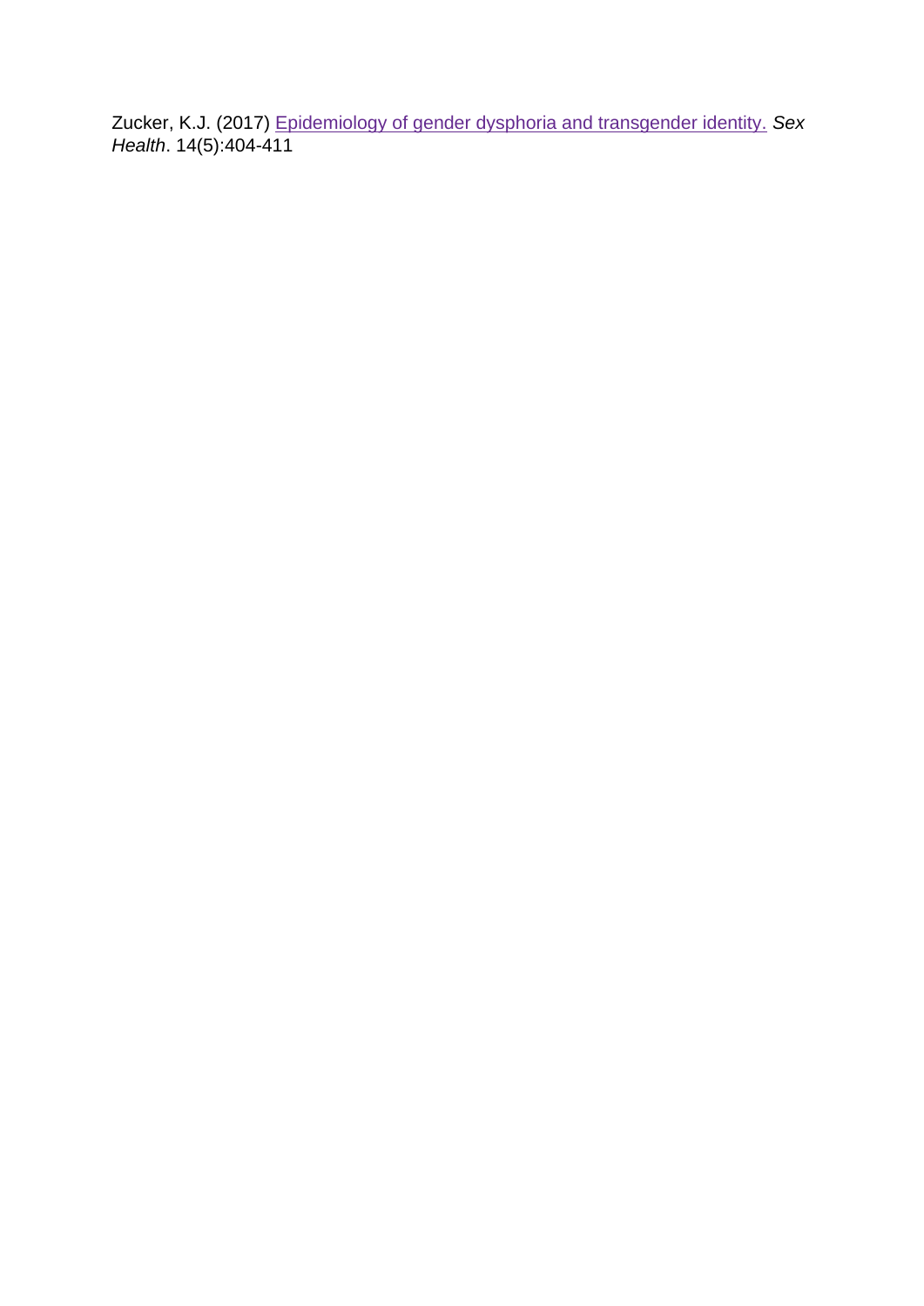Zucker, K.J. (2017) Epidemiology of gender dysphoria and transgender identity. *Sex Health*. 14(5):404-411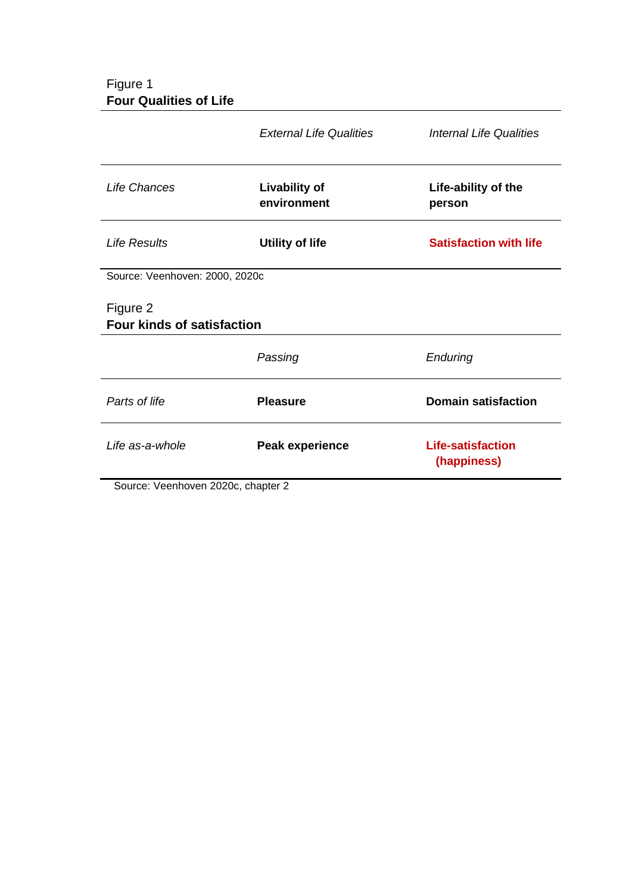Figure 1
**Four Qualities of Life**

| | *External Life Qualities* | *Internal Life Qualities* |
|---|---|---|
| *Life Chances* | **Livability of environment** | **Life-ability of the person** |
| *Life Results* | **Utility of life** | **Satisfaction with life** |

Source: Veenhoven: 2000, 2020c

Figure 2
**Four kinds of satisfaction**

| | *Passing* | *Enduring* |
|---|---|---|
| *Parts of life* | **Pleasure** | **Domain satisfaction** |
| *Life as-a-whole* | **Peak experience** | **Life-satisfaction (happiness)** |

Source: Veenhoven 2020c, chapter 2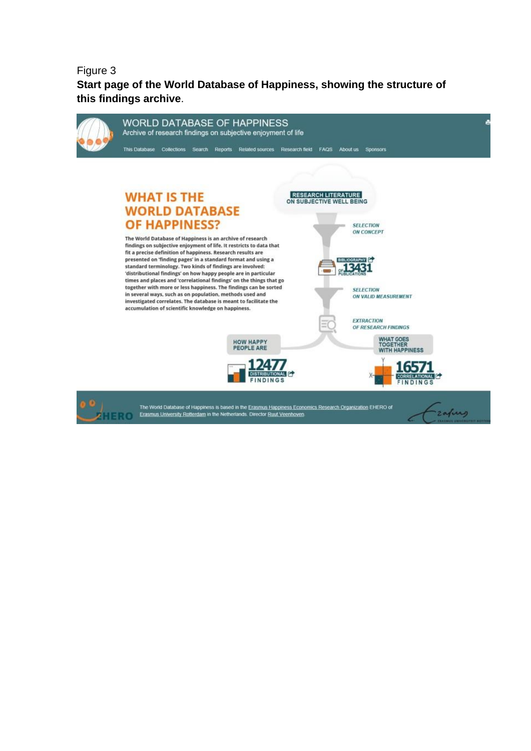Figure 3

**Start page of the World Database of Happiness, showing the structure of this findings archive**.

WORLD DATABASE OF HAPPINESS

Archive of research findings on subjective enjoyment of life

This Database Collections Search Reports Related sources Research field FAQS About us Sponsors

## WHAT IS THE WORLD DATABASE OF HAPPINESS?

**The World Database of Happiness is an archive of research findings on subjective enjoyment of life. It restricts to data that fit a precise definition of happiness. Research results are presented on 'finding pages' in a standard format and using a standard terminology. Two kinds of findings are involved: 'distributional findings' on how happy people are in particular times and places and 'correlational findings' on the things that go together with more or less happiness. The findings can be sorted in several ways, such as on population, methods used and investigated correlates. The database is meant to facilitate the accumulation of scientific knowledge on happiness.**

RESEARCH LITERATURE ON SUBJECTIVE WELL BEING

SELECTION ON CONCEPT

BIBLIOGRAPHY OF 13431 PUBLICATIONS

SELECTION ON VALID MEASUREMENT

EXTRACTION OF RESEARCH FINDINGS

HOW HAPPY PEOPLE ARE

12477 DISTRIBUTIONAL FINDINGS

WHAT GOES TOGETHER WITH HAPPINESS

16571 CORRELATIONAL FINDINGS

EHERO

The World Database of Happiness is based in the Erasmus Happiness Economics Research Organization EHERO of Erasmus University Rotterdam in the Netherlands. Director Ruut Veenhoven.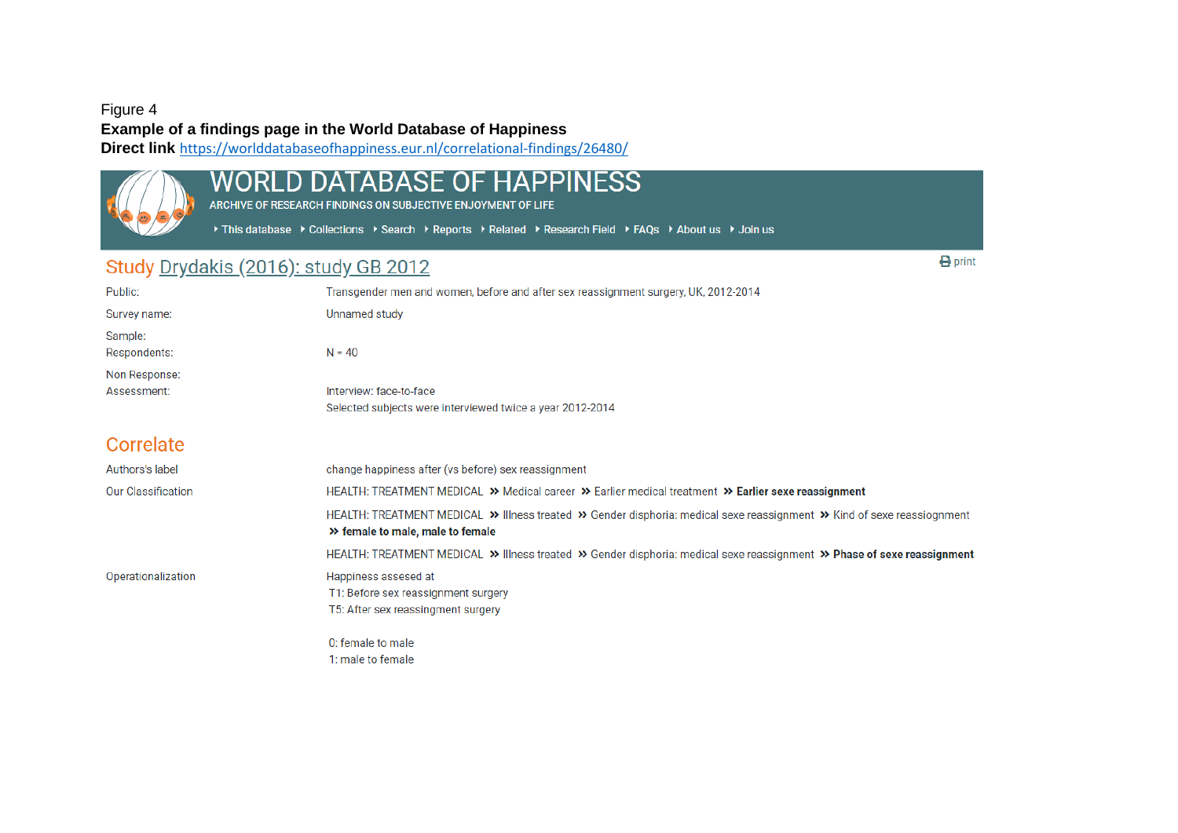Figure 4

**Example of a findings page in the World Database of Happiness**

**Direct link** https://worlddatabaseofhappiness.eur.nl/correlational-findings/26480/

# WORLD DATABASE OF HAPPINESS

ARCHIVE OF RESEARCH FINDINGS ON SUBJECTIVE ENJOYMENT OF LIFE

This database | Collections | Search | Reports | Related | Research Field | FAQs | About us | Join us

## Study Drydakis (2016): study GB 2012

print

| | |
|---|---|
| Public: | Transgender men and women, before and after sex reassignment surgery, UK, 2012-2014 |
| Survey name: | Unnamed study |
| Sample: | |
| Respondents: | N = 40 |
| Non Response: | |
| Assessment: | Interview: face-to-face<br>Selected subjects were interviewed twice a year 2012-2014 |

## Correlate

| | |
|---|---|
| Authors's label | change happiness after (vs before) sex reassignment |
| Our Classification | HEALTH: TREATMENT MEDICAL » Medical career » Earlier medical treatment » **Earlier sexe reassignment** |
| | HEALTH: TREATMENT MEDICAL » Illness treated » Gender disphoria: medical sexe reassignment » Kind of sexe reassiognment » **female to male, male to female** |
| | HEALTH: TREATMENT MEDICAL » Illness treated » Gender disphoria: medical sexe reassignment » **Phase of sexe reassignment** |
| Operationalization | Happiness assesed at<br>T1: Before sex reassignment surgery<br>T5: After sex reassingment surgery<br><br>0: female to male<br>1: male to female |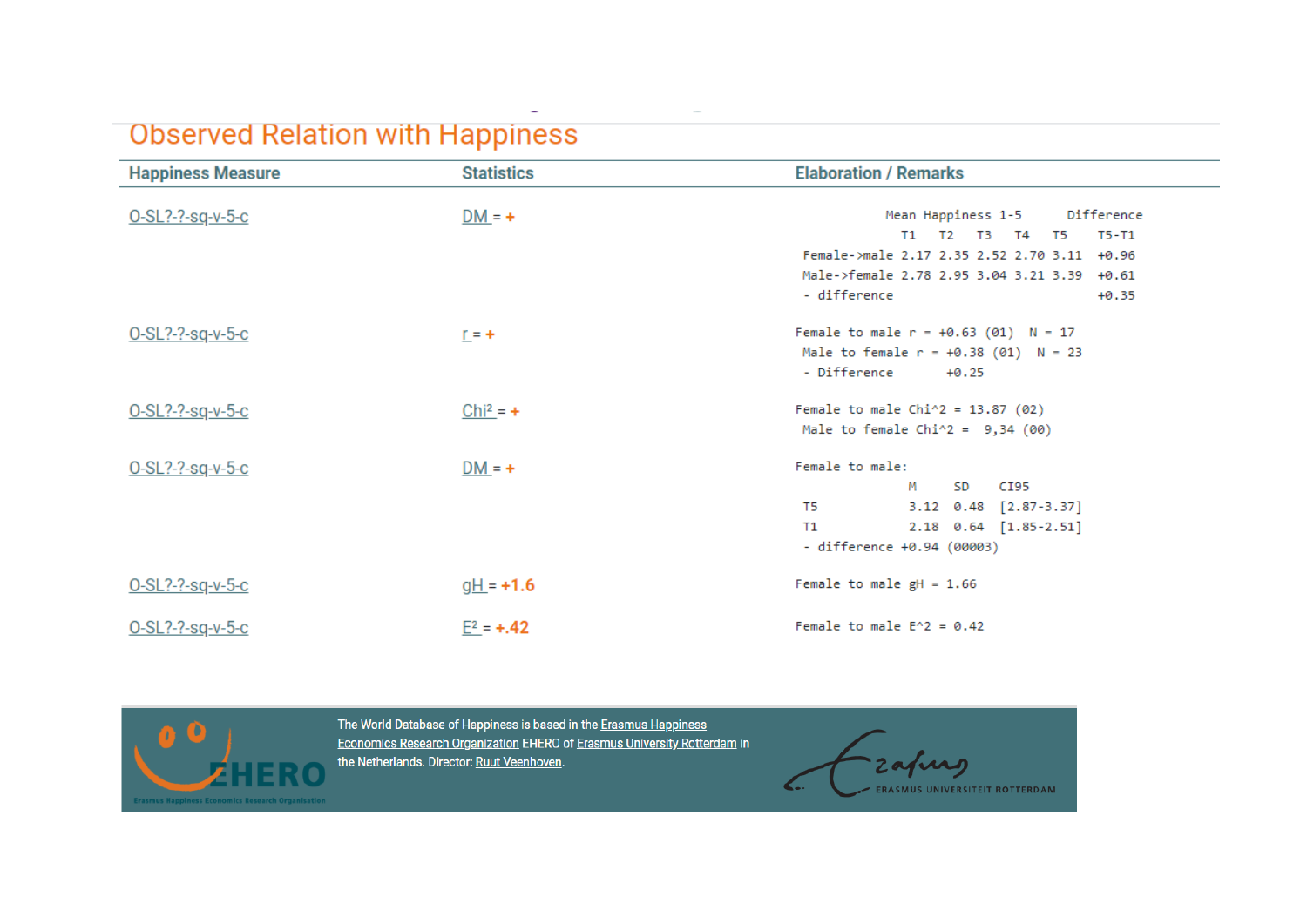## Observed Relation with Happiness

| Happiness Measure | Statistics | Elaboration / Remarks |
|---|---|---|
| O-SL?-?-sq-v-5-c | DM = + | <pre>Mean Happiness 1-5 Difference<br>T1 T2 T3 T4 T5 T5-T1<br>Female->male 2.17 2.35 2.52 2.70 3.11 +0.96<br>Male->female 2.78 2.95 3.04 3.21 3.39 +0.61<br>- difference +0.35</pre> |
| O-SL?-?-sq-v-5-c | r = + | Female to male r = +0.63 (01) N = 17<br>Male to female r = +0.38 (01) N = 23<br>- Difference +0.25 |
| O-SL?-?-sq-v-5-c | Chi² = + | Female to male Chi^2 = 13.87 (02)<br>Male to female Chi^2 = 9,34 (00) |
| O-SL?-?-sq-v-5-c | DM = + | Female to male:<br>M SD CI95<br>T5 3.12 0.48 [2.87-3.37]<br>T1 2.18 0.64 [1.85-2.51]<br>- difference +0.94 (00003) |
| O-SL?-?-sq-v-5-c | gH = +1.6 | Female to male gH = 1.66 |
| O-SL?-?-sq-v-5-c | E² = +.42 | Female to male E^2 = 0.42 |

The World Database of Happiness is based in the Erasmus Happiness Economics Research Organization EHERO of Erasmus University Rotterdam in the Netherlands. Director: Ruut Veenhoven.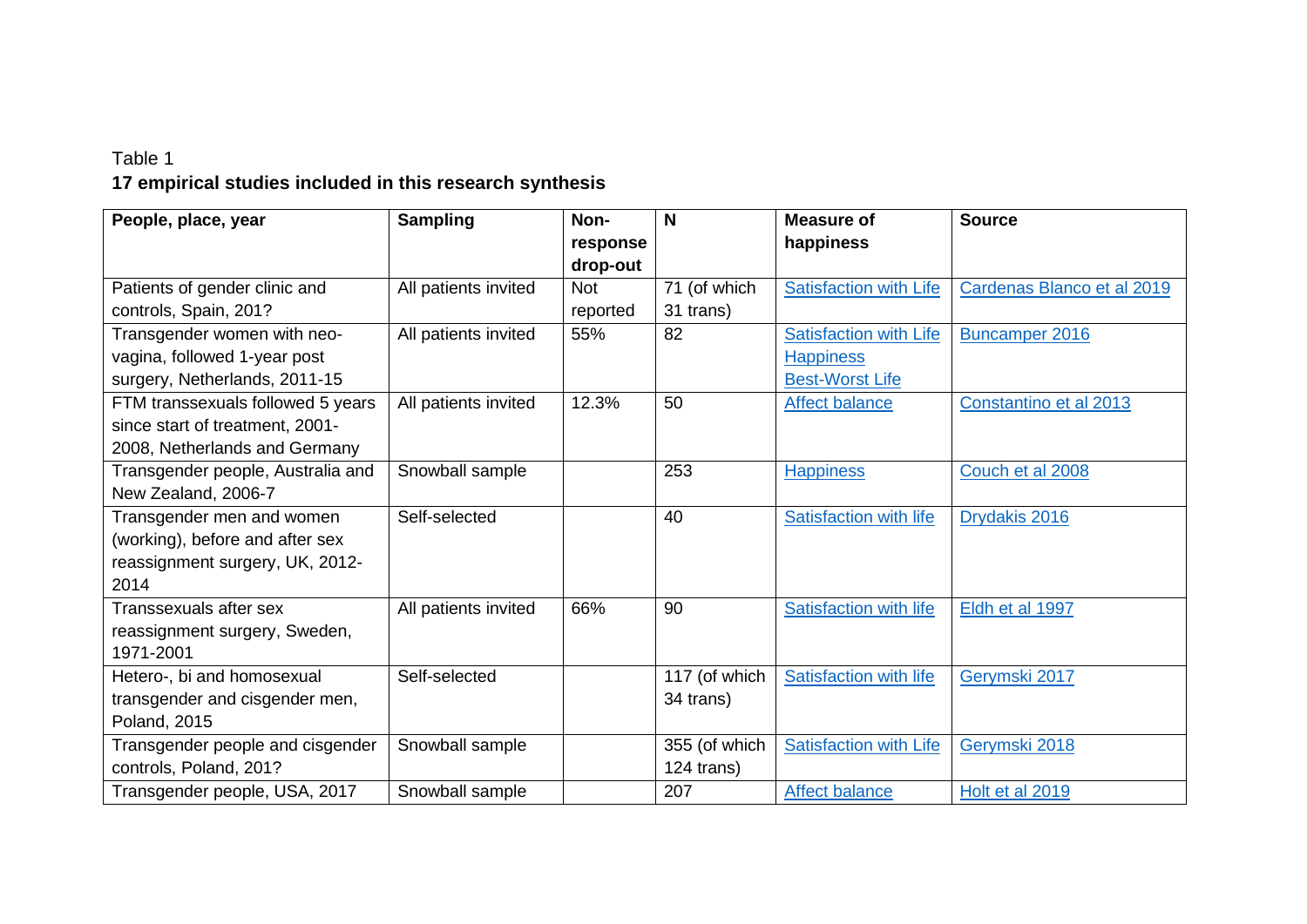Table 1

**17 empirical studies included in this research synthesis**

| People, place, year | Sampling | Non-response drop-out | N | Measure of happiness | Source |
|---|---|---|---|---|---|
| Patients of gender clinic and controls, Spain, 201? | All patients invited | Not reported | 71 (of which 31 trans) | Satisfaction with Life | Cardenas Blanco et al 2019 |
| Transgender women with neo-vagina, followed 1-year post surgery, Netherlands, 2011-15 | All patients invited | 55% | 82 | Satisfaction with Life<br>Happiness<br>Best-Worst Life | Buncamper 2016 |
| FTM transsexuals followed 5 years since start of treatment, 2001-2008, Netherlands and Germany | All patients invited | 12.3% | 50 | Affect balance | Constantino et al 2013 |
| Transgender people, Australia and New Zealand, 2006-7 | Snowball sample | | 253 | Happiness | Couch et al 2008 |
| Transgender men and women (working), before and after sex reassignment surgery, UK, 2012-2014 | Self-selected | | 40 | Satisfaction with life | Drydakis 2016 |
| Transsexuals after sex reassignment surgery, Sweden, 1971-2001 | All patients invited | 66% | 90 | Satisfaction with life | Eldh et al 1997 |
| Hetero-, bi and homosexual transgender and cisgender men, Poland, 2015 | Self-selected | | 117 (of which 34 trans) | Satisfaction with life | Gerymski 2017 |
| Transgender people and cisgender controls, Poland, 201? | Snowball sample | | 355 (of which 124 trans) | Satisfaction with Life | Gerymski 2018 |
| Transgender people, USA, 2017 | Snowball sample | | 207 | Affect balance | Holt et al 2019 |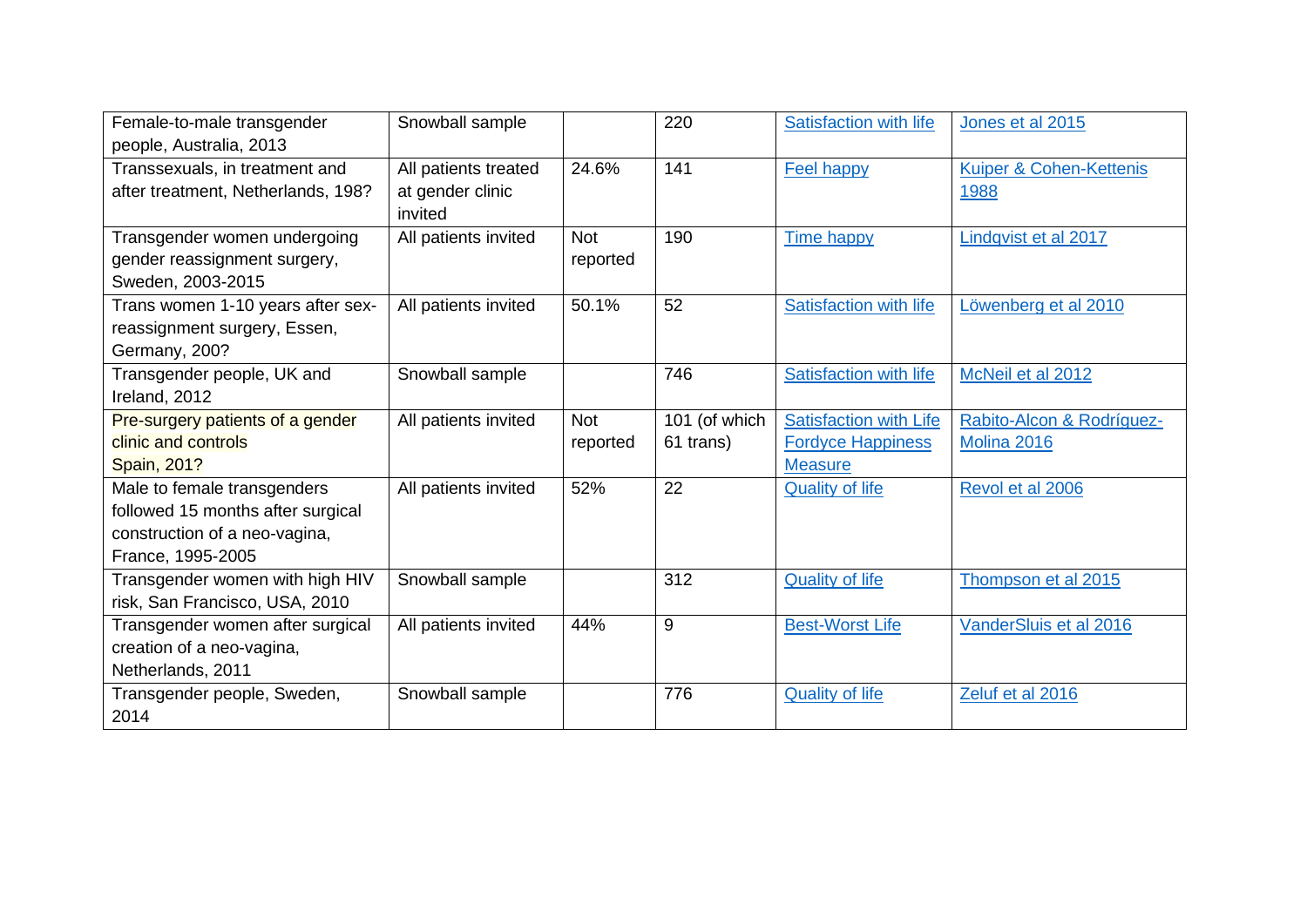| | | | | | |
|---|---|---|---|---|---|
| Female-to-male transgender people, Australia, 2013 | Snowball sample | | 220 | Satisfaction with life | Jones et al 2015 |
| Transsexuals, in treatment and after treatment, Netherlands, 198? | All patients treated at gender clinic invited | 24.6% | 141 | Feel happy | Kuiper & Cohen-Kettenis 1988 |
| Transgender women undergoing gender reassignment surgery, Sweden, 2003-2015 | All patients invited | Not reported | 190 | Time happy | Lindqvist et al 2017 |
| Trans women 1-10 years after sex-reassignment surgery, Essen, Germany, 200? | All patients invited | 50.1% | 52 | Satisfaction with life | Löwenberg et al 2010 |
| Transgender people, UK and Ireland, 2012 | Snowball sample | | 746 | Satisfaction with life | McNeil et al 2012 |
| Pre-surgery patients of a gender clinic and controls Spain, 201? | All patients invited | Not reported | 101 (of which 61 trans) | Satisfaction with Life Fordyce Happiness Measure | Rabito-Alcon & Rodríguez-Molina 2016 |
| Male to female transgenders followed 15 months after surgical construction of a neo-vagina, France, 1995-2005 | All patients invited | 52% | 22 | Quality of life | Revol et al 2006 |
| Transgender women with high HIV risk, San Francisco, USA, 2010 | Snowball sample | | 312 | Quality of life | Thompson et al 2015 |
| Transgender women after surgical creation of a neo-vagina, Netherlands, 2011 | All patients invited | 44% | 9 | Best-Worst Life | VanderSluis et al 2016 |
| Transgender people, Sweden, 2014 | Snowball sample | | 776 | Quality of life | Zeluf et al 2016 |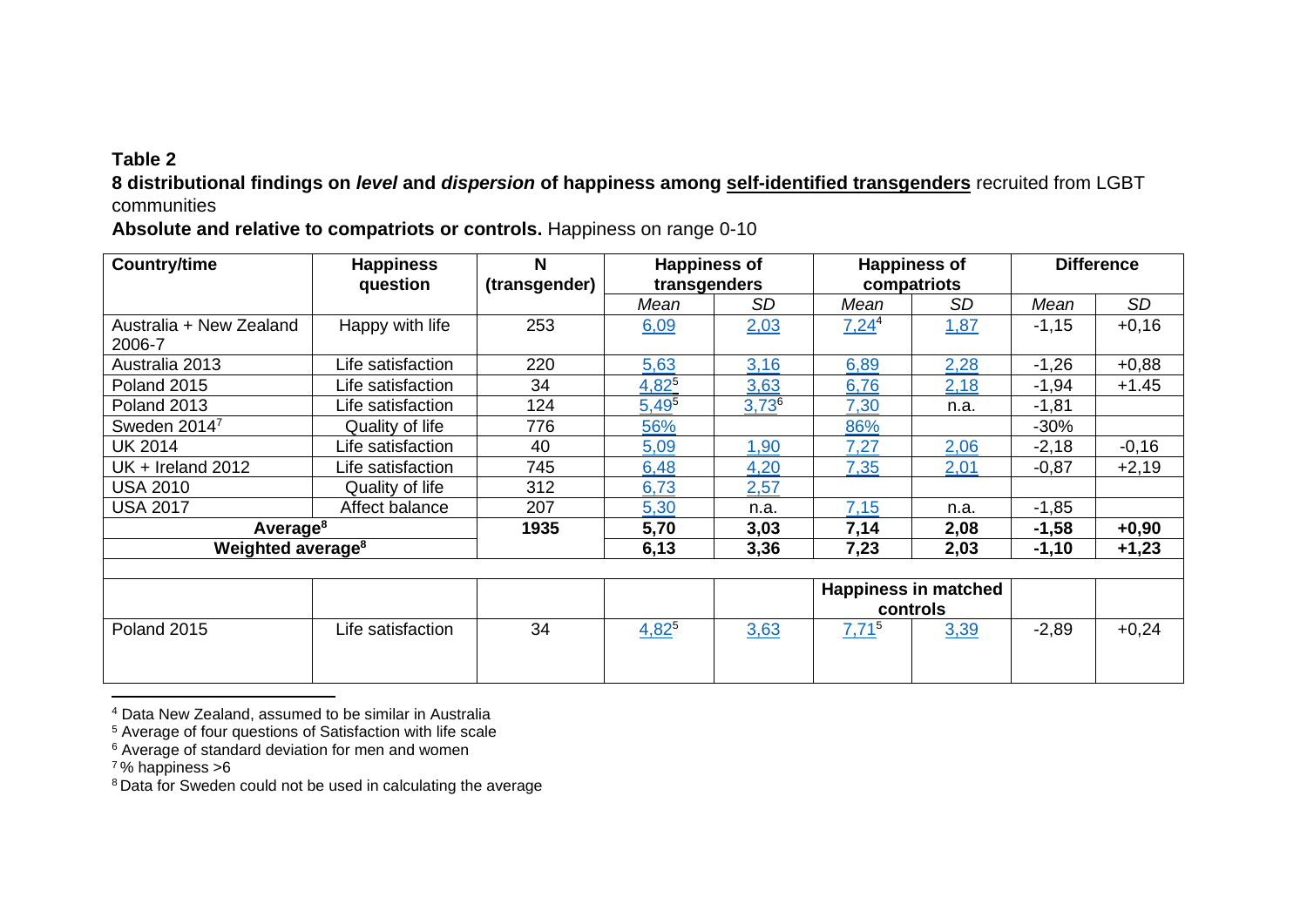**Table 2**

**8 distributional findings on *level* and *dispersion* of happiness among self-identified transgenders** recruited from LGBT communities

**Absolute and relative to compatriots or controls.** Happiness on range 0-10

| Country/time | Happiness question | N (transgender) | Happiness of transgenders | | Happiness of compatriots | | Difference | |
|---|---|---|---|---|---|---|---|---|
| | | | *Mean* | *SD* | *Mean* | *SD* | *Mean* | *SD* |
| Australia + New Zealand 2006-7 | Happy with life | 253 | 6,09 | 2,03 | 7,24[4] | 1,87 | -1,15 | +0,16 |
| Australia 2013 | Life satisfaction | 220 | 5,63 | 3,16 | 6,89 | 2,28 | -1,26 | +0,88 |
| Poland 2015 | Life satisfaction | 34 | 4,82[5] | 3,63 | 6,76 | 2,18 | -1,94 | +1.45 |
| Poland 2013 | Life satisfaction | 124 | 5,49[5] | 3,73[6] | 7,30 | n.a. | -1,81 | |
| Sweden 2014[7] | Quality of life | 776 | 56% | | 86% | | -30% | |
| UK 2014 | Life satisfaction | 40 | 5,09 | 1,90 | 7,27 | 2,06 | -2,18 | -0,16 |
| UK + Ireland 2012 | Life satisfaction | 745 | 6,48 | 4,20 | 7,35 | 2,01 | -0,87 | +2,19 |
| USA 2010 | Quality of life | 312 | 6,73 | 2,57 | | | | |
| USA 2017 | Affect balance | 207 | 5,30 | n.a. | 7,15 | n.a. | -1,85 | |
| **Average[8]** | | **1935** | **5,70** | **3,03** | **7,14** | **2,08** | **-1,58** | **+0,90** |
| **Weighted average[8]** | | | **6,13** | **3,36** | **7,23** | **2,03** | **-1,10** | **+1,23** |
| | | | | | | | | |
| | | | | | **Happiness in matched controls** | | | |
| Poland 2015 | Life satisfaction | 34 | 4,82[5] | 3,63 | 7,71[5] | 3,39 | -2,89 | +0,24 |

[4] Data New Zealand, assumed to be similar in Australia

[5] Average of four questions of Satisfaction with life scale

[6] Average of standard deviation for men and women

[7] % happiness >6

[8] Data for Sweden could not be used in calculating the average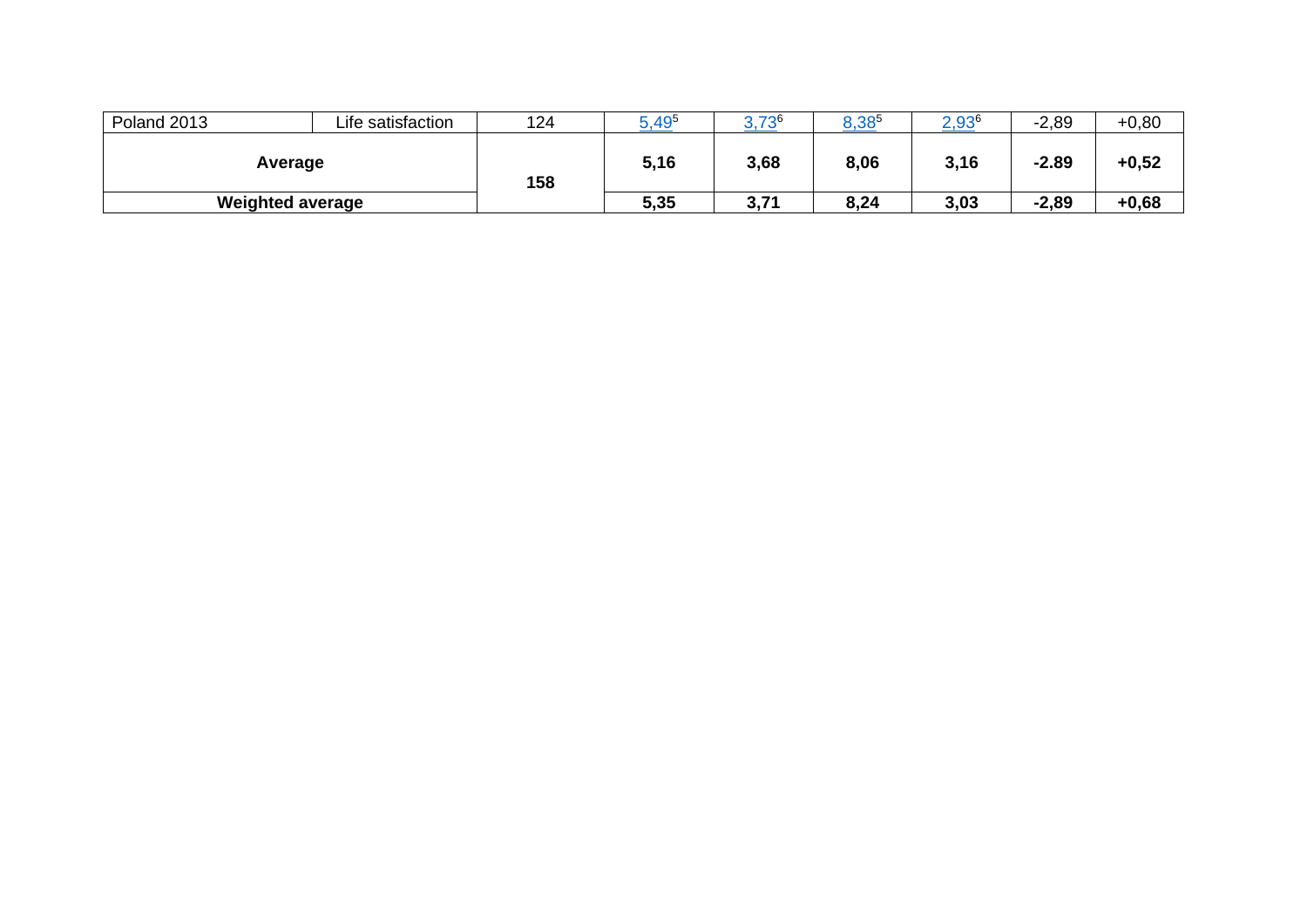| Poland 2013 | Life satisfaction | 124 | 5,49[5] | 3,73[6] | 8,38[5] | 2,93[6] | -2,89 | +0,80 |
|---|---|---|---|---|---|---|---|---|
| **Average** | | **158** | **5,16** | **3,68** | **8,06** | **3,16** | **-2.89** | **+0,52** |
| **Weighted average** | | | **5,35** | **3,71** | **8,24** | **3,03** | **-2,89** | **+0,68** |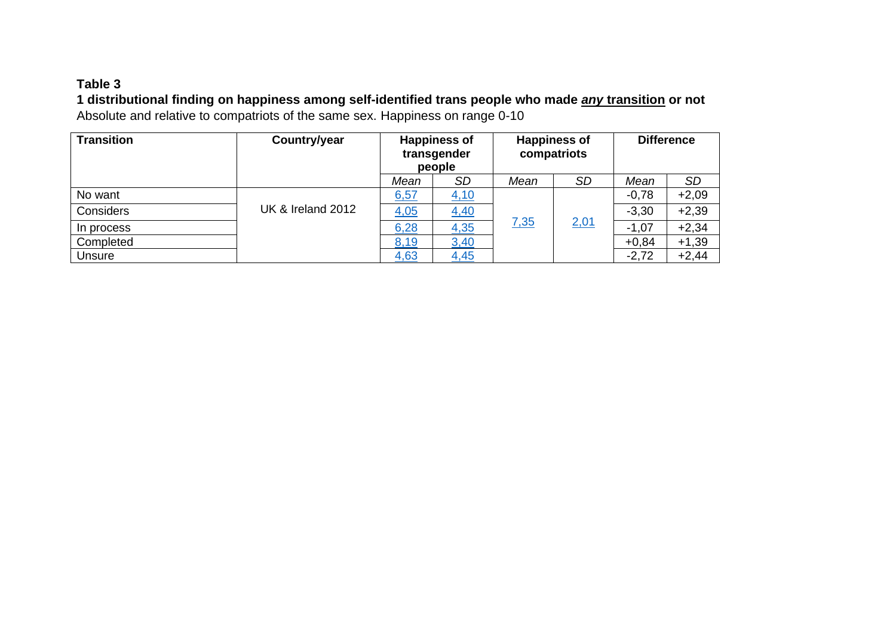**Table 3**

**1 distributional finding on happiness among self-identified trans people who made <u>*any* transition</u> or not**

Absolute and relative to compatriots of the same sex. Happiness on range 0-10

| Transition | Country/year | Happiness of transgender people | | Happiness of compatriots | | Difference | |
|---|---|---|---|---|---|---|---|
| | | *Mean* | *SD* | *Mean* | *SD* | *Mean* | *SD* |
| No want | UK & Ireland 2012 | 6,57 | 4,10 | 7,35 | 2,01 | -0,78 | +2,09 |
| Considers | | 4,05 | 4,40 | | | -3,30 | +2,39 |
| In process | | 6,28 | 4,35 | | | -1,07 | +2,34 |
| Completed | | 8,19 | 3,40 | | | +0,84 | +1,39 |
| Unsure | | 4,63 | 4,45 | | | -2,72 | +2,44 |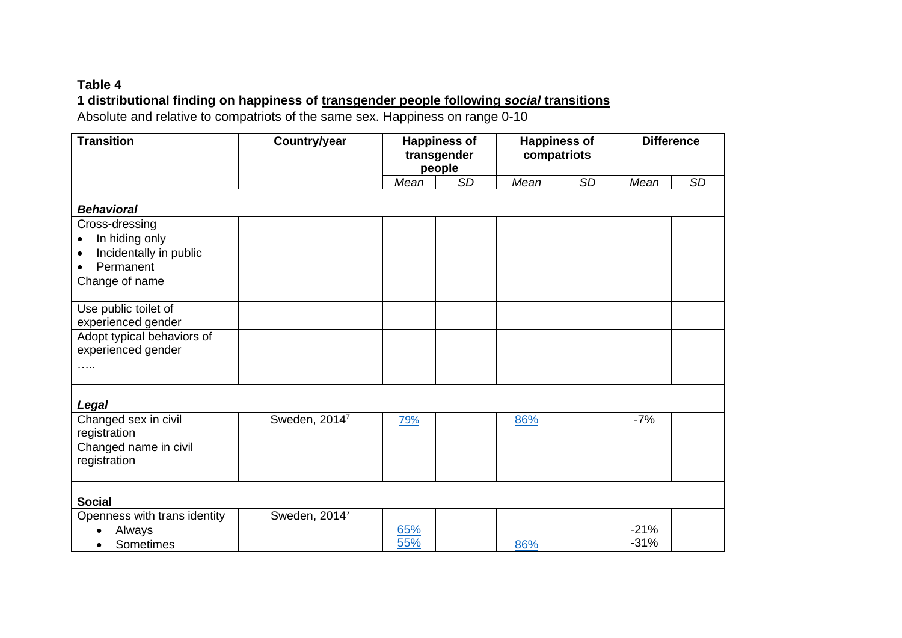**Table 4**

**1 distributional finding on happiness of transgender people following *social* transitions**

Absolute and relative to compatriots of the same sex. Happiness on range 0-10

| Transition | Country/year | Happiness of transgender people | | Happiness of compatriots | | Difference | |
|---|---|---|---|---|---|---|---|
| | | *Mean* | *SD* | *Mean* | *SD* | *Mean* | *SD* |
| ***Behavioral*** | | | | | | | |
| Cross-dressing<br>• In hiding only<br>• Incidentally in public<br>• Permanent | | | | | | | |
| Change of name | | | | | | | |
| Use public toilet of experienced gender | | | | | | | |
| Adopt typical behaviors of experienced gender | | | | | | | |
| ….. | | | | | | | |
| ***Legal*** | | | | | | | |
| Changed sex in civil registration | Sweden, 2014[7] | 79% | | 86% | | -7% | |
| Changed name in civil registration | | | | | | | |
| **Social** | | | | | | | |
| Openness with trans identity<br>• Always<br>• Sometimes | Sweden, 2014[7] | 65%<br>55% | | 86% | | -21%<br>-31% | |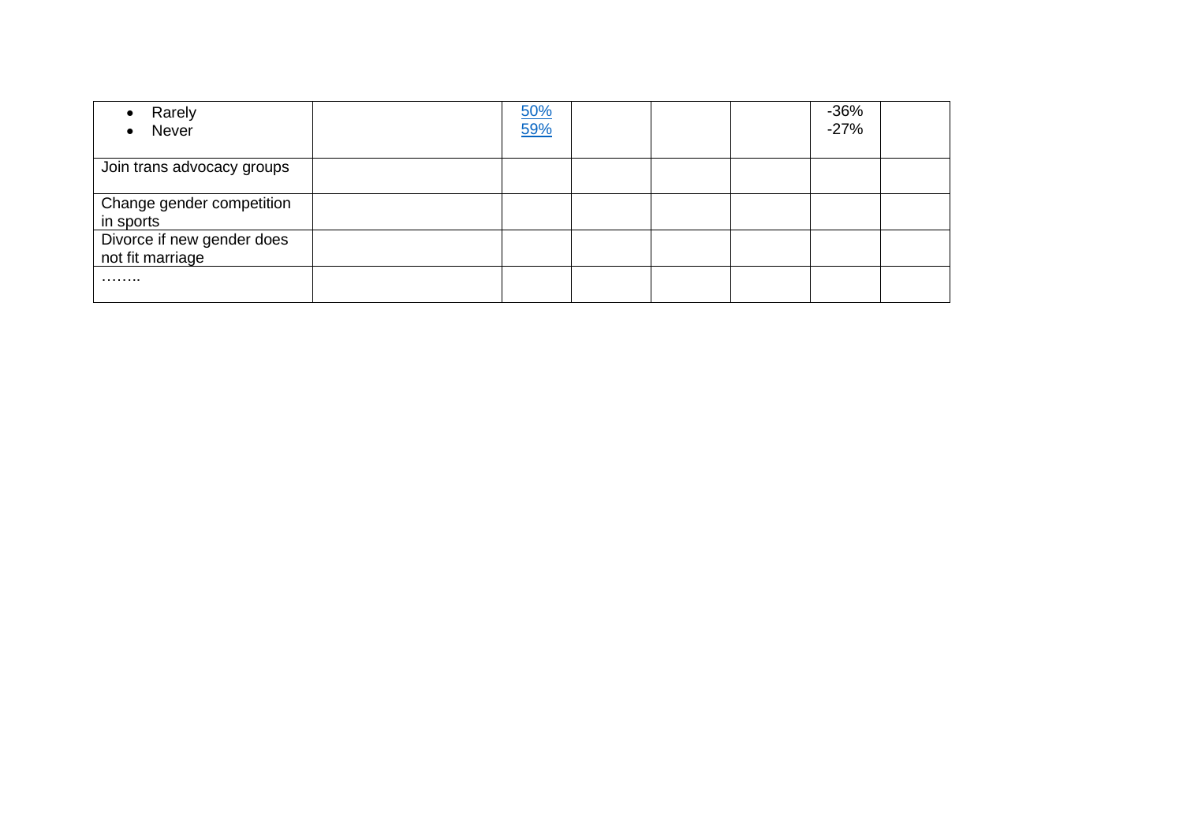| | | | | | | | |
|---|---|---|---|---|---|---|---|
| • Rarely<br>• Never | | 50%<br>59% | | | | -36%<br>-27% | |
| Join trans advocacy groups | | | | | | | |
| Change gender competition in sports | | | | | | | |
| Divorce if new gender does not fit marriage | | | | | | | |
| …….. | | | | | | | |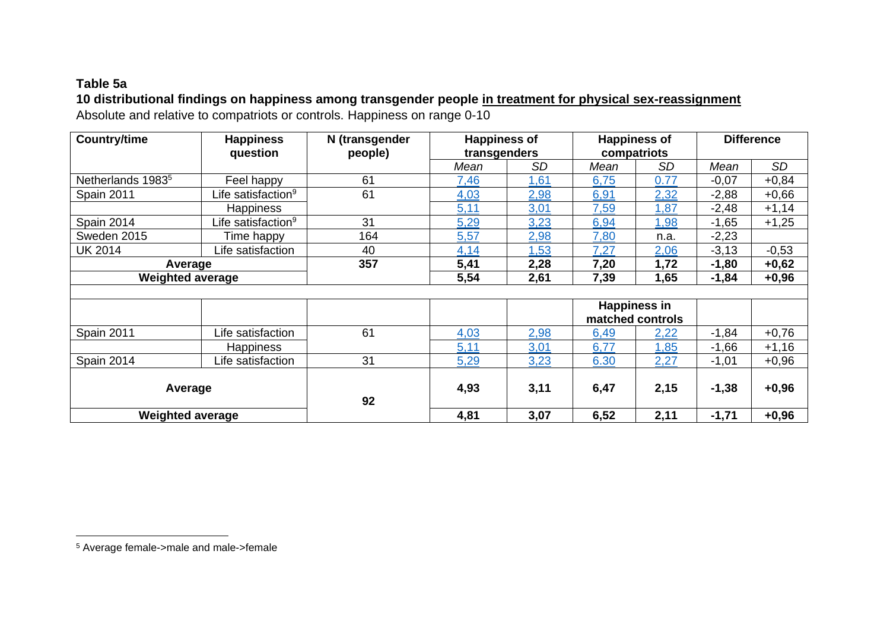**Table 5a**

**10 distributional findings on happiness among transgender people in treatment for physical sex-reassignment**

Absolute and relative to compatriots or controls. Happiness on range 0-10

| Country/time | Happiness question | N (transgender people) | Happiness of transgenders | | Happiness of compatriots | | Difference | |
|---|---|---|---|---|---|---|---|---|
| | | | *Mean* | *SD* | *Mean* | *SD* | *Mean* | *SD* |
| Netherlands 1983[5] | Feel happy | 61 | 7,46 | 1,61 | 6,75 | 0.77 | -0,07 | +0,84 |
| Spain 2011 | Life satisfaction[9] | 61 | 4,03 | 2,98 | 6,91 | 2,32 | -2,88 | +0,66 |
| | Happiness | | 5,11 | 3,01 | 7,59 | 1,87 | -2,48 | +1,14 |
| Spain 2014 | Life satisfaction[9] | 31 | 5,29 | 3,23 | 6,94 | 1,98 | -1,65 | +1,25 |
| Sweden 2015 | Time happy | 164 | 5,57 | 2,98 | 7,80 | n.a. | -2,23 | |
| UK 2014 | Life satisfaction | 40 | 4,14 | 1,53 | 7,27 | 2,06 | -3,13 | -0,53 |
| **Average** | | **357** | **5,41** | **2,28** | **7,20** | **1,72** | **-1,80** | **+0,62** |
| **Weighted average** | | | **5,54** | **2,61** | **7,39** | **1,65** | **-1,84** | **+0,96** |
| | | | | | | | | |
| | | | | | **Happiness in matched controls** | | | |
| Spain 2011 | Life satisfaction | 61 | 4,03 | 2,98 | 6,49 | 2,22 | -1,84 | +0,76 |
| | Happiness | | 5,11 | 3,01 | 6,77 | 1,85 | -1,66 | +1,16 |
| Spain 2014 | Life satisfaction | 31 | 5,29 | 3,23 | 6.30 | 2,27 | -1,01 | +0,96 |
| **Average** | | **92** | **4,93** | **3,11** | **6,47** | **2,15** | **-1,38** | **+0,96** |
| **Weighted average** | | | **4,81** | **3,07** | **6,52** | **2,11** | **-1,71** | **+0,96** |

[5] Average female->male and male->female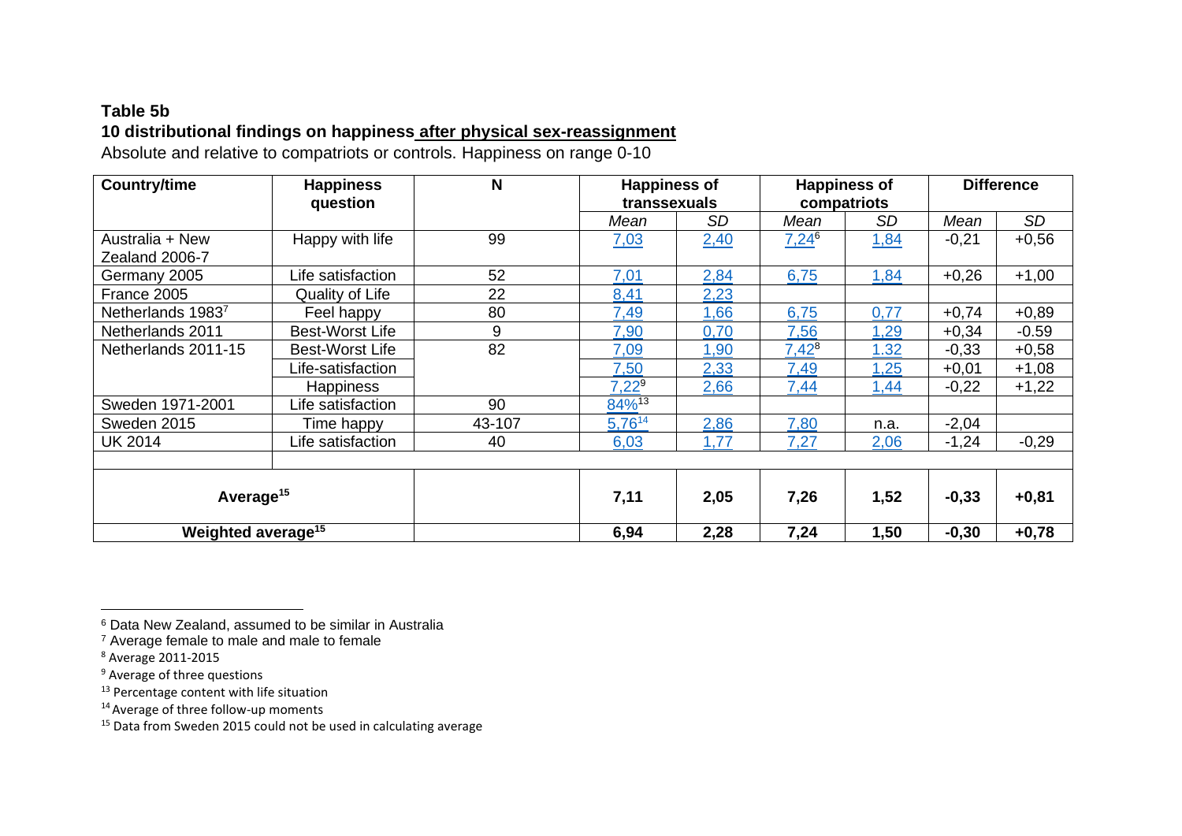**Table 5b**

**10 distributional findings on happiness after physical sex-reassignment**

Absolute and relative to compatriots or controls. Happiness on range 0-10

| Country/time | Happiness question | N | Happiness of transsexuals | | Happiness of compatriots | | Difference | |
|---|---|---|---|---|---|---|---|---|
| | | | *Mean* | *SD* | *Mean* | *SD* | *Mean* | *SD* |
| Australia + New Zealand 2006-7 | Happy with life | 99 | 7,03 | 2,40 | 7,24[6] | 1,84 | -0,21 | +0,56 |
| Germany 2005 | Life satisfaction | 52 | 7,01 | 2,84 | 6,75 | 1,84 | +0,26 | +1,00 |
| France 2005 | Quality of Life | 22 | 8,41 | 2,23 | | | | |
| Netherlands 1983[7] | Feel happy | 80 | 7,49 | 1,66 | 6,75 | 0,77 | +0,74 | +0,89 |
| Netherlands 2011 | Best-Worst Life | 9 | 7,90 | 0,70 | 7,56 | 1,29 | +0,34 | -0.59 |
| Netherlands 2011-15 | Best-Worst Life | 82 | 7,09 | 1,90 | 7,42[8] | 1,32 | -0,33 | +0,58 |
| | Life-satisfaction | | 7,50 | 2,33 | 7,49 | 1,25 | +0,01 | +1,08 |
| | Happiness | | 7,22[9] | 2,66 | 7,44 | 1,44 | -0,22 | +1,22 |
| Sweden 1971-2001 | Life satisfaction | 90 | 84%[13] | | | | | |
| Sweden 2015 | Time happy | 43-107 | 5,76[14] | 2,86 | 7,80 | n.a. | -2,04 | |
| UK 2014 | Life satisfaction | 40 | 6,03 | 1,77 | 7,27 | 2,06 | -1,24 | -0,29 |
| | | | | | | | | |
| **Average[15]** | | | **7,11** | **2,05** | **7,26** | **1,52** | **-0,33** | **+0,81** |
| **Weighted average[15]** | | | **6,94** | **2,28** | **7,24** | **1,50** | **-0,30** | **+0,78** |

[6] Data New Zealand, assumed to be similar in Australia

[7] Average female to male and male to female

[8] Average 2011-2015

[9] Average of three questions

[13] Percentage content with life situation

[14] Average of three follow-up moments

[15] Data from Sweden 2015 could not be used in calculating average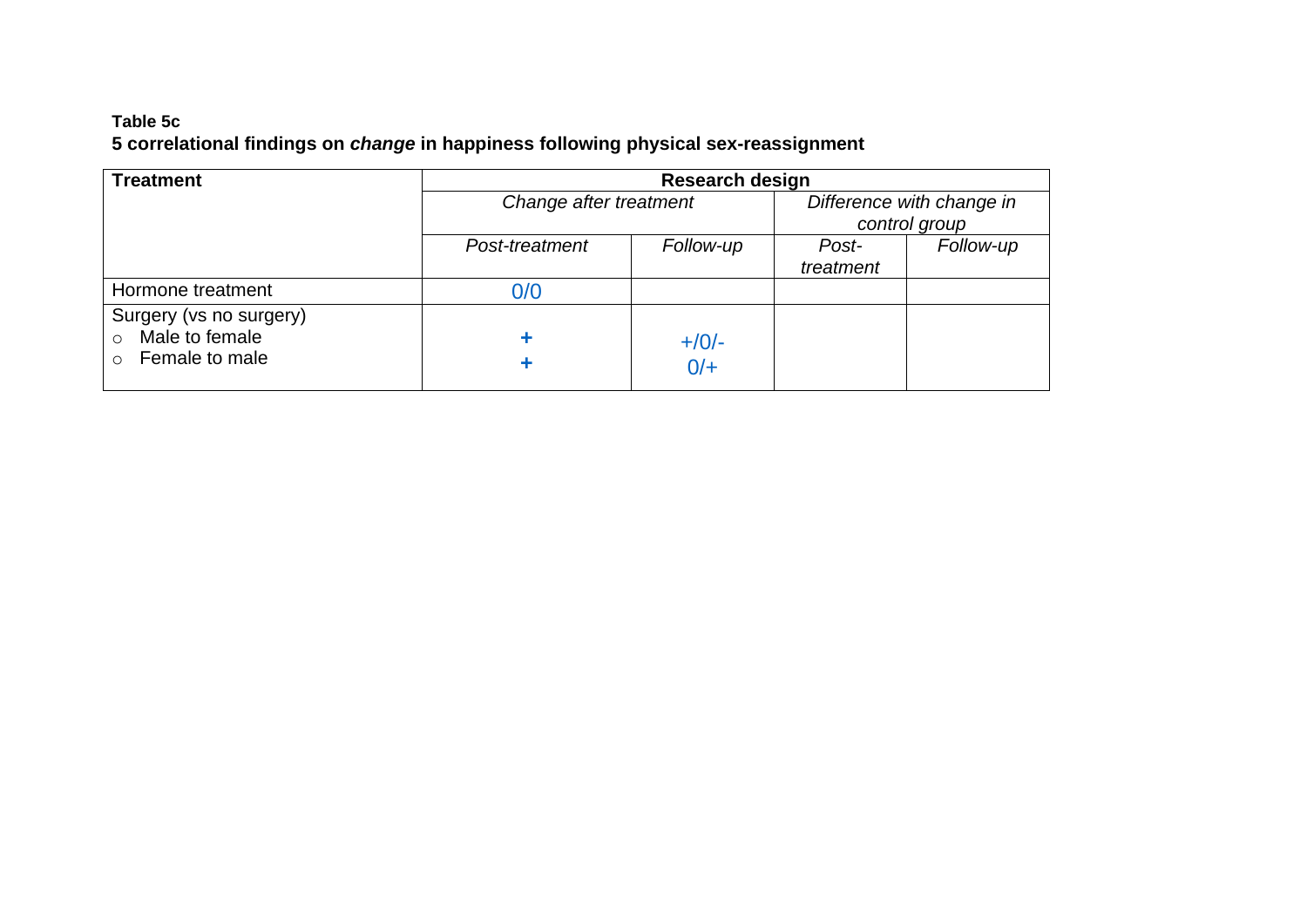**Table 5c**
**5 correlational findings on *change* in happiness following physical sex-reassignment**

| Treatment | Research design | | | |
|---|---|---|---|---|
| | *Change after treatment* | | *Difference with change in control group* | |
| | *Post-treatment* | *Follow-up* | *Post-treatment* | *Follow-up* |
| Hormone treatment | 0/0 | | | |
| Surgery (vs no surgery) | | | | |
| ○ Male to female | **+** | +/0/- | | |
| ○ Female to male | **+** | 0/+ | | |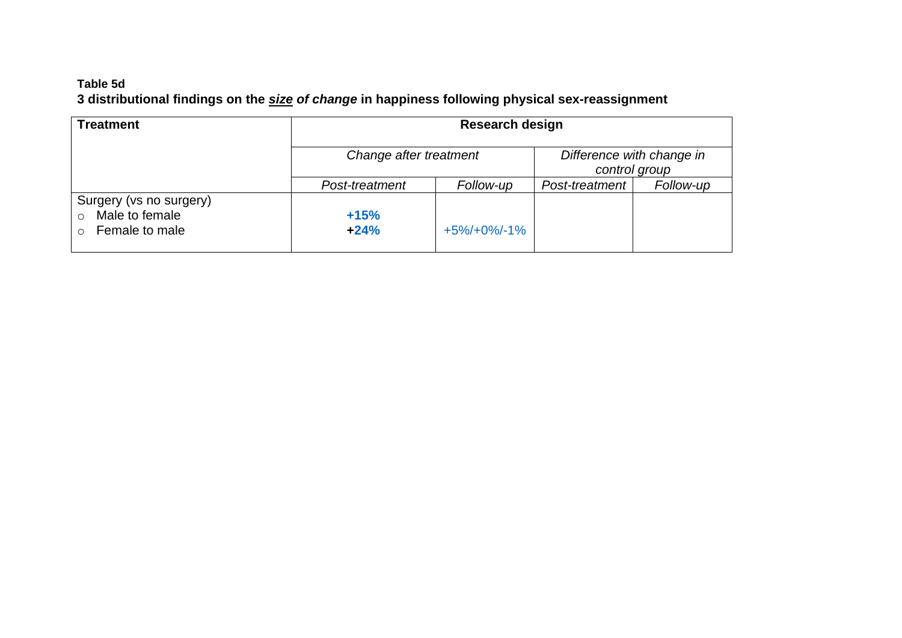**Table 5d**

**3 distributional findings on the *__size__ of change* in happiness following physical sex-reassignment**

| Treatment | Research design | | | |
|---|---|---|---|---|
| | *Change after treatment* | | *Difference with change in control group* | |
| | *Post-treatment* | *Follow-up* | *Post-treatment* | *Follow-up* |
| Surgery (vs no surgery)<br>○ Male to female<br>○ Female to male | <br>**+15%**<br>**+24%** | <br><br>+5%/+0%/-1% | | |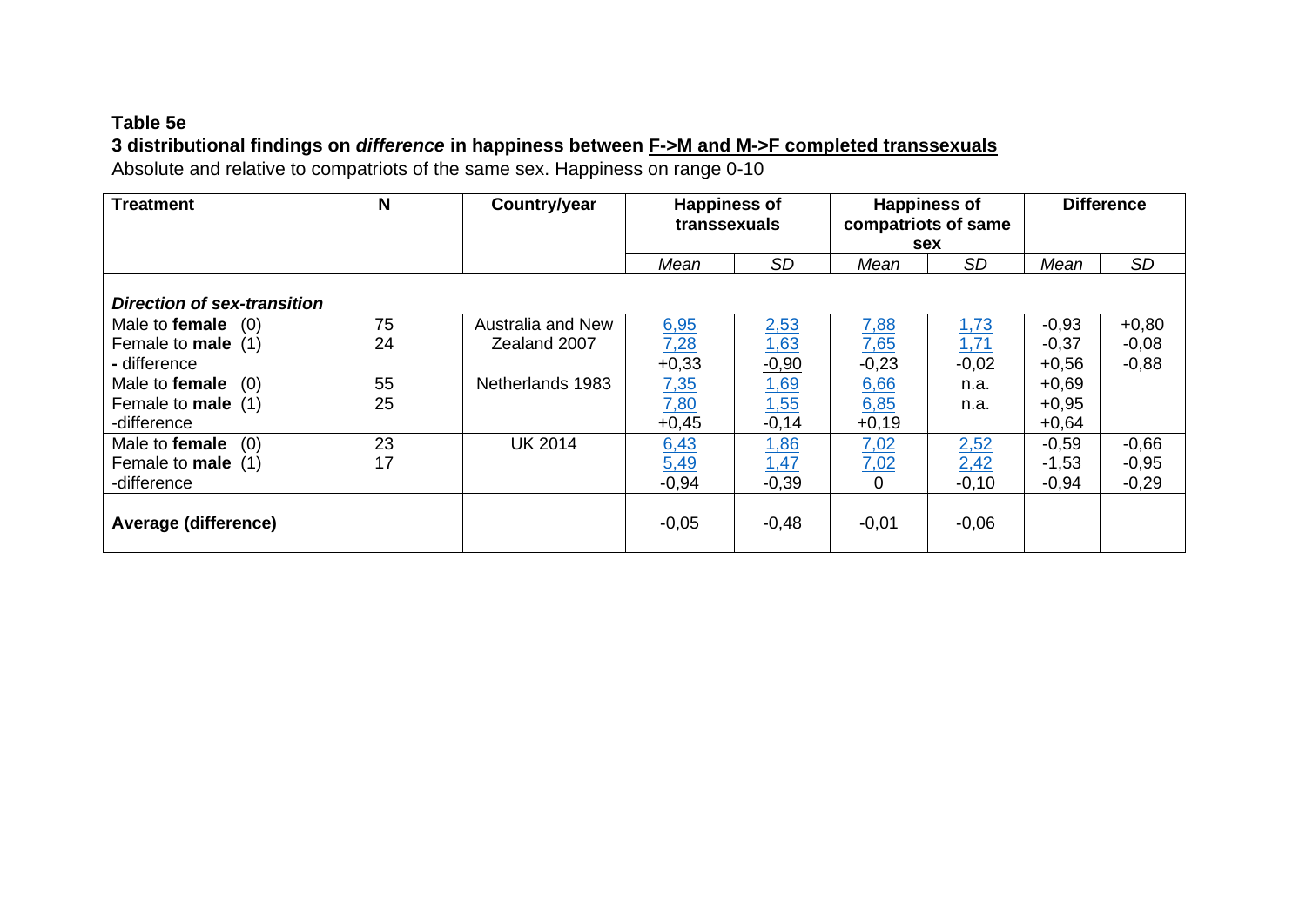**Table 5e**

**3 distributional findings on *difference* in happiness between F->M and M->F completed transsexuals**

Absolute and relative to compatriots of the same sex. Happiness on range 0-10

| Treatment | N | Country/year | Happiness of transsexuals | | Happiness of compatriots of same sex | | Difference | |
|---|---|---|---|---|---|---|---|---|
| | | | *Mean* | *SD* | *Mean* | *SD* | *Mean* | *SD* |
| ***Direction of sex-transition*** | | | | | | | | |
| Male to **female** (0) | 75 | Australia and New Zealand 2007 | 6,95 | 2,53 | 7,88 | 1,73 | -0,93 | +0,80 |
| Female to **male** (1) | 24 | | 7,28 | 1,63 | 7,65 | 1,71 | -0,37 | -0,08 |
| **-** difference | | | +0,33 | -0,90 | -0,23 | -0,02 | +0,56 | -0,88 |
| Male to **female** (0) | 55 | Netherlands 1983 | 7,35 | 1,69 | 6,66 | n.a. | +0,69 | |
| Female to **male** (1) | 25 | | 7,80 | 1,55 | 6,85 | n.a. | +0,95 | |
| -difference | | | +0,45 | -0,14 | +0,19 | | +0,64 | |
| Male to **female** (0) | 23 | UK 2014 | 6,43 | 1,86 | 7,02 | 2,52 | -0,59 | -0,66 |
| Female to **male** (1) | 17 | | 5,49 | 1,47 | 7,02 | 2,42 | -1,53 | -0,95 |
| -difference | | | -0,94 | -0,39 | 0 | -0,10 | -0,94 | -0,29 |
| **Average (difference)** | | | -0,05 | -0,48 | -0,01 | -0,06 | | |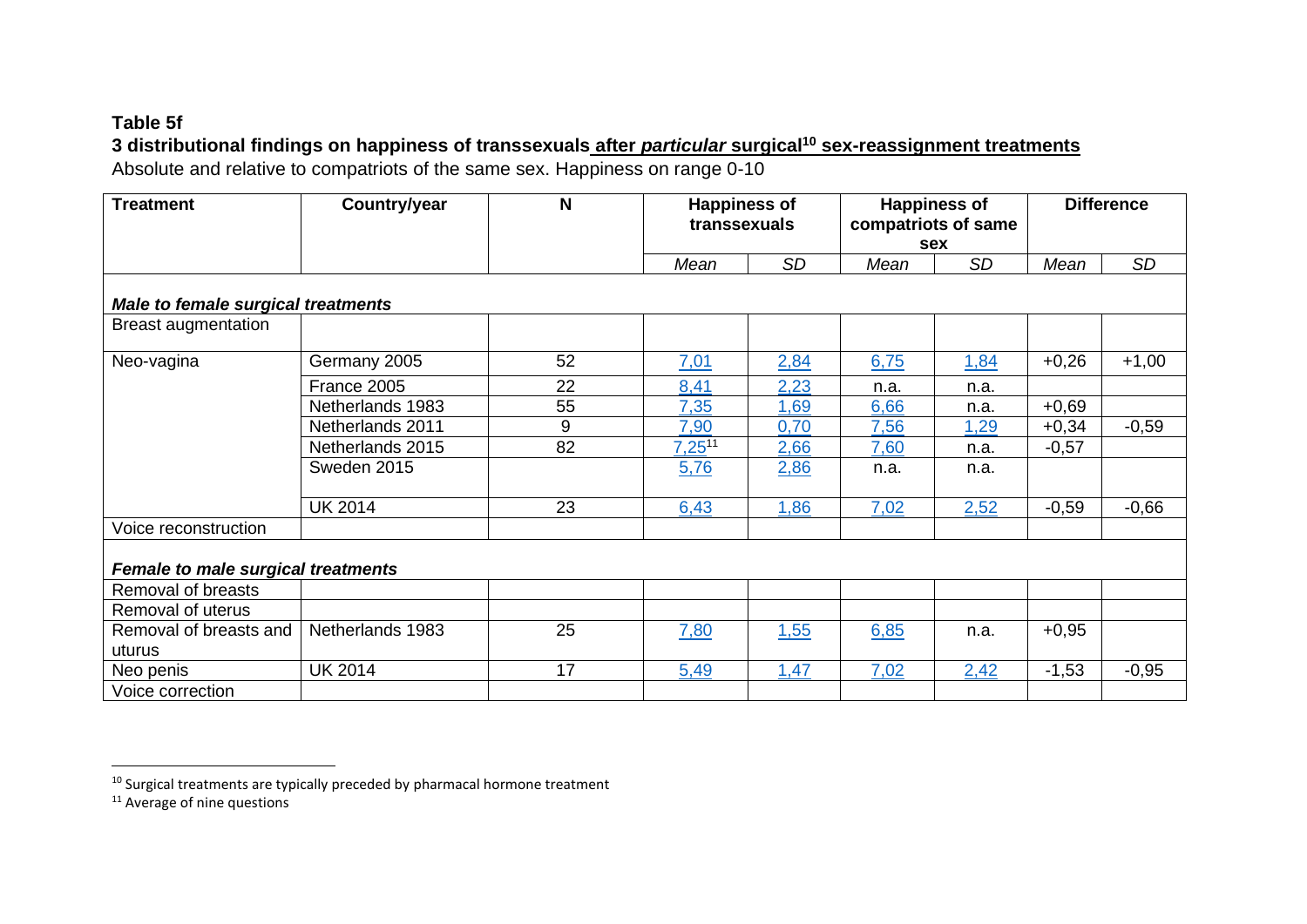**Table 5f**

**3 distributional findings on happiness of transsexuals after *particular* surgical[10] sex-reassignment treatments**

Absolute and relative to compatriots of the same sex. Happiness on range 0-10

| Treatment | Country/year | N | Happiness of transsexuals | | Happiness of compatriots of same sex | | Difference | |
|---|---|---|---|---|---|---|---|---|
| | | | *Mean* | *SD* | *Mean* | *SD* | *Mean* | *SD* |
| ***Male to female surgical treatments*** | | | | | | | | |
| Breast augmentation | | | | | | | | |
| Neo-vagina | Germany 2005 | 52 | 7,01 | 2,84 | 6,75 | 1,84 | +0,26 | +1,00 |
| | France 2005 | 22 | 8,41 | 2,23 | n.a. | n.a. | | |
| | Netherlands 1983 | 55 | 7,35 | 1,69 | 6,66 | n.a. | +0,69 | |
| | Netherlands 2011 | 9 | 7,90 | 0,70 | 7,56 | 1,29 | +0,34 | -0,59 |
| | Netherlands 2015 | 82 | 7,25[11] | 2,66 | 7,60 | n.a. | -0,57 | |
| | Sweden 2015 | | 5,76 | 2,86 | n.a. | n.a. | | |
| | UK 2014 | 23 | 6,43 | 1,86 | 7,02 | 2,52 | -0,59 | -0,66 |
| Voice reconstruction | | | | | | | | |
| ***Female to male surgical treatments*** | | | | | | | | |
| Removal of breasts | | | | | | | | |
| Removal of uterus | | | | | | | | |
| Removal of breasts and uturus | Netherlands 1983 | 25 | 7,80 | 1,55 | 6,85 | n.a. | +0,95 | |
| Neo penis | UK 2014 | 17 | 5,49 | 1,47 | 7,02 | 2,42 | -1,53 | -0,95 |
| Voice correction | | | | | | | | |

[10] Surgical treatments are typically preceded by pharmacal hormone treatment

[11] Average of nine questions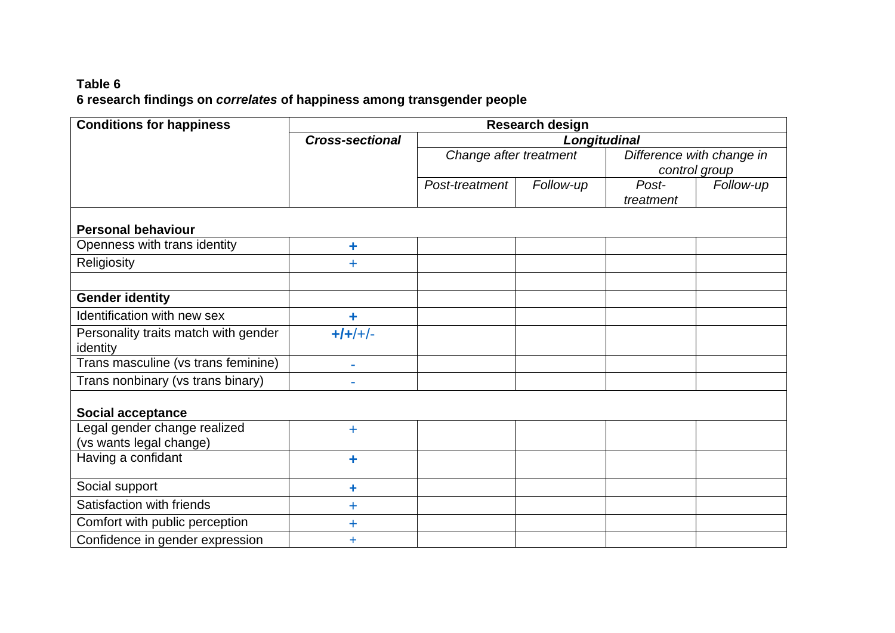**Table 6**
**6 research findings on *correlates* of happiness among transgender people**

| Conditions for happiness | Research design | | | | |
|---|---|---|---|---|---|
| | ***Cross-sectional*** | ***Longitudinal*** | | | |
| | | *Change after treatment* | | *Difference with change in control group* | |
| | | *Post-treatment* | *Follow-up* | *Post-treatment* | *Follow-up* |
| **Personal behaviour** | | | | | |
| Openness with trans identity | **+** | | | | |
| Religiosity | + | | | | |
| | | | | | |
| **Gender identity** | | | | | |
| Identification with new sex | **+** | | | | |
| Personality traits match with gender identity | **+/+**/+/- | | | | |
| Trans masculine (vs trans feminine) | - | | | | |
| Trans nonbinary (vs trans binary) | - | | | | |
| **Social acceptance** | | | | | |
| Legal gender change realized (vs wants legal change) | + | | | | |
| Having a confidant | **+** | | | | |
| Social support | **+** | | | | |
| Satisfaction with friends | + | | | | |
| Comfort with public perception | + | | | | |
| Confidence in gender expression | + | | | | |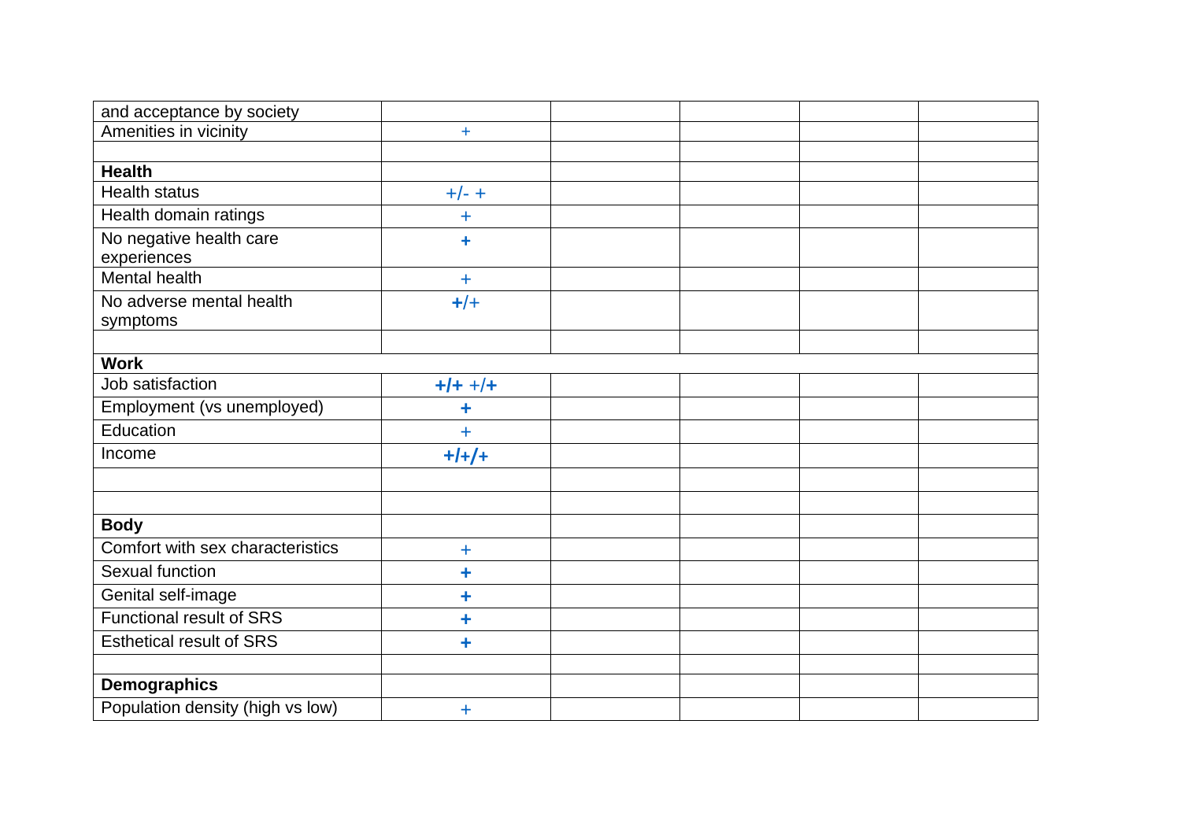| and acceptance by society | | | | | |
|---|---|---|---|---|---|
| Amenities in vicinity | + | | | | |
| | | | | | |
| **Health** | | | | | |
| Health status | +/- + | | | | |
| Health domain ratings | + | | | | |
| No negative health care experiences | + | | | | |
| Mental health | + | | | | |
| No adverse mental health symptoms | +/+ | | | | |
| | | | | | |
| **Work** | | | | | |
| Job satisfaction | +/+ +/+ | | | | |
| Employment (vs unemployed) | + | | | | |
| Education | + | | | | |
| Income | +/+/+ | | | | |
| | | | | | |
| | | | | | |
| **Body** | | | | | |
| Comfort with sex characteristics | + | | | | |
| Sexual function | + | | | | |
| Genital self-image | + | | | | |
| Functional result of SRS | + | | | | |
| Esthetical result of SRS | + | | | | |
| | | | | | |
| **Demographics** | | | | | |
| Population density (high vs low) | + | | | | |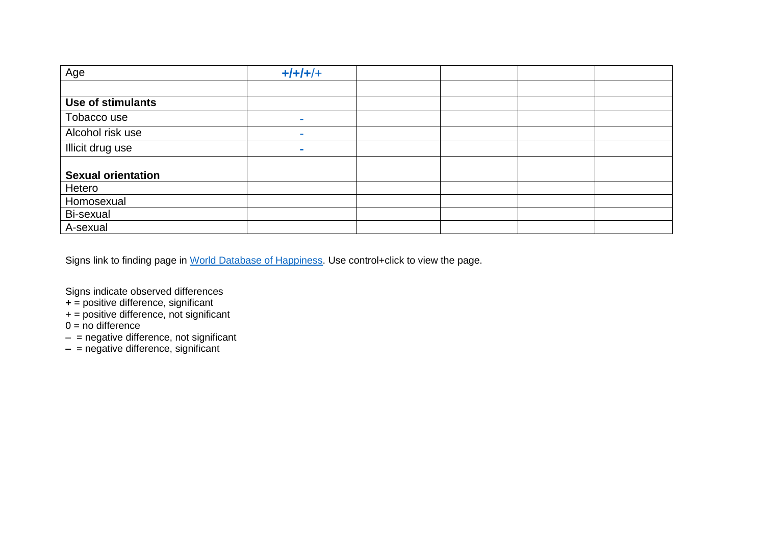| | | | | | |
|---|---|---|---|---|---|
| Age | **+**/**+**/**+**/+ | | | | |
| | | | | | |
| **Use of stimulants** | | | | | |
| Tobacco use | - | | | | |
| Alcohol risk use | - | | | | |
| Illicit drug use | **-** | | | | |
| **Sexual orientation** | | | | | |
| Hetero | | | | | |
| Homosexual | | | | | |
| Bi-sexual | | | | | |
| A-sexual | | | | | |

Signs link to finding page in [World Database of Happiness](). Use control+click to view the page.

Signs indicate observed differences
**+** = positive difference, significant
+ = positive difference, not significant
0 = no difference
– = negative difference, not significant
**–** = negative difference, significant